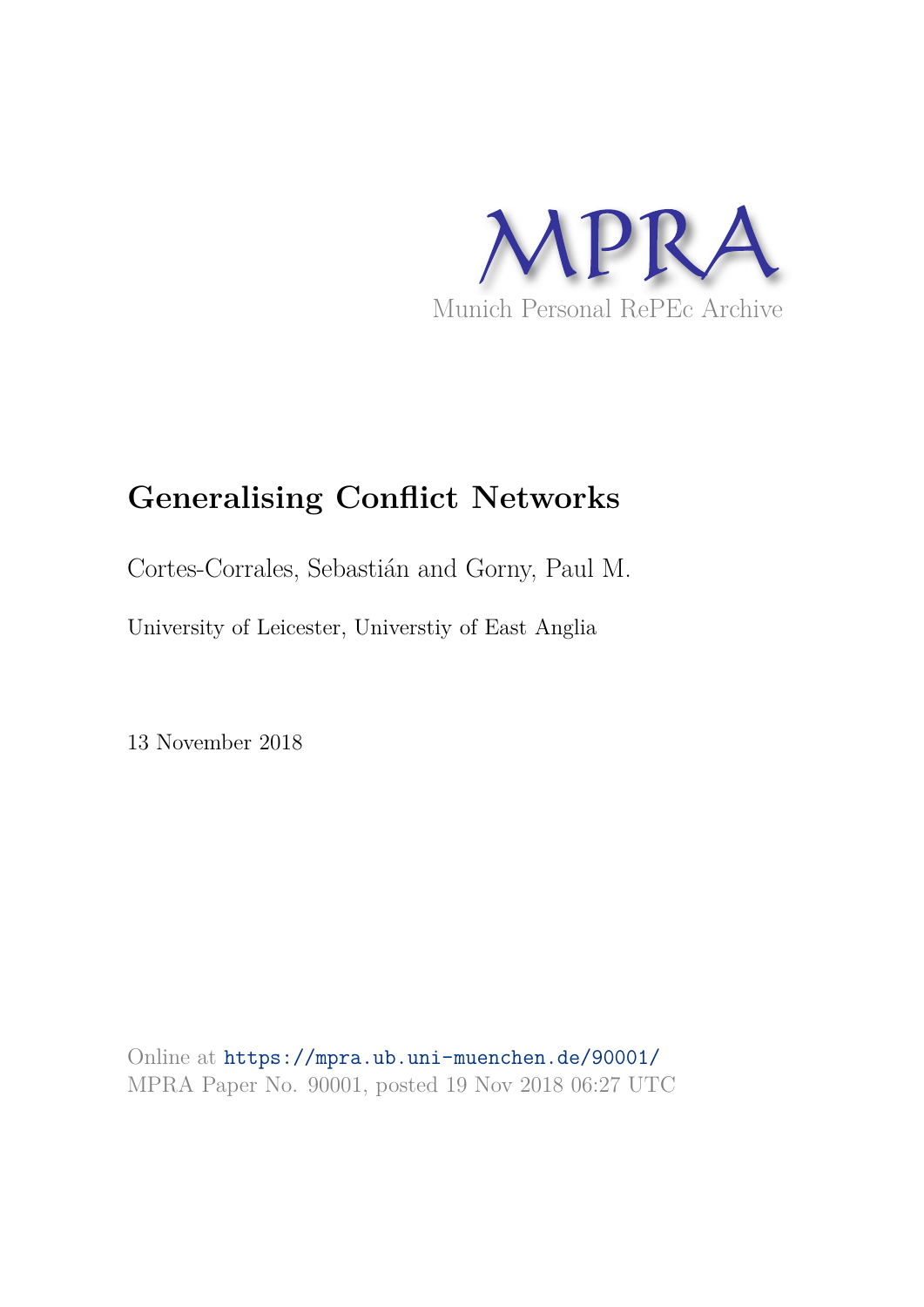MPRA

Munich Personal RePEc Archive

# Generalising Conflict Networks

Cortes-Corrales, Sebastián and Gorny, Paul M.

University of Leicester, Universtiy of East Anglia

13 November 2018

Online at https://mpra.ub.uni-muenchen.de/90001/
MPRA Paper No. 90001, posted 19 Nov 2018 06:27 UTC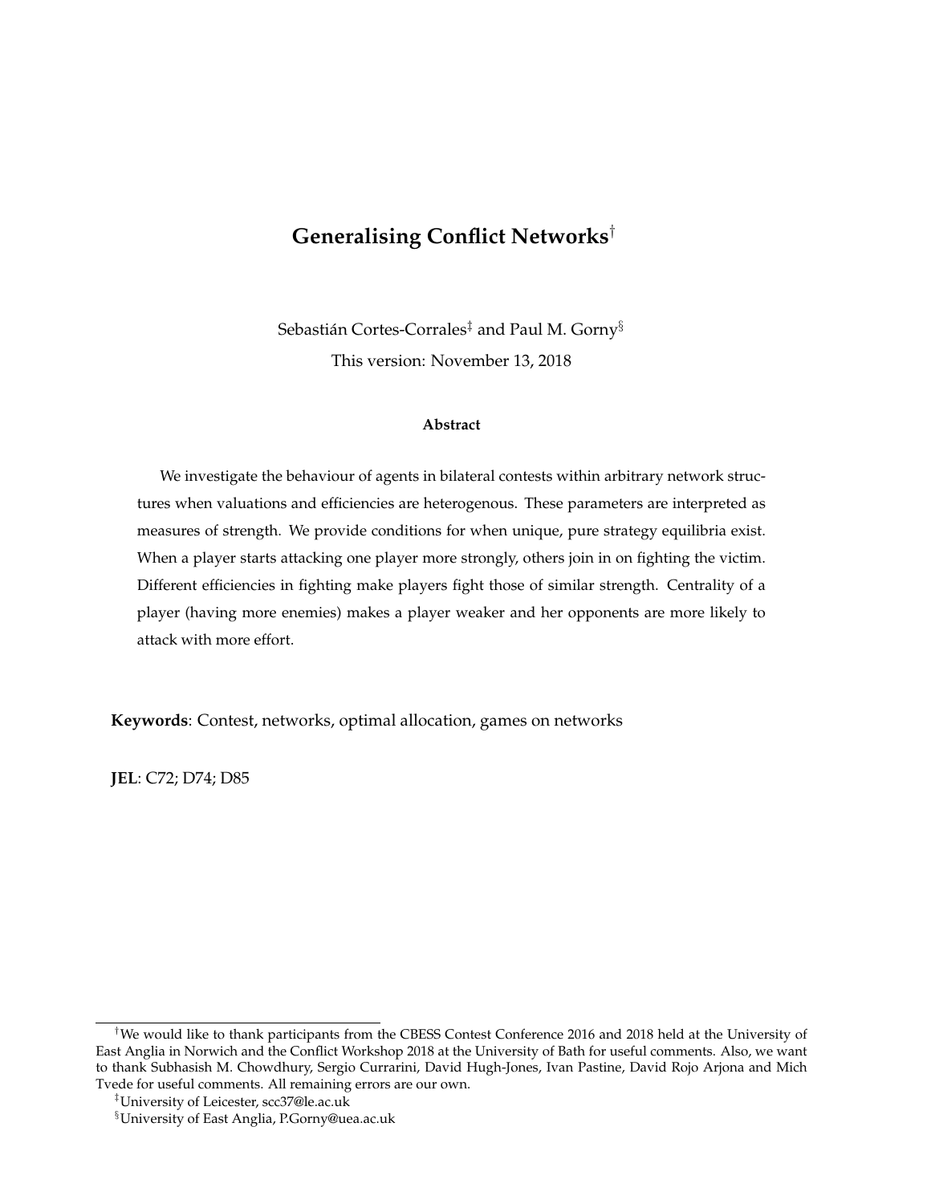# Generalising Conflict Networks[†]

Sebastián Cortes-Corrales[‡] and Paul M. Gorny[§]

This version: November 13, 2018

### Abstract

We investigate the behaviour of agents in bilateral contests within arbitrary network structures when valuations and efficiencies are heterogenous. These parameters are interpreted as measures of strength. We provide conditions for when unique, pure strategy equilibria exist. When a player starts attacking one player more strongly, others join in on fighting the victim. Different efficiencies in fighting make players fight those of similar strength. Centrality of a player (having more enemies) makes a player weaker and her opponents are more likely to attack with more effort.

**Keywords**: Contest, networks, optimal allocation, games on networks

**JEL**: C72; D74; D85

---

[†]We would like to thank participants from the CBESS Contest Conference 2016 and 2018 held at the University of East Anglia in Norwich and the Conflict Workshop 2018 at the University of Bath for useful comments. Also, we want to thank Subhasish M. Chowdhury, Sergio Currarini, David Hugh-Jones, Ivan Pastine, David Rojo Arjona and Mich Tvede for useful comments. All remaining errors are our own.

[‡]University of Leicester, scc37@le.ac.uk

[§]University of East Anglia, P.Gorny@uea.ac.uk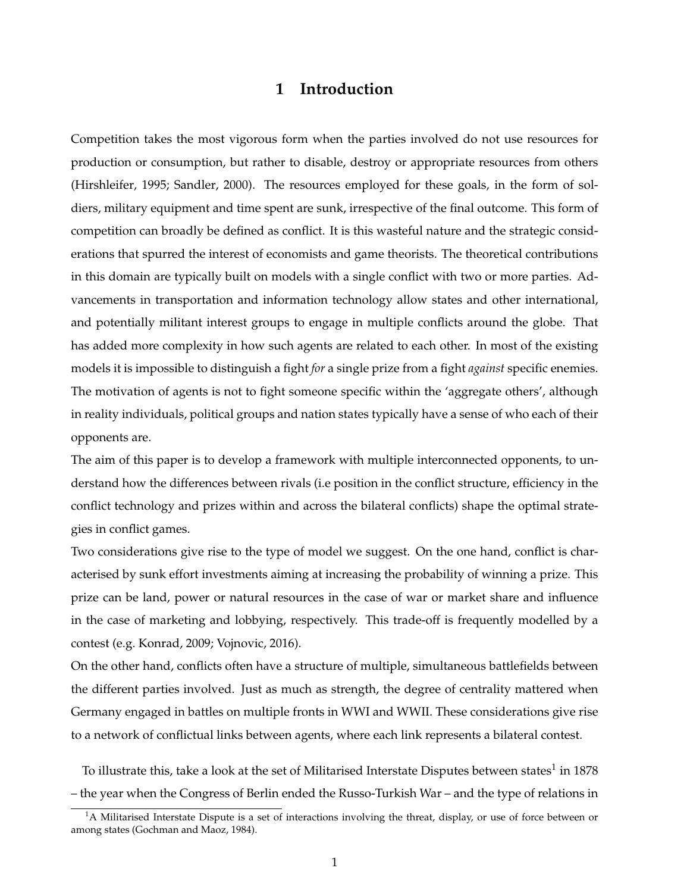# 1 Introduction

Competition takes the most vigorous form when the parties involved do not use resources for production or consumption, but rather to disable, destroy or appropriate resources from others (Hirshleifer, 1995; Sandler, 2000). The resources employed for these goals, in the form of soldiers, military equipment and time spent are sunk, irrespective of the final outcome. This form of competition can broadly be defined as conflict. It is this wasteful nature and the strategic considerations that spurred the interest of economists and game theorists. The theoretical contributions in this domain are typically built on models with a single conflict with two or more parties. Advancements in transportation and information technology allow states and other international, and potentially militant interest groups to engage in multiple conflicts around the globe. That has added more complexity in how such agents are related to each other. In most of the existing models it is impossible to distinguish a fight *for* a single prize from a fight *against* specific enemies. The motivation of agents is not to fight someone specific within the 'aggregate others', although in reality individuals, political groups and nation states typically have a sense of who each of their opponents are.

The aim of this paper is to develop a framework with multiple interconnected opponents, to understand how the differences between rivals (i.e position in the conflict structure, efficiency in the conflict technology and prizes within and across the bilateral conflicts) shape the optimal strategies in conflict games.

Two considerations give rise to the type of model we suggest. On the one hand, conflict is characterised by sunk effort investments aiming at increasing the probability of winning a prize. This prize can be land, power or natural resources in the case of war or market share and influence in the case of marketing and lobbying, respectively. This trade-off is frequently modelled by a contest (e.g. Konrad, 2009; Vojnovic, 2016).

On the other hand, conflicts often have a structure of multiple, simultaneous battlefields between the different parties involved. Just as much as strength, the degree of centrality mattered when Germany engaged in battles on multiple fronts in WWI and WWII. These considerations give rise to a network of conflictual links between agents, where each link represents a bilateral contest.

To illustrate this, take a look at the set of Militarised Interstate Disputes between states[1] in 1878 – the year when the Congress of Berlin ended the Russo-Turkish War – and the type of relations in

[1] A Militarised Interstate Dispute is a set of interactions involving the threat, display, or use of force between or among states (Gochman and Maoz, 1984).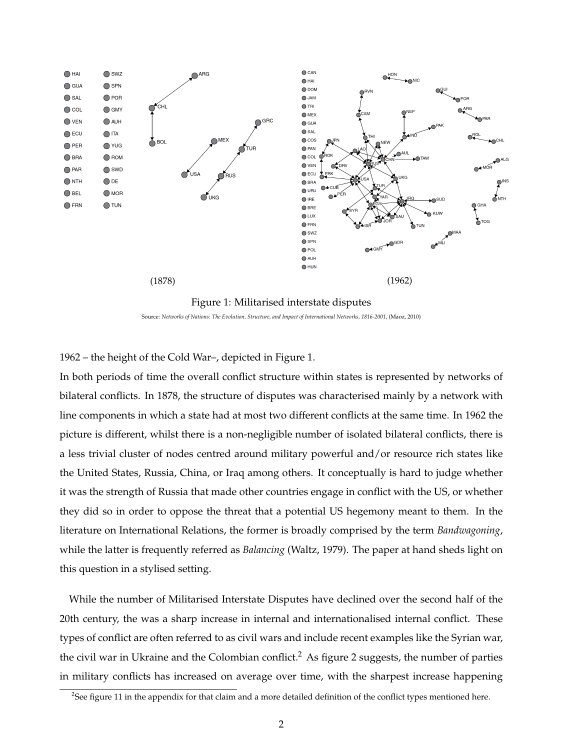(1878)

(1962)

Figure 1: Militarised interstate disputes

Source: *Networks of Nations: The Evolution, Structure, and Impact of International Networks, 1816-2001*, (Maoz, 2010)

1962 – the height of the Cold War–, depicted in Figure 1.

In both periods of time the overall conflict structure within states is represented by networks of bilateral conflicts. In 1878, the structure of disputes was characterised mainly by a network with line components in which a state had at most two different conflicts at the same time. In 1962 the picture is different, whilst there is a non-negligible number of isolated bilateral conflicts, there is a less trivial cluster of nodes centred around military powerful and/or resource rich states like the United States, Russia, China, or Iraq among others. It conceptually is hard to judge whether it was the strength of Russia that made other countries engage in conflict with the US, or whether they did so in order to oppose the threat that a potential US hegemony meant to them. In the literature on International Relations, the former is broadly comprised by the term *Bandwagoning*, while the latter is frequently referred as *Balancing* (Waltz, 1979). The paper at hand sheds light on this question in a stylised setting.

While the number of Militarised Interstate Disputes have declined over the second half of the 20th century, the was a sharp increase in internal and internationalised internal conflict. These types of conflict are often referred to as civil wars and include recent examples like the Syrian war, the civil war in Ukraine and the Colombian conflict.[2] As figure 2 suggests, the number of parties in military conflicts has increased on average over time, with the sharpest increase happening

[2] See figure 11 in the appendix for that claim and a more detailed definition of the conflict types mentioned here.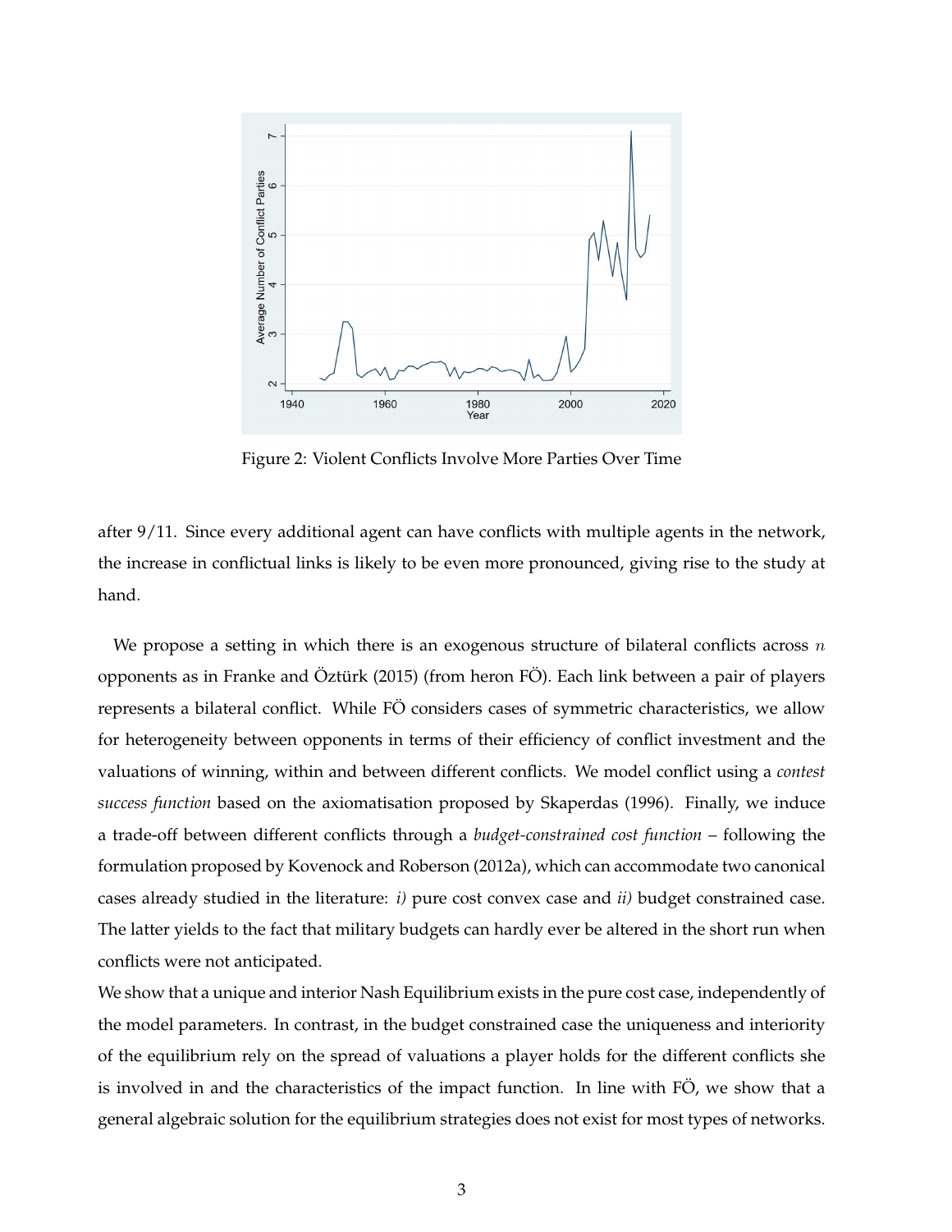Figure 2: Violent Conflicts Involve More Parties Over Time

after 9/11. Since every additional agent can have conflicts with multiple agents in the network, the increase in conflictual links is likely to be even more pronounced, giving rise to the study at hand.

We propose a setting in which there is an exogenous structure of bilateral conflicts across $n$ opponents as in Franke and Öztürk (2015) (from heron FÖ). Each link between a pair of players represents a bilateral conflict. While FÖ considers cases of symmetric characteristics, we allow for heterogeneity between opponents in terms of their efficiency of conflict investment and the valuations of winning, within and between different conflicts. We model conflict using a *contest success function* based on the axiomatisation proposed by Skaperdas (1996). Finally, we induce a trade-off between different conflicts through a *budget-constrained cost function* – following the formulation proposed by Kovenock and Roberson (2012a), which can accommodate two canonical cases already studied in the literature: *i)* pure cost convex case and *ii)* budget constrained case. The latter yields to the fact that military budgets can hardly ever be altered in the short run when conflicts were not anticipated.

We show that a unique and interior Nash Equilibrium exists in the pure cost case, independently of the model parameters. In contrast, in the budget constrained case the uniqueness and interiority of the equilibrium rely on the spread of valuations a player holds for the different conflicts she is involved in and the characteristics of the impact function. In line with FÖ, we show that a general algebraic solution for the equilibrium strategies does not exist for most types of networks.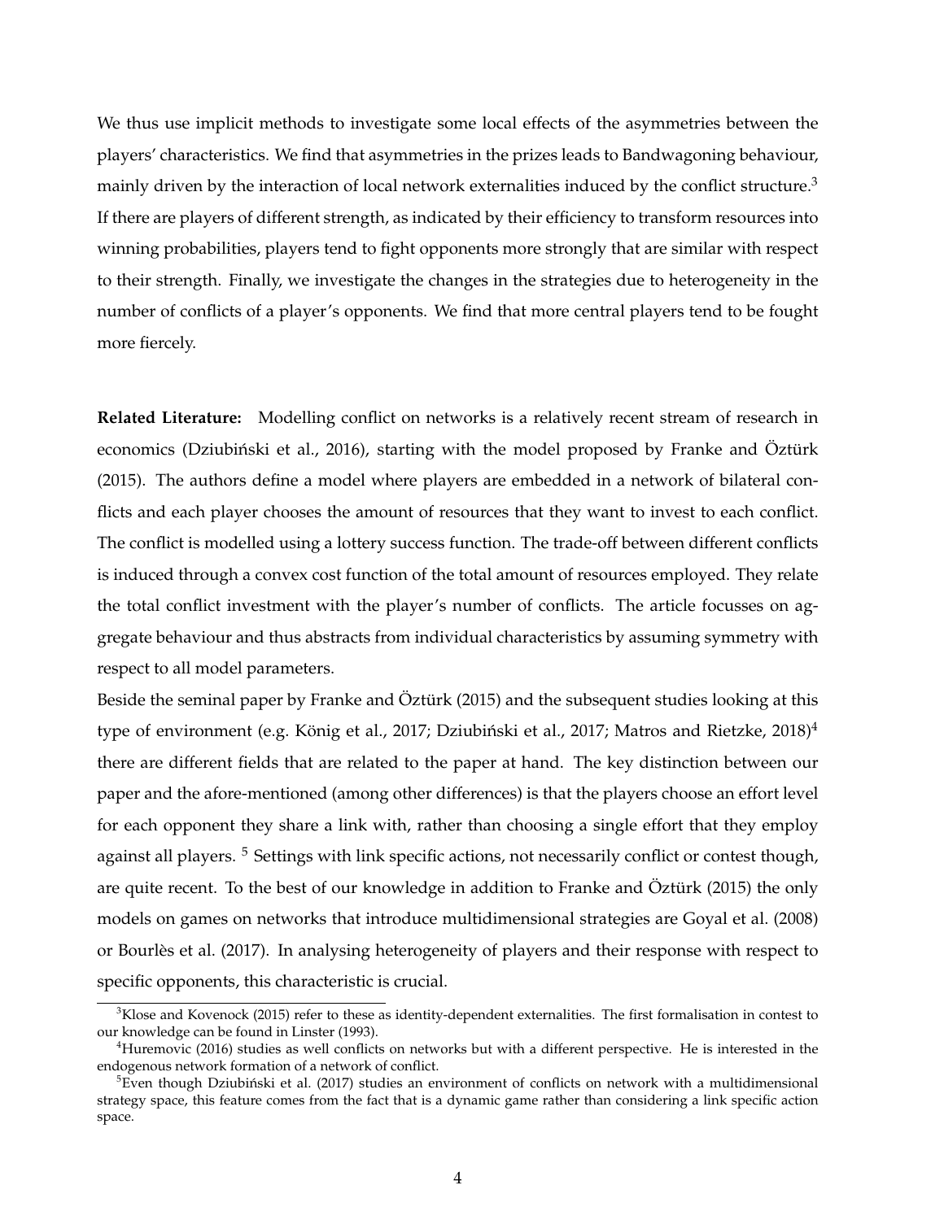We thus use implicit methods to investigate some local effects of the asymmetries between the players' characteristics. We find that asymmetries in the prizes leads to Bandwagoning behaviour, mainly driven by the interaction of local network externalities induced by the conflict structure.[3] If there are players of different strength, as indicated by their efficiency to transform resources into winning probabilities, players tend to fight opponents more strongly that are similar with respect to their strength. Finally, we investigate the changes in the strategies due to heterogeneity in the number of conflicts of a player's opponents. We find that more central players tend to be fought more fiercely.

**Related Literature:** Modelling conflict on networks is a relatively recent stream of research in economics (Dziubiński et al., 2016), starting with the model proposed by Franke and Öztürk (2015). The authors define a model where players are embedded in a network of bilateral conflicts and each player chooses the amount of resources that they want to invest to each conflict. The conflict is modelled using a lottery success function. The trade-off between different conflicts is induced through a convex cost function of the total amount of resources employed. They relate the total conflict investment with the player's number of conflicts. The article focusses on aggregate behaviour and thus abstracts from individual characteristics by assuming symmetry with respect to all model parameters.

Beside the seminal paper by Franke and Öztürk (2015) and the subsequent studies looking at this type of environment (e.g. König et al., 2017; Dziubiński et al., 2017; Matros and Rietzke, 2018)[4] there are different fields that are related to the paper at hand. The key distinction between our paper and the afore-mentioned (among other differences) is that the players choose an effort level for each opponent they share a link with, rather than choosing a single effort that they employ against all players. [5] Settings with link specific actions, not necessarily conflict or contest though, are quite recent. To the best of our knowledge in addition to Franke and Öztürk (2015) the only models on games on networks that introduce multidimensional strategies are Goyal et al. (2008) or Bourlès et al. (2017). In analysing heterogeneity of players and their response with respect to specific opponents, this characteristic is crucial.

[3] Klose and Kovenock (2015) refer to these as identity-dependent externalities. The first formalisation in contest to our knowledge can be found in Linster (1993).

[4] Huremovic (2016) studies as well conflicts on networks but with a different perspective. He is interested in the endogenous network formation of a network of conflict.

[5] Even though Dziubiński et al. (2017) studies an environment of conflicts on network with a multidimensional strategy space, this feature comes from the fact that is a dynamic game rather than considering a link specific action space.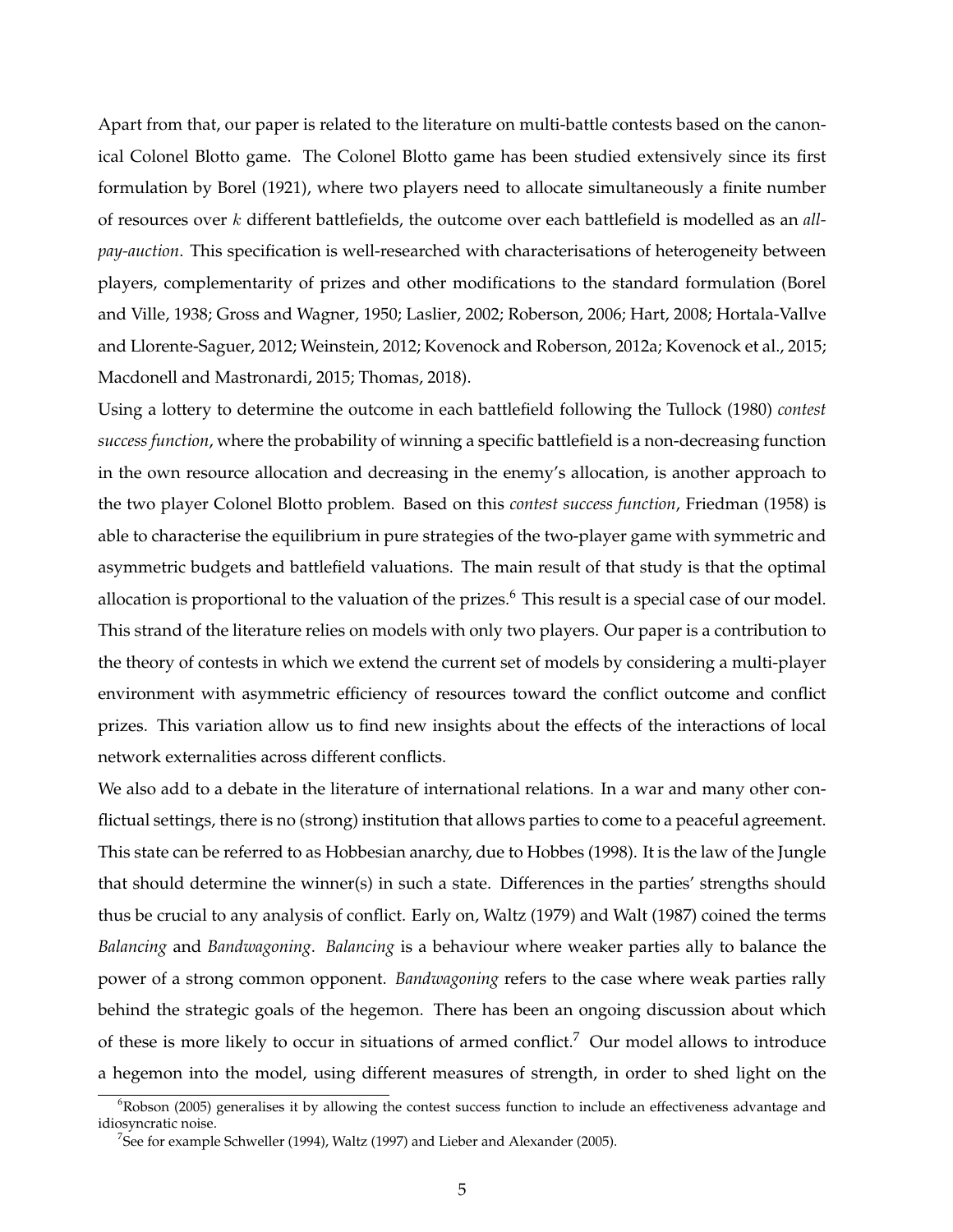Apart from that, our paper is related to the literature on multi-battle contests based on the canonical Colonel Blotto game. The Colonel Blotto game has been studied extensively since its first formulation by Borel (1921), where two players need to allocate simultaneously a finite number of resources over $k$ different battlefields, the outcome over each battlefield is modelled as an *all-pay-auction*. This specification is well-researched with characterisations of heterogeneity between players, complementarity of prizes and other modifications to the standard formulation (Borel and Ville, 1938; Gross and Wagner, 1950; Laslier, 2002; Roberson, 2006; Hart, 2008; Hortala-Vallve and Llorente-Saguer, 2012; Weinstein, 2012; Kovenock and Roberson, 2012a; Kovenock et al., 2015; Macdonell and Mastronardi, 2015; Thomas, 2018).

Using a lottery to determine the outcome in each battlefield following the Tullock (1980) *contest success function*, where the probability of winning a specific battlefield is a non-decreasing function in the own resource allocation and decreasing in the enemy's allocation, is another approach to the two player Colonel Blotto problem. Based on this *contest success function*, Friedman (1958) is able to characterise the equilibrium in pure strategies of the two-player game with symmetric and asymmetric budgets and battlefield valuations. The main result of that study is that the optimal allocation is proportional to the valuation of the prizes.[6] This result is a special case of our model. This strand of the literature relies on models with only two players. Our paper is a contribution to the theory of contests in which we extend the current set of models by considering a multi-player environment with asymmetric efficiency of resources toward the conflict outcome and conflict prizes. This variation allow us to find new insights about the effects of the interactions of local network externalities across different conflicts.

We also add to a debate in the literature of international relations. In a war and many other conflictual settings, there is no (strong) institution that allows parties to come to a peaceful agreement. This state can be referred to as Hobbesian anarchy, due to Hobbes (1998). It is the law of the Jungle that should determine the winner(s) in such a state. Differences in the parties' strengths should thus be crucial to any analysis of conflict. Early on, Waltz (1979) and Walt (1987) coined the terms *Balancing* and *Bandwagoning*. *Balancing* is a behaviour where weaker parties ally to balance the power of a strong common opponent. *Bandwagoning* refers to the case where weak parties rally behind the strategic goals of the hegemon. There has been an ongoing discussion about which of these is more likely to occur in situations of armed conflict.[7] Our model allows to introduce a hegemon into the model, using different measures of strength, in order to shed light on the

[6] Robson (2005) generalises it by allowing the contest success function to include an effectiveness advantage and idiosyncratic noise.

[7] See for example Schweller (1994), Waltz (1997) and Lieber and Alexander (2005).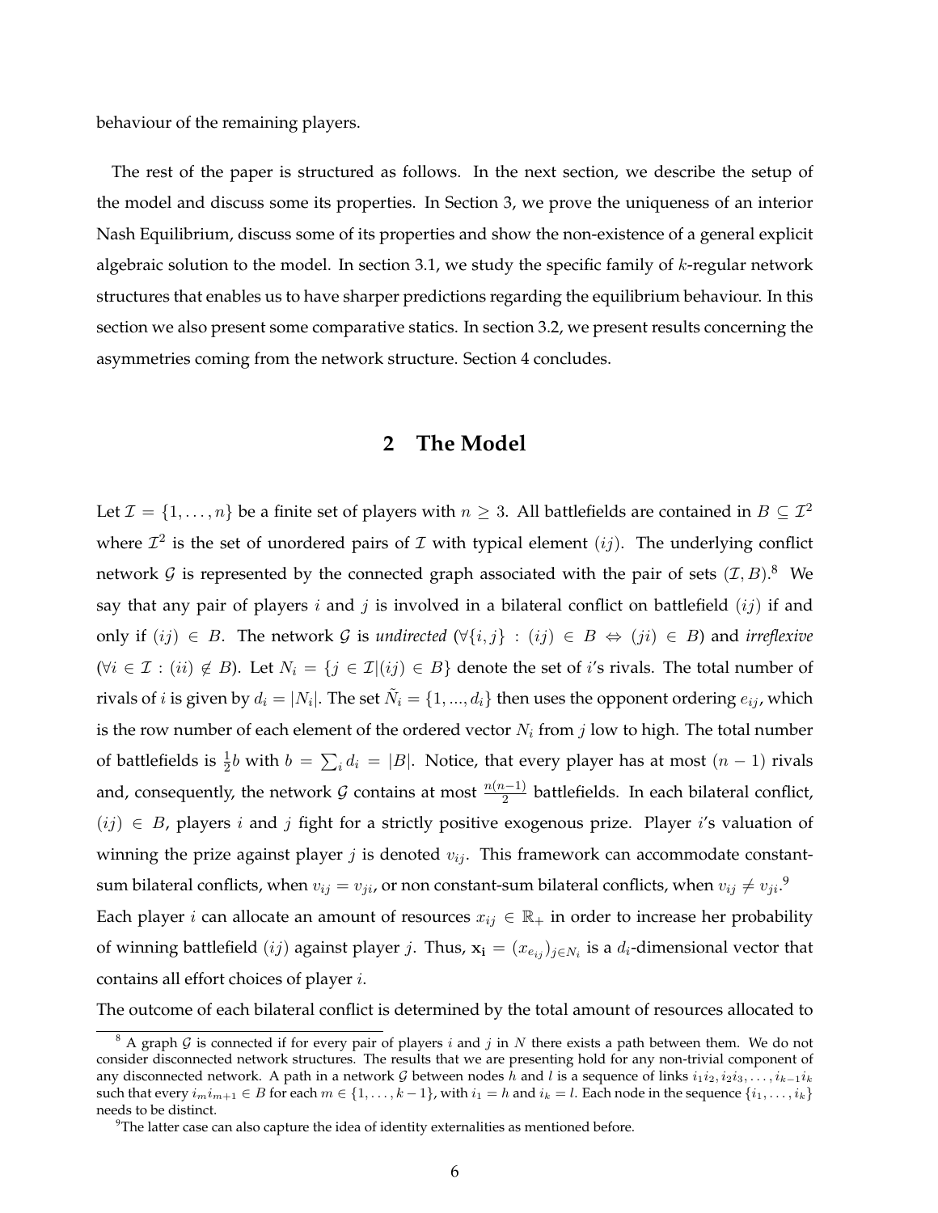behaviour of the remaining players.

The rest of the paper is structured as follows. In the next section, we describe the setup of the model and discuss some its properties. In Section 3, we prove the uniqueness of an interior Nash Equilibrium, discuss some of its properties and show the non-existence of a general explicit algebraic solution to the model. In section 3.1, we study the specific family of $k$-regular network structures that enables us to have sharper predictions regarding the equilibrium behaviour. In this section we also present some comparative statics. In section 3.2, we present results concerning the asymmetries coming from the network structure. Section 4 concludes.

## 2 The Model

Let $\mathcal{I} = \{1, \ldots, n\}$ be a finite set of players with $n \geq 3$. All battlefields are contained in $B \subseteq \mathcal{I}^2$ where $\mathcal{I}^2$ is the set of unordered pairs of $\mathcal{I}$ with typical element $(ij)$. The underlying conflict network $\mathcal{G}$ is represented by the connected graph associated with the pair of sets $(\mathcal{I}, B)$.[8] We say that any pair of players $i$ and $j$ is involved in a bilateral conflict on battlefield $(ij)$ if and only if $(ij) \in B$. The network $\mathcal{G}$ is *undirected* ($\forall\{i,j\} : (ij) \in B \Leftrightarrow (ji) \in B$) and *irreflexive* ($\forall i \in \mathcal{I} : (ii) \notin B$). Let $N_i = \{j \in \mathcal{I} | (ij) \in B\}$ denote the set of $i$'s rivals. The total number of rivals of $i$ is given by $d_i = |N_i|$. The set $\tilde{N}_i = \{1, ..., d_i\}$ then uses the opponent ordering $e_{ij}$, which is the row number of each element of the ordered vector $N_i$ from $j$ low to high. The total number of battlefields is $\frac{1}{2}b$ with $b = \sum_i d_i = |B|$. Notice, that every player has at most $(n-1)$ rivals and, consequently, the network $\mathcal{G}$ contains at most $\frac{n(n-1)}{2}$ battlefields. In each bilateral conflict, $(ij) \in B$, players $i$ and $j$ fight for a strictly positive exogenous prize. Player $i$'s valuation of winning the prize against player $j$ is denoted $v_{ij}$. This framework can accommodate constant-sum bilateral conflicts, when $v_{ij} = v_{ji}$, or non constant-sum bilateral conflicts, when $v_{ij} \neq v_{ji}$.[9]

Each player $i$ can allocate an amount of resources $x_{ij} \in \mathbb{R}_+$ in order to increase her probability of winning battlefield $(ij)$ against player $j$. Thus, $\mathbf{x_i} = (x_{e_{ij}})_{j \in N_i}$ is a $d_i$-dimensional vector that contains all effort choices of player $i$.

The outcome of each bilateral conflict is determined by the total amount of resources allocated to

---

[8] A graph $\mathcal{G}$ is connected if for every pair of players $i$ and $j$ in $N$ there exists a path between them. We do not consider disconnected network structures. The results that we are presenting hold for any non-trivial component of any disconnected network. A path in a network $\mathcal{G}$ between nodes $h$ and $l$ is a sequence of links $i_1i_2, i_2i_3, \ldots, i_{k-1}i_k$ such that every $i_m i_{m+1} \in B$ for each $m \in \{1, \ldots, k-1\}$, with $i_1 = h$ and $i_k = l$. Each node in the sequence $\{i_1, \ldots, i_k\}$ needs to be distinct.

[9] The latter case can also capture the idea of identity externalities as mentioned before.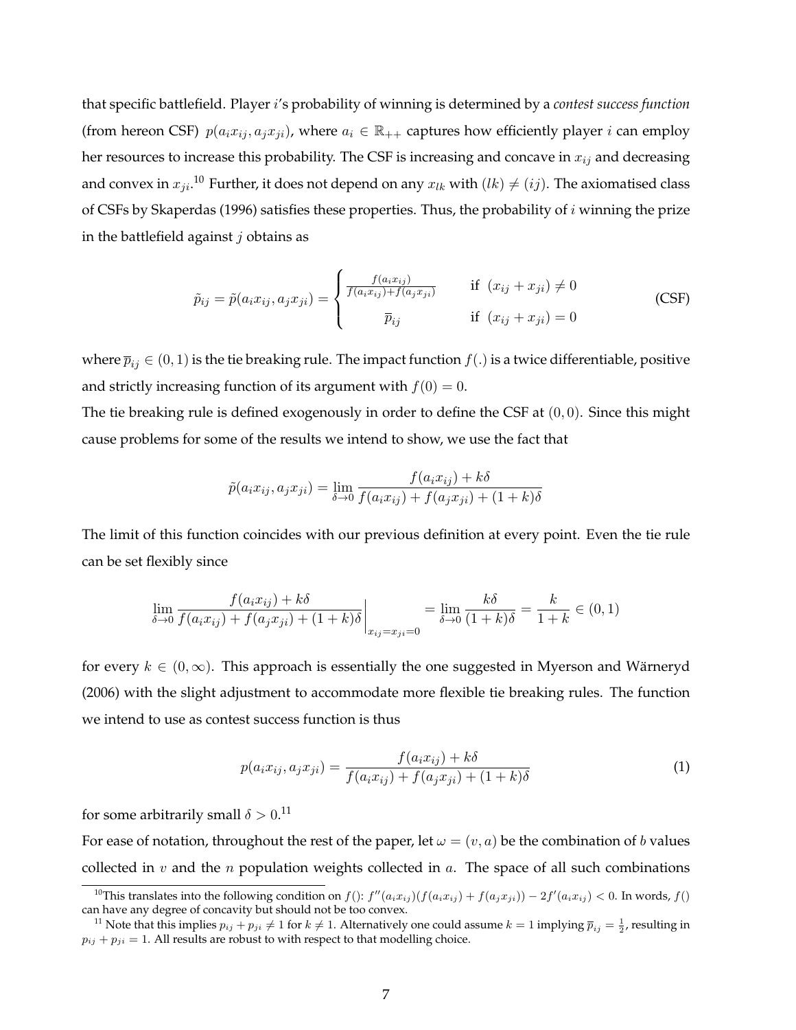that specific battlefield. Player $i$'s probability of winning is determined by a *contest success function* (from hereon CSF) $p(a_i x_{ij}, a_j x_{ji})$, where $a_i \in \mathbb{R}_{++}$ captures how efficiently player $i$ can employ her resources to increase this probability. The CSF is increasing and concave in $x_{ij}$ and decreasing and convex in $x_{ji}$.[10] Further, it does not depend on any $x_{lk}$ with $(lk) \neq (ij)$. The axiomatised class of CSFs by Skaperdas (1996) satisfies these properties. Thus, the probability of $i$ winning the prize in the battlefield against $j$ obtains as

$$\tilde{p}_{ij} = \tilde{p}(a_i x_{ij}, a_j x_{ji}) = \begin{cases} \frac{f(a_i x_{ij})}{f(a_i x_{ij}) + f(a_j x_{ji})} & \text{if } (x_{ij} + x_{ji}) \neq 0 \\ \overline{p}_{ij} & \text{if } (x_{ij} + x_{ji}) = 0 \end{cases} \tag{CSF}$$

where $\overline{p}_{ij} \in (0,1)$ is the tie breaking rule. The impact function $f(.)$ is a twice differentiable, positive and strictly increasing function of its argument with $f(0) = 0$.

The tie breaking rule is defined exogenously in order to define the CSF at $(0,0)$. Since this might cause problems for some of the results we intend to show, we use the fact that

$$\tilde{p}(a_i x_{ij}, a_j x_{ji}) = \lim_{\delta \to 0} \frac{f(a_i x_{ij}) + k\delta}{f(a_i x_{ij}) + f(a_j x_{ji}) + (1+k)\delta}$$

The limit of this function coincides with our previous definition at every point. Even the tie rule can be set flexibly since

$$\lim_{\delta \to 0} \frac{f(a_i x_{ij}) + k\delta}{f(a_i x_{ij}) + f(a_j x_{ji}) + (1+k)\delta}\bigg|_{x_{ij}=x_{ji}=0} = \lim_{\delta \to 0} \frac{k\delta}{(1+k)\delta} = \frac{k}{1+k} \in (0,1)$$

for every $k \in (0, \infty)$. This approach is essentially the one suggested in Myerson and Wärneryd (2006) with the slight adjustment to accommodate more flexible tie breaking rules. The function we intend to use as contest success function is thus

$$p(a_i x_{ij}, a_j x_{ji}) = \frac{f(a_i x_{ij}) + k\delta}{f(a_i x_{ij}) + f(a_j x_{ji}) + (1+k)\delta} \tag{1}$$

for some arbitrarily small $\delta > 0$.[11]

For ease of notation, throughout the rest of the paper, let $\omega = (v, a)$ be the combination of $b$ values collected in $v$ and the $n$ population weights collected in $a$. The space of all such combinations

---

[10] This translates into the following condition on $f()$: $f''(a_i x_{ij})(f(a_i x_{ij}) + f(a_j x_{ji})) - 2f'(a_i x_{ij}) < 0$. In words, $f()$ can have any degree of concavity but should not be too convex.

[11] Note that this implies $p_{ij} + p_{ji} \neq 1$ for $k \neq 1$. Alternatively one could assume $k = 1$ implying $\overline{p}_{ij} = \frac{1}{2}$, resulting in $p_{ij} + p_{ji} = 1$. All results are robust to with respect to that modelling choice.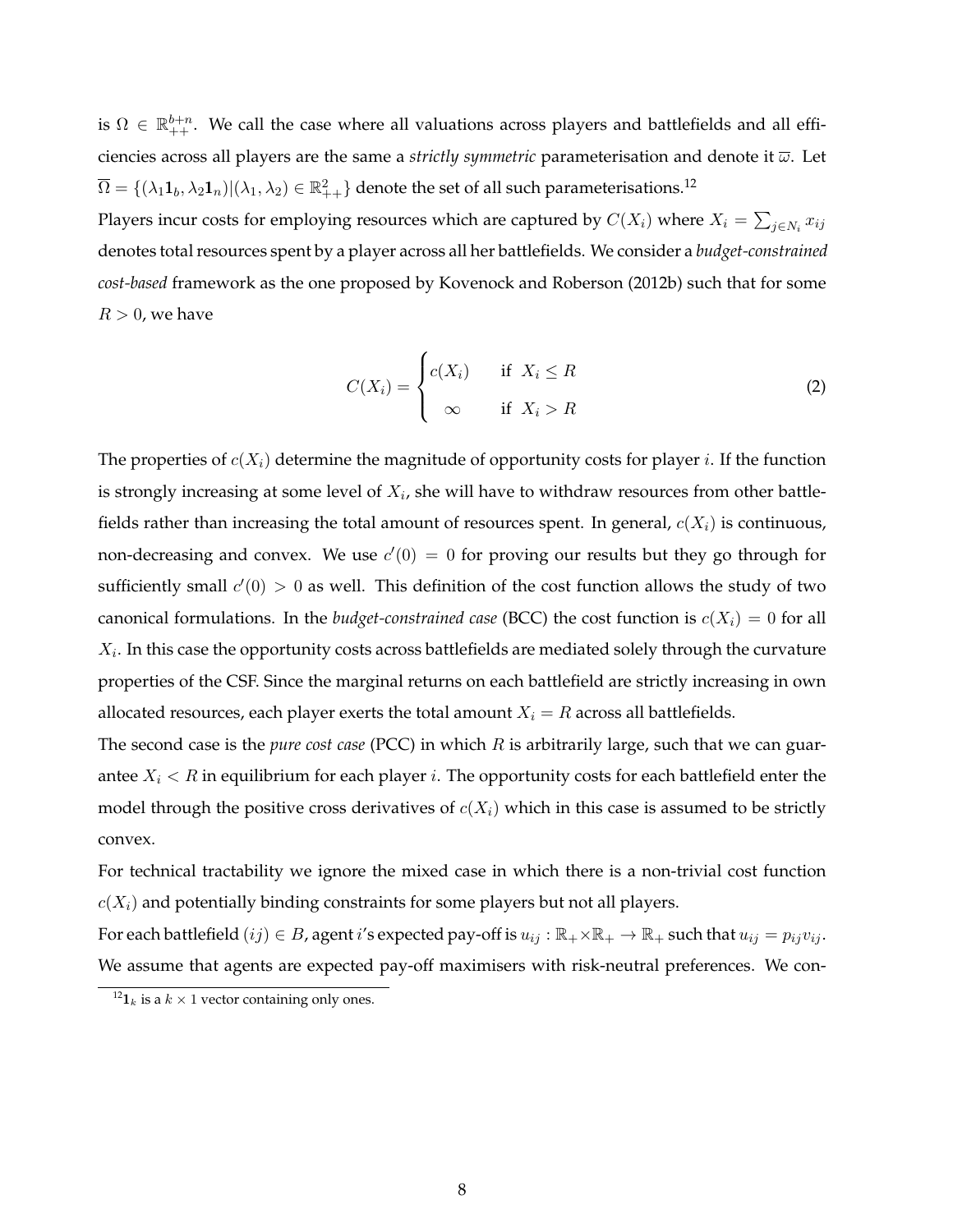is $\Omega \in \mathbb{R}^{b+n}_{++}$. We call the case where all valuations across players and battlefields and all efficiencies across all players are the same a *strictly symmetric* parameterisation and denote it $\overline{\omega}$. Let $\overline{\Omega} = \{(\lambda_1 \mathbf{1}_b, \lambda_2 \mathbf{1}_n) | (\lambda_1, \lambda_2) \in \mathbb{R}^2_{++}\}$ denote the set of all such parameterisations.[12]

Players incur costs for employing resources which are captured by $C(X_i)$ where $X_i = \sum_{j \in N_i} x_{ij}$ denotes total resources spent by a player across all her battlefields. We consider a *budget-constrained cost-based* framework as the one proposed by Kovenock and Roberson (2012b) such that for some $R > 0$, we have

$$C(X_i) = \begin{cases} c(X_i) & \text{if } X_i \leq R \\ \infty & \text{if } X_i > R \end{cases} \tag{2}$$

The properties of $c(X_i)$ determine the magnitude of opportunity costs for player $i$. If the function is strongly increasing at some level of $X_i$, she will have to withdraw resources from other battlefields rather than increasing the total amount of resources spent. In general, $c(X_i)$ is continuous, non-decreasing and convex. We use $c'(0) = 0$ for proving our results but they go through for sufficiently small $c'(0) > 0$ as well. This definition of the cost function allows the study of two canonical formulations. In the *budget-constrained case* (BCC) the cost function is $c(X_i) = 0$ for all $X_i$. In this case the opportunity costs across battlefields are mediated solely through the curvature properties of the CSF. Since the marginal returns on each battlefield are strictly increasing in own allocated resources, each player exerts the total amount $X_i = R$ across all battlefields.

The second case is the *pure cost case* (PCC) in which $R$ is arbitrarily large, such that we can guarantee $X_i < R$ in equilibrium for each player $i$. The opportunity costs for each battlefield enter the model through the positive cross derivatives of $c(X_i)$ which in this case is assumed to be strictly convex.

For technical tractability we ignore the mixed case in which there is a non-trivial cost function $c(X_i)$ and potentially binding constraints for some players but not all players.

For each battlefield $(ij) \in B$, agent $i$'s expected pay-off is $u_{ij} : \mathbb{R}_+ \times \mathbb{R}_+ \to \mathbb{R}_+$ such that $u_{ij} = p_{ij} v_{ij}$. We assume that agents are expected pay-off maximisers with risk-neutral preferences. We con-

[12] $\mathbf{1}_k$ is a $k \times 1$ vector containing only ones.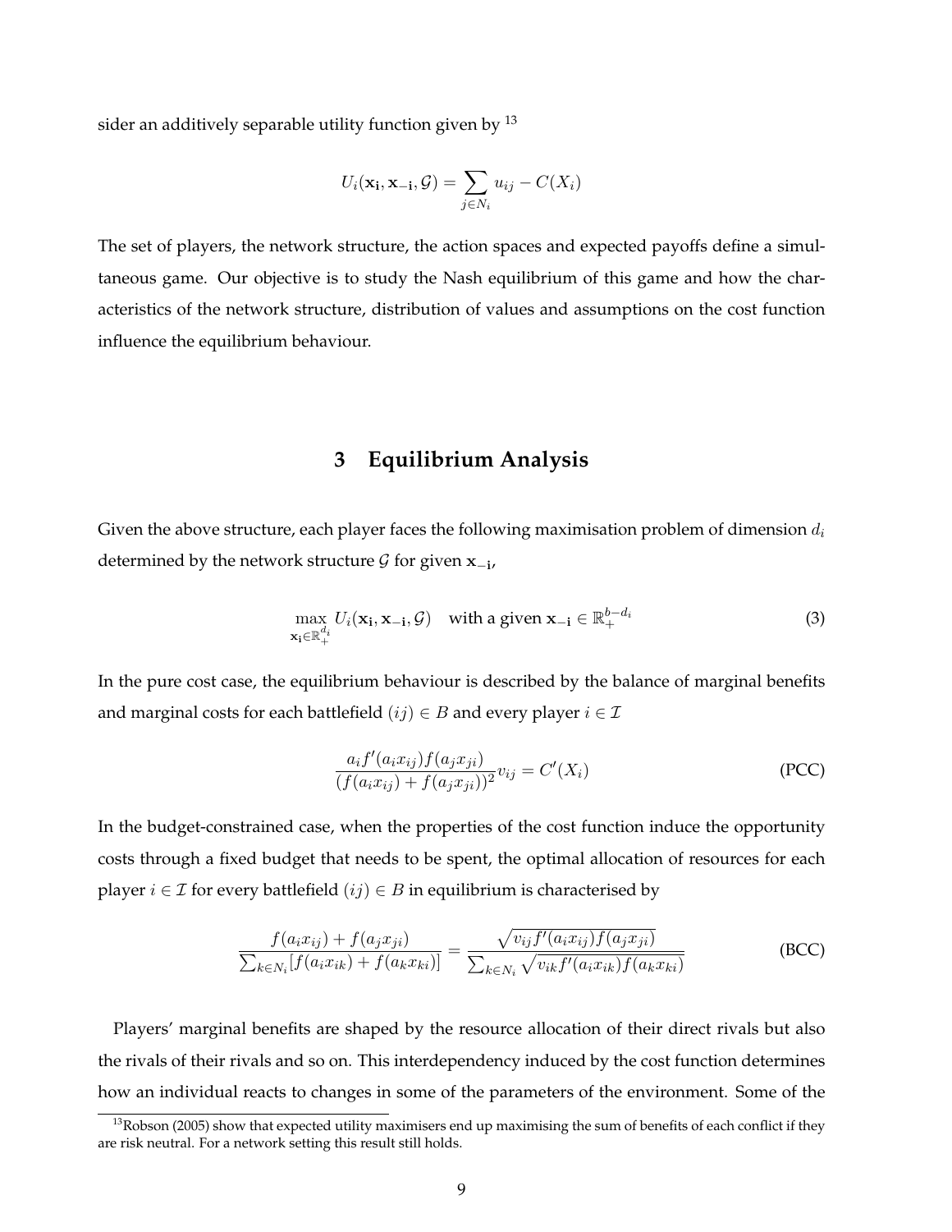sider an additively separable utility function given by [13]

$$U_i(\mathbf{x_i}, \mathbf{x_{-i}}, \mathcal{G}) = \sum_{j \in N_i} u_{ij} - C(X_i)$$

The set of players, the network structure, the action spaces and expected payoffs define a simultaneous game. Our objective is to study the Nash equilibrium of this game and how the characteristics of the network structure, distribution of values and assumptions on the cost function influence the equilibrium behaviour.

## 3 Equilibrium Analysis

Given the above structure, each player faces the following maximisation problem of dimension $d_i$ determined by the network structure $\mathcal{G}$ for given $\mathbf{x_{-i}}$,

$$\max_{\mathbf{x_i} \in \mathbb{R}_+^{d_i}} U_i(\mathbf{x_i}, \mathbf{x_{-i}}, \mathcal{G}) \quad \text{with a given } \mathbf{x_{-i}} \in \mathbb{R}_+^{b-d_i} \tag{3}$$

In the pure cost case, the equilibrium behaviour is described by the balance of marginal benefits and marginal costs for each battlefield $(ij) \in B$ and every player $i \in \mathcal{I}$

$$\frac{a_i f'(a_i x_{ij}) f(a_j x_{ji})}{(f(a_i x_{ij}) + f(a_j x_{ji}))^2} v_{ij} = C'(X_i) \tag{PCC}$$

In the budget-constrained case, when the properties of the cost function induce the opportunity costs through a fixed budget that needs to be spent, the optimal allocation of resources for each player $i \in \mathcal{I}$ for every battlefield $(ij) \in B$ in equilibrium is characterised by

$$\frac{f(a_i x_{ij}) + f(a_j x_{ji})}{\sum_{k \in N_i} [f(a_i x_{ik}) + f(a_k x_{ki})]} = \frac{\sqrt{v_{ij} f'(a_i x_{ij}) f(a_j x_{ji})}}{\sum_{k \in N_i} \sqrt{v_{ik} f'(a_i x_{ik}) f(a_k x_{ki})}} \tag{BCC}$$

Players' marginal benefits are shaped by the resource allocation of their direct rivals but also the rivals of their rivals and so on. This interdependency induced by the cost function determines how an individual reacts to changes in some of the parameters of the environment. Some of the

[13] Robson (2005) show that expected utility maximisers end up maximising the sum of benefits of each conflict if they are risk neutral. For a network setting this result still holds.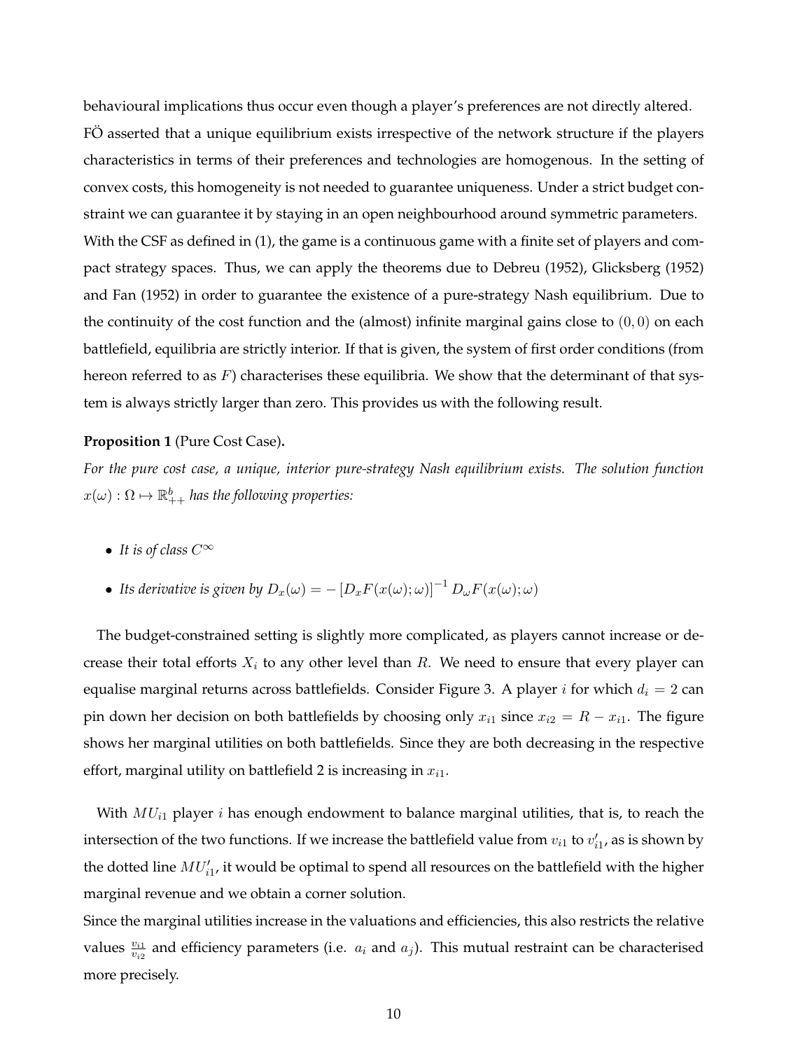behavioural implications thus occur even though a player's preferences are not directly altered. FÖ asserted that a unique equilibrium exists irrespective of the network structure if the players characteristics in terms of their preferences and technologies are homogenous. In the setting of convex costs, this homogeneity is not needed to guarantee uniqueness. Under a strict budget constraint we can guarantee it by staying in an open neighbourhood around symmetric parameters. With the CSF as defined in (1), the game is a continuous game with a finite set of players and compact strategy spaces. Thus, we can apply the theorems due to Debreu (1952), Glicksberg (1952) and Fan (1952) in order to guarantee the existence of a pure-strategy Nash equilibrium. Due to the continuity of the cost function and the (almost) infinite marginal gains close to $(0, 0)$ on each battlefield, equilibria are strictly interior. If that is given, the system of first order conditions (from hereon referred to as $F$) characterises these equilibria. We show that the determinant of that system is always strictly larger than zero. This provides us with the following result.

**Proposition 1** (Pure Cost Case)**.**

*For the pure cost case, a unique, interior pure-strategy Nash equilibrium exists. The solution function* $x(\omega) : \Omega \mapsto \mathbb{R}^b_{++}$ *has the following properties:*

- *It is of class* $C^\infty$
- *Its derivative is given by* $D_x(\omega) = -\left[D_x F(x(\omega); \omega)\right]^{-1} D_\omega F(x(\omega); \omega)$

The budget-constrained setting is slightly more complicated, as players cannot increase or decrease their total efforts $X_i$ to any other level than $R$. We need to ensure that every player can equalise marginal returns across battlefields. Consider Figure 3. A player $i$ for which $d_i = 2$ can pin down her decision on both battlefields by choosing only $x_{i1}$ since $x_{i2} = R - x_{i1}$. The figure shows her marginal utilities on both battlefields. Since they are both decreasing in the respective effort, marginal utility on battlefield 2 is increasing in $x_{i1}$.

With $MU_{i1}$ player $i$ has enough endowment to balance marginal utilities, that is, to reach the intersection of the two functions. If we increase the battlefield value from $v_{i1}$ to $v'_{i1}$, as is shown by the dotted line $MU'_{i1}$, it would be optimal to spend all resources on the battlefield with the higher marginal revenue and we obtain a corner solution.

Since the marginal utilities increase in the valuations and efficiencies, this also restricts the relative values $\frac{v_{i1}}{v_{i2}}$ and efficiency parameters (i.e. $a_i$ and $a_j$). This mutual restraint can be characterised more precisely.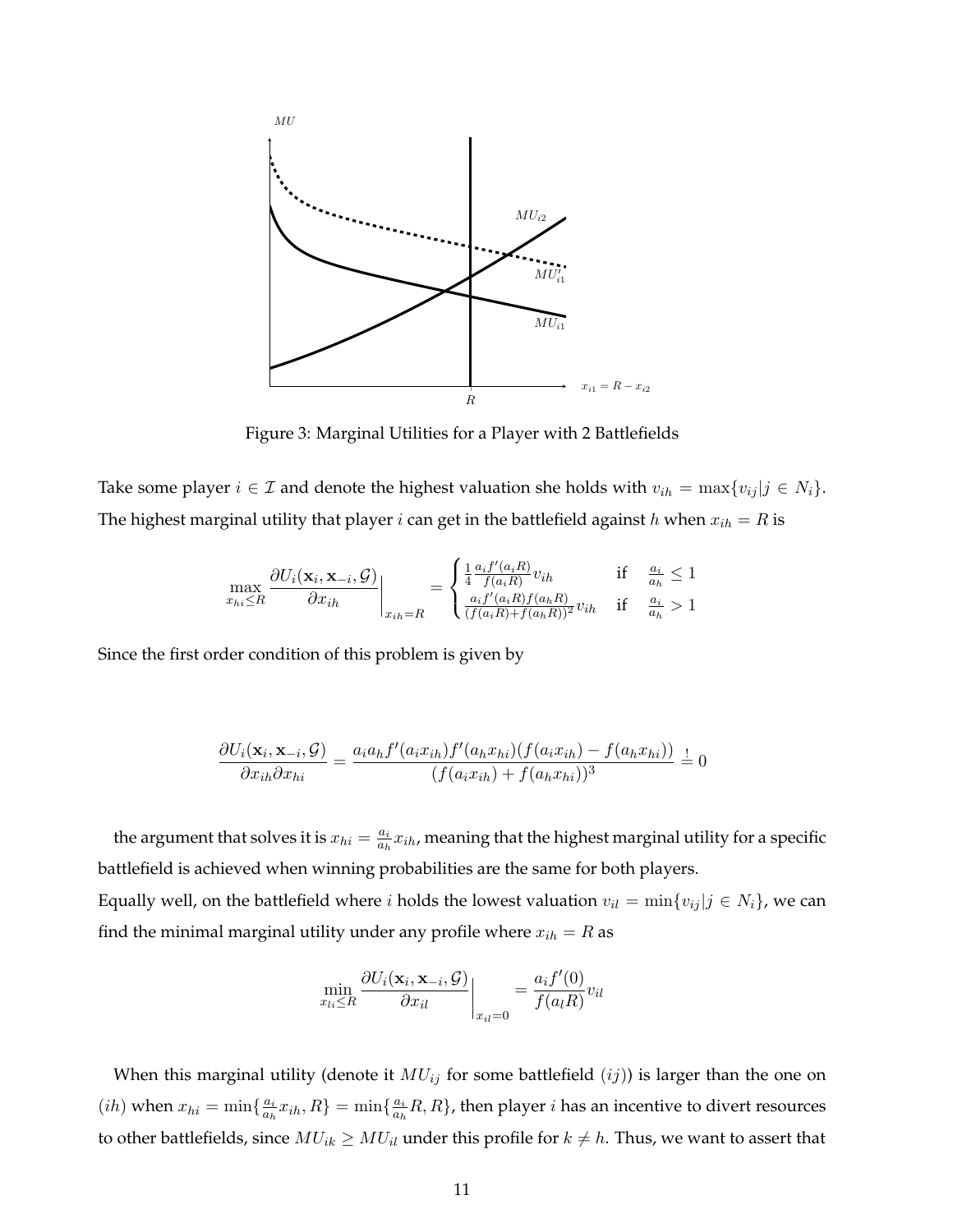Figure 3: Marginal Utilities for a Player with 2 Battlefields

Take some player $i \in \mathcal{I}$ and denote the highest valuation she holds with $v_{ih} = \max\{v_{ij} | j \in N_i\}$. The highest marginal utility that player $i$ can get in the battlefield against $h$ when $x_{ih} = R$ is

$$\max_{x_{hi} \leq R} \frac{\partial U_i(\mathbf{x}_i, \mathbf{x}_{-i}, \mathcal{G})}{\partial x_{ih}}\Bigg|_{x_{ih}=R} = \begin{cases} \frac{1}{4}\frac{a_i f'(a_i R)}{f(a_i R)} v_{ih} & \text{if} \quad \frac{a_i}{a_h} \leq 1 \\ \frac{a_i f'(a_i R) f(a_h R)}{(f(a_i R) + f(a_h R))^2} v_{ih} & \text{if} \quad \frac{a_i}{a_h} > 1 \end{cases}$$

Since the first order condition of this problem is given by

$$\frac{\partial U_i(\mathbf{x}_i, \mathbf{x}_{-i}, \mathcal{G})}{\partial x_{ih} \partial x_{hi}} = \frac{a_i a_h f'(a_i x_{ih}) f'(a_h x_{hi})(f(a_i x_{ih}) - f(a_h x_{hi}))}{(f(a_i x_{ih}) + f(a_h x_{hi}))^3} \stackrel{!}{=} 0$$

the argument that solves it is $x_{hi} = \frac{a_i}{a_h} x_{ih}$, meaning that the highest marginal utility for a specific battlefield is achieved when winning probabilities are the same for both players.
Equally well, on the battlefield where $i$ holds the lowest valuation $v_{il} = \min\{v_{ij} | j \in N_i\}$, we can find the minimal marginal utility under any profile where $x_{ih} = R$ as

$$\min_{x_{li} \leq R} \frac{\partial U_i(\mathbf{x}_i, \mathbf{x}_{-i}, \mathcal{G})}{\partial x_{il}}\Bigg|_{x_{il}=0} = \frac{a_i f'(0)}{f(a_l R)} v_{il}$$

When this marginal utility (denote it $MU_{ij}$ for some battlefield $(ij)$) is larger than the one on $(ih)$ when $x_{hi} = \min\{\frac{a_i}{a_h} x_{ih}, R\} = \min\{\frac{a_i}{a_h} R, R\}$, then player $i$ has an incentive to divert resources to other battlefields, since $MU_{ik} \geq MU_{il}$ under this profile for $k \neq h$. Thus, we want to assert that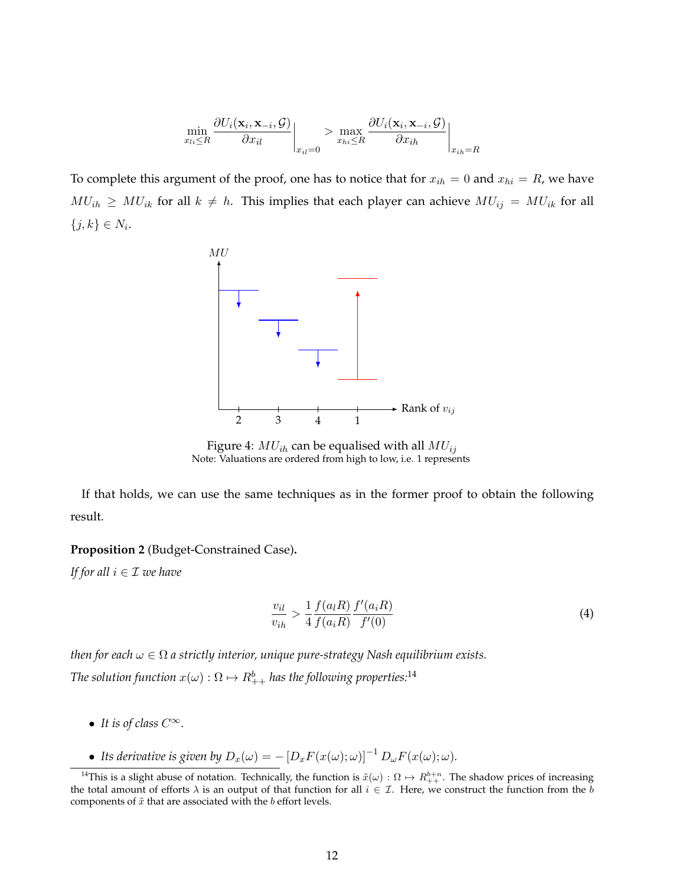$$\min_{x_{li} \leq R} \frac{\partial U_i(\mathbf{x}_i, \mathbf{x}_{-i}, \mathcal{G})}{\partial x_{il}}\Big|_{x_{il}=0} > \max_{x_{hi} \leq R} \frac{\partial U_i(\mathbf{x}_i, \mathbf{x}_{-i}, \mathcal{G})}{\partial x_{ih}}\Big|_{x_{ih}=R}$$

To complete this argument of the proof, one has to notice that for $x_{ih} = 0$ and $x_{hi} = R$, we have $MU_{ih} \geq MU_{ik}$ for all $k \neq h$. This implies that each player can achieve $MU_{ij} = MU_{ik}$ for all $\{j, k\} \in N_i$.

Figure 4: $MU_{ih}$ can be equalised with all $MU_{ij}$
Note: Valuations are ordered from high to low, i.e. 1 represents

If that holds, we can use the same techniques as in the former proof to obtain the following result.

**Proposition 2** (Budget-Constrained Case)**.**
*If for all $i \in \mathcal{I}$ we have*

$$\frac{v_{il}}{v_{ih}} > \frac{1}{4} \frac{f(a_l R)}{f(a_i R)} \frac{f'(a_i R)}{f'(0)} \tag{4}$$

*then for each $\omega \in \Omega$ a strictly interior, unique pure-strategy Nash equilibrium exists.*
*The solution function $x(\omega) : \Omega \mapsto R^b_{++}$ has the following properties:*[14]

- *It is of class $C^\infty$.*
- *Its derivative is given by $D_x(\omega) = -\left[D_x F(x(\omega); \omega)\right]^{-1} D_\omega F(x(\omega); \omega)$.*

[14]This is a slight abuse of notation. Technically, the function is $\tilde{x}(\omega) : \Omega \mapsto R^{b+n}_{++}$. The shadow prices of increasing the total amount of efforts $\lambda$ is an output of that function for all $i \in \mathcal{I}$. Here, we construct the function from the $b$ components of $\tilde{x}$ that are associated with the $b$ effort levels.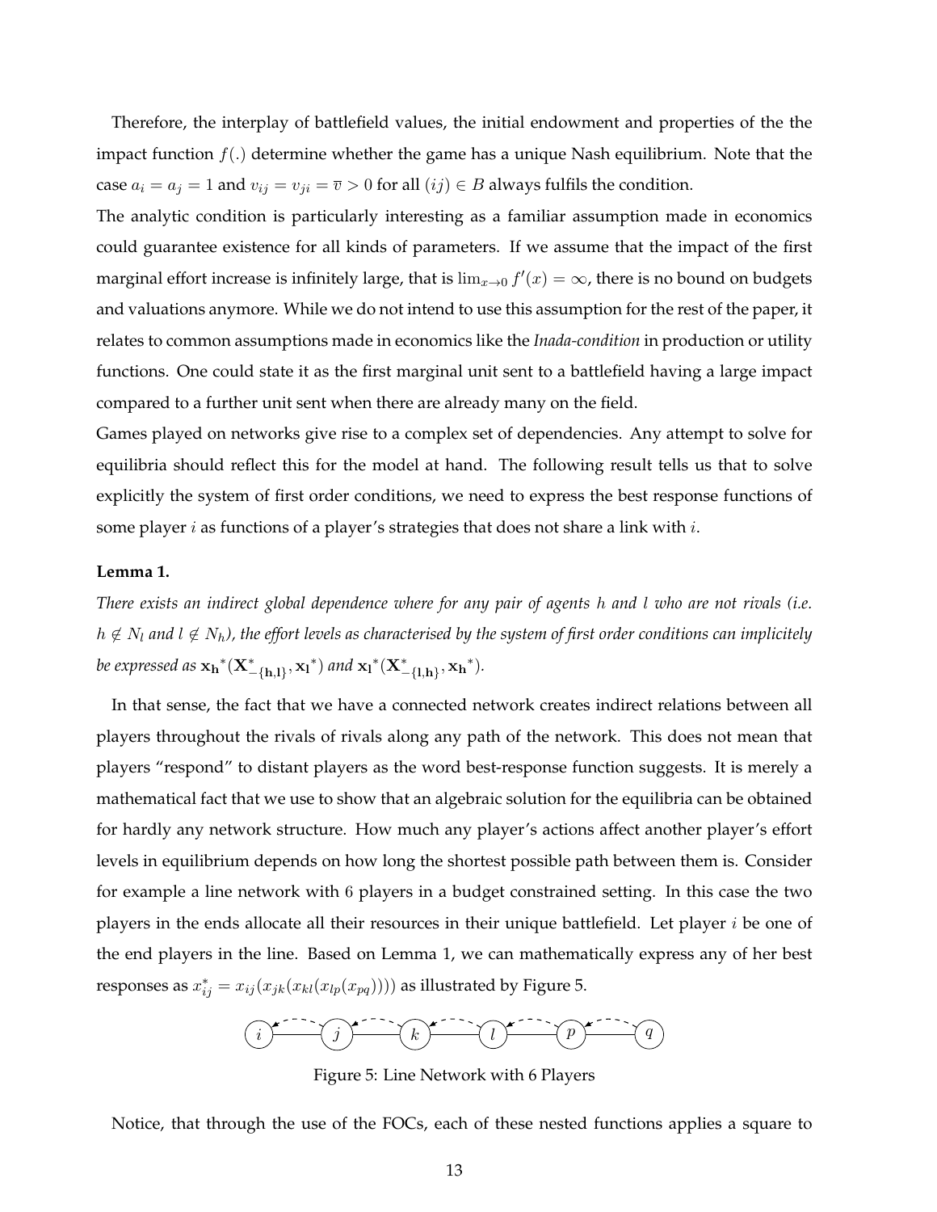Therefore, the interplay of battlefield values, the initial endowment and properties of the the impact function $f(.)$ determine whether the game has a unique Nash equilibrium. Note that the case $a_i = a_j = 1$ and $v_{ij} = v_{ji} = \overline{v} > 0$ for all $(ij) \in B$ always fulfils the condition.

The analytic condition is particularly interesting as a familiar assumption made in economics could guarantee existence for all kinds of parameters. If we assume that the impact of the first marginal effort increase is infinitely large, that is $\lim_{x \to 0} f'(x) = \infty$, there is no bound on budgets and valuations anymore. While we do not intend to use this assumption for the rest of the paper, it relates to common assumptions made in economics like the *Inada-condition* in production or utility functions. One could state it as the first marginal unit sent to a battlefield having a large impact compared to a further unit sent when there are already many on the field.

Games played on networks give rise to a complex set of dependencies. Any attempt to solve for equilibria should reflect this for the model at hand. The following result tells us that to solve explicitly the system of first order conditions, we need to express the best response functions of some player $i$ as functions of a player's strategies that does not share a link with $i$.

**Lemma 1.**

*There exists an indirect global dependence where for any pair of agents $h$ and $l$ who are not rivals (i.e. $h \notin N_l$ and $l \notin N_h$), the effort levels as characterised by the system of first order conditions can implicitely be expressed as $\mathbf{x_h}^*(\mathbf{X}^*_{-\{\mathbf{h},\mathbf{l}\}}, \mathbf{x_l}^*)$ and $\mathbf{x_l}^*(\mathbf{X}^*_{-\{\mathbf{l},\mathbf{h}\}}, \mathbf{x_h}^*)$.*

In that sense, the fact that we have a connected network creates indirect relations between all players throughout the rivals of rivals along any path of the network. This does not mean that players "respond" to distant players as the word best-response function suggests. It is merely a mathematical fact that we use to show that an algebraic solution for the equilibria can be obtained for hardly any network structure. How much any player's actions affect another player's effort levels in equilibrium depends on how long the shortest possible path between them is. Consider for example a line network with 6 players in a budget constrained setting. In this case the two players in the ends allocate all their resources in their unique battlefield. Let player $i$ be one of the end players in the line. Based on Lemma 1, we can mathematically express any of her best responses as $x^*_{ij} = x_{ij}(x_{jk}(x_{kl}(x_{lp}(x_{pq}))))$ as illustrated by Figure 5.

Figure 5: Line Network with 6 Players

Notice, that through the use of the FOCs, each of these nested functions applies a square to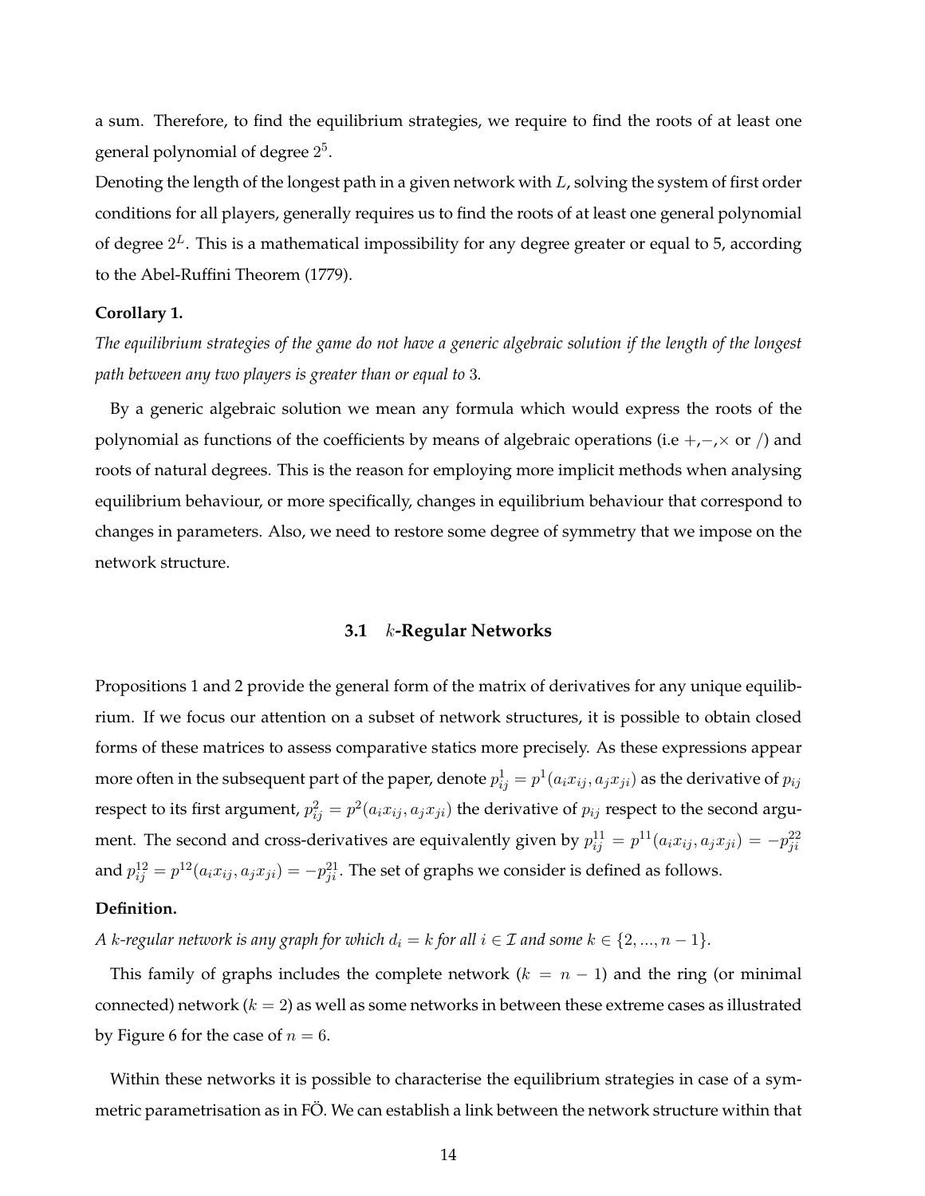a sum. Therefore, to find the equilibrium strategies, we require to find the roots of at least one general polynomial of degree $2^5$.

Denoting the length of the longest path in a given network with $L$, solving the system of first order conditions for all players, generally requires us to find the roots of at least one general polynomial of degree $2^L$. This is a mathematical impossibility for any degree greater or equal to 5, according to the Abel-Ruffini Theorem (1779).

**Corollary 1.**

*The equilibrium strategies of the game do not have a generic algebraic solution if the length of the longest path between any two players is greater than or equal to* 3*.*

By a generic algebraic solution we mean any formula which would express the roots of the polynomial as functions of the coefficients by means of algebraic operations (i.e $+,-,\times$ or $/$) and roots of natural degrees. This is the reason for employing more implicit methods when analysing equilibrium behaviour, or more specifically, changes in equilibrium behaviour that correspond to changes in parameters. Also, we need to restore some degree of symmetry that we impose on the network structure.

### 3.1 $k$-Regular Networks

Propositions 1 and 2 provide the general form of the matrix of derivatives for any unique equilibrium. If we focus our attention on a subset of network structures, it is possible to obtain closed forms of these matrices to assess comparative statics more precisely. As these expressions appear more often in the subsequent part of the paper, denote $p^1_{ij} = p^1(a_i x_{ij}, a_j x_{ji})$ as the derivative of $p_{ij}$ respect to its first argument, $p^2_{ij} = p^2(a_i x_{ij}, a_j x_{ji})$ the derivative of $p_{ij}$ respect to the second argument. The second and cross-derivatives are equivalently given by $p^{11}_{ij} = p^{11}(a_i x_{ij}, a_j x_{ji}) = -p^{22}_{ji}$ and $p^{12}_{ij} = p^{12}(a_i x_{ij}, a_j x_{ji}) = -p^{21}_{ji}$. The set of graphs we consider is defined as follows.

**Definition.**

*A $k$-regular network is any graph for which $d_i = k$ for all $i \in \mathcal{I}$ and some $k \in \{2, ..., n-1\}$.*

This family of graphs includes the complete network ($k = n-1$) and the ring (or minimal connected) network ($k = 2$) as well as some networks in between these extreme cases as illustrated by Figure 6 for the case of $n = 6$.

Within these networks it is possible to characterise the equilibrium strategies in case of a symmetric parametrisation as in FÖ. We can establish a link between the network structure within that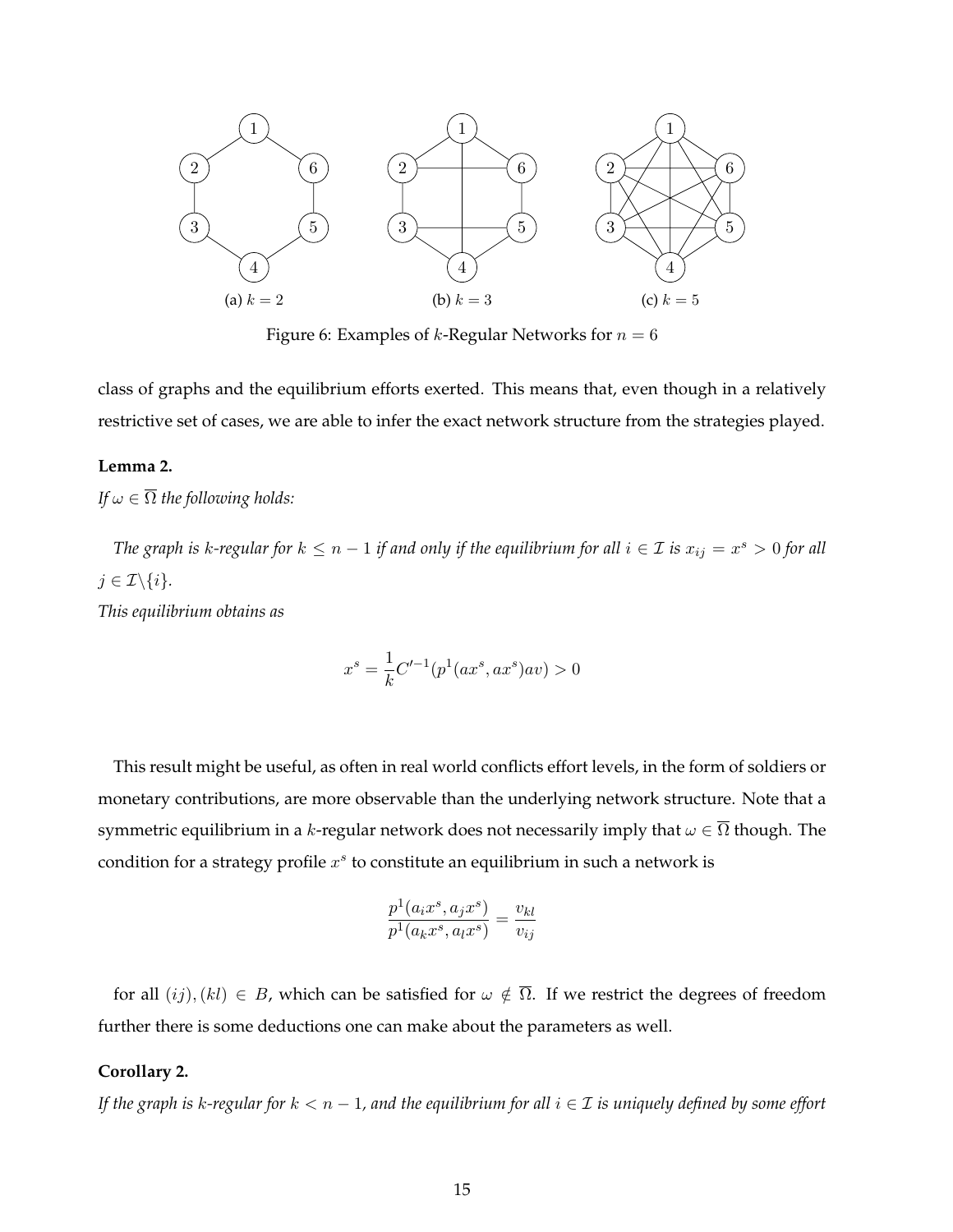(a) $k = 2$ (b) $k = 3$ (c) $k = 5$

Figure 6: Examples of $k$-Regular Networks for $n = 6$

class of graphs and the equilibrium efforts exerted. This means that, even though in a relatively restrictive set of cases, we are able to infer the exact network structure from the strategies played.

**Lemma 2.**

*If $\omega \in \overline{\Omega}$ the following holds:*

*The graph is $k$-regular for $k \leq n-1$ if and only if the equilibrium for all $i \in \mathcal{I}$ is $x_{ij} = x^s > 0$ for all $j \in \mathcal{I}\backslash\{i\}$.*
*This equilibrium obtains as*

$$x^s = \frac{1}{k} C'^{-1}(p^1(ax^s, ax^s)av) > 0$$

This result might be useful, as often in real world conflicts effort levels, in the form of soldiers or monetary contributions, are more observable than the underlying network structure. Note that a symmetric equilibrium in a $k$-regular network does not necessarily imply that $\omega \in \overline{\Omega}$ though. The condition for a strategy profile $x^s$ to constitute an equilibrium in such a network is

$$\frac{p^1(a_i x^s, a_j x^s)}{p^1(a_k x^s, a_l x^s)} = \frac{v_{kl}}{v_{ij}}$$

for all $(ij), (kl) \in B$, which can be satisfied for $\omega \notin \overline{\Omega}$. If we restrict the degrees of freedom further there is some deductions one can make about the parameters as well.

**Corollary 2.**

*If the graph is $k$-regular for $k < n-1$, and the equilibrium for all $i \in \mathcal{I}$ is uniquely defined by some effort*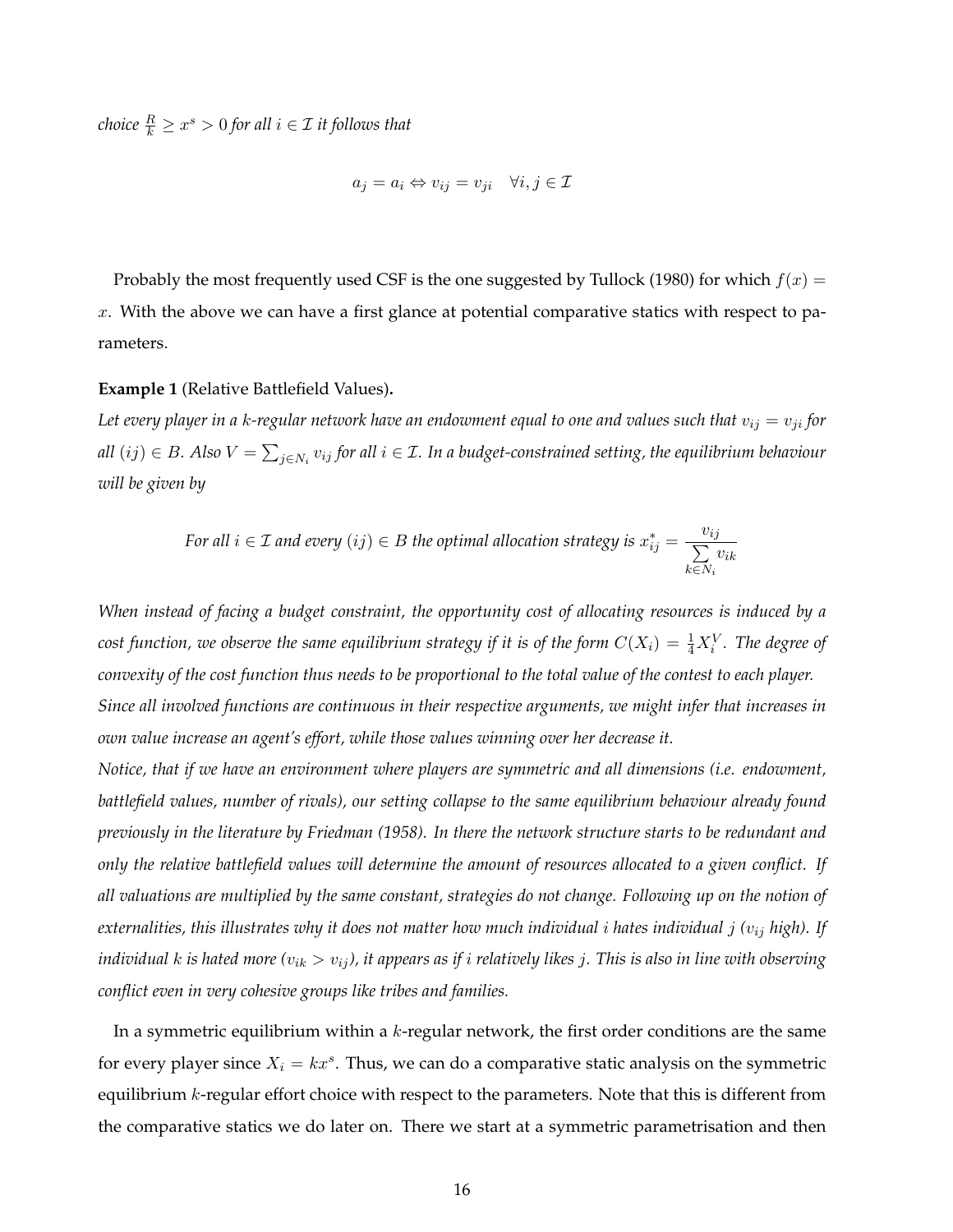*choice $\frac{R}{k} \geq x^s > 0$ for all $i \in \mathcal{I}$ it follows that*

$$a_j = a_i \Leftrightarrow v_{ij} = v_{ji} \quad \forall i, j \in \mathcal{I}$$

Probably the most frequently used CSF is the one suggested by Tullock (1980) for which $f(x) = x$. With the above we can have a first glance at potential comparative statics with respect to parameters.

**Example 1** (Relative Battlefield Values)**.**

*Let every player in a $k$-regular network have an endowment equal to one and values such that $v_{ij} = v_{ji}$ for all $(ij) \in B$. Also $V = \sum_{j \in N_i} v_{ij}$ for all $i \in \mathcal{I}$. In a budget-constrained setting, the equilibrium behaviour will be given by*

$$\text{For all } i \in \mathcal{I} \text{ and every } (ij) \in B \text{ the optimal allocation strategy is } x^*_{ij} = \frac{v_{ij}}{\sum\limits_{k \in N_i} v_{ik}}$$

*When instead of facing a budget constraint, the opportunity cost of allocating resources is induced by a cost function, we observe the same equilibrium strategy if it is of the form $C(X_i) = \frac{1}{4}X_i^V$. The degree of convexity of the cost function thus needs to be proportional to the total value of the contest to each player. Since all involved functions are continuous in their respective arguments, we might infer that increases in own value increase an agent's effort, while those values winning over her decrease it.*

*Notice, that if we have an environment where players are symmetric and all dimensions (i.e. endowment, battlefield values, number of rivals), our setting collapse to the same equilibrium behaviour already found previously in the literature by Friedman (1958). In there the network structure starts to be redundant and only the relative battlefield values will determine the amount of resources allocated to a given conflict. If all valuations are multiplied by the same constant, strategies do not change. Following up on the notion of externalities, this illustrates why it does not matter how much individual $i$ hates individual $j$ ($v_{ij}$ high). If individual $k$ is hated more ($v_{ik} > v_{ij}$), it appears as if $i$ relatively likes $j$. This is also in line with observing conflict even in very cohesive groups like tribes and families.*

In a symmetric equilibrium within a $k$-regular network, the first order conditions are the same for every player since $X_i = kx^s$. Thus, we can do a comparative static analysis on the symmetric equilibrium $k$-regular effort choice with respect to the parameters. Note that this is different from the comparative statics we do later on. There we start at a symmetric parametrisation and then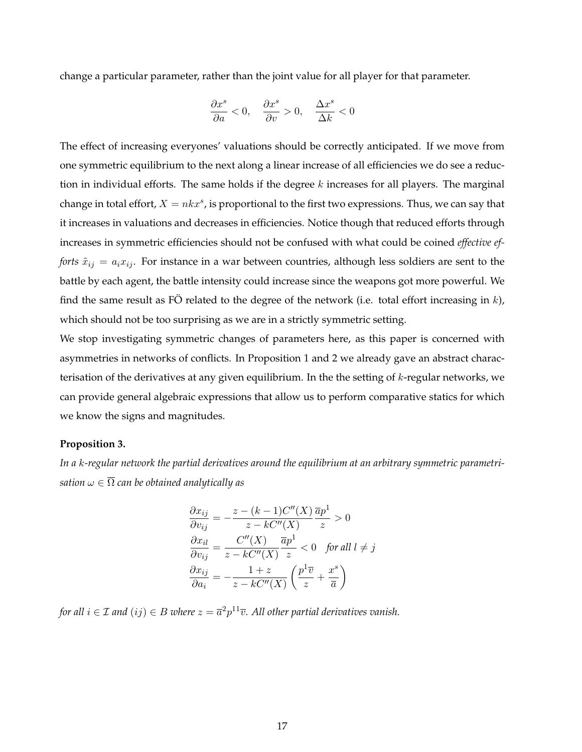change a particular parameter, rather than the joint value for all player for that parameter.

$$\frac{\partial x^s}{\partial a} < 0, \quad \frac{\partial x^s}{\partial v} > 0, \quad \frac{\Delta x^s}{\Delta k} < 0$$

The effect of increasing everyones' valuations should be correctly anticipated. If we move from one symmetric equilibrium to the next along a linear increase of all efficiencies we do see a reduction in individual efforts. The same holds if the degree $k$ increases for all players. The marginal change in total effort, $X = nkx^s$, is proportional to the first two expressions. Thus, we can say that it increases in valuations and decreases in efficiencies. Notice though that reduced efforts through increases in symmetric efficiencies should not be confused with what could be coined *effective efforts* $\tilde{x}_{ij} = a_i x_{ij}$. For instance in a war between countries, although less soldiers are sent to the battle by each agent, the battle intensity could increase since the weapons got more powerful. We find the same result as FÖ related to the degree of the network (i.e. total effort increasing in $k$), which should not be too surprising as we are in a strictly symmetric setting.

We stop investigating symmetric changes of parameters here, as this paper is concerned with asymmetries in networks of conflicts. In Proposition 1 and 2 we already gave an abstract characterisation of the derivatives at any given equilibrium. In the the setting of $k$-regular networks, we can provide general algebraic expressions that allow us to perform comparative statics for which we know the signs and magnitudes.

**Proposition 3.**

*In a $k$-regular network the partial derivatives around the equilibrium at an arbitrary symmetric parametrisation $\omega \in \overline{\Omega}$ can be obtained analytically as*

$$\begin{aligned}
\frac{\partial x_{ij}}{\partial v_{ij}} &= -\frac{z - (k-1)C''(X)}{z - kC''(X)} \frac{\overline{a}p^1}{z} > 0 \\
\frac{\partial x_{il}}{\partial v_{ij}} &= \frac{C''(X)}{z - kC''(X)} \frac{\overline{a}p^1}{z} < 0 \quad \text{for all } l \neq j \\
\frac{\partial x_{ij}}{\partial a_i} &= -\frac{1+z}{z - kC''(X)} \left( \frac{p^1 \overline{v}}{z} + \frac{x^s}{\overline{a}} \right)
\end{aligned}$$

*for all $i \in \mathcal{I}$ and $(ij) \in B$ where $z = \overline{a}^2 p^{11} \overline{v}$. All other partial derivatives vanish.*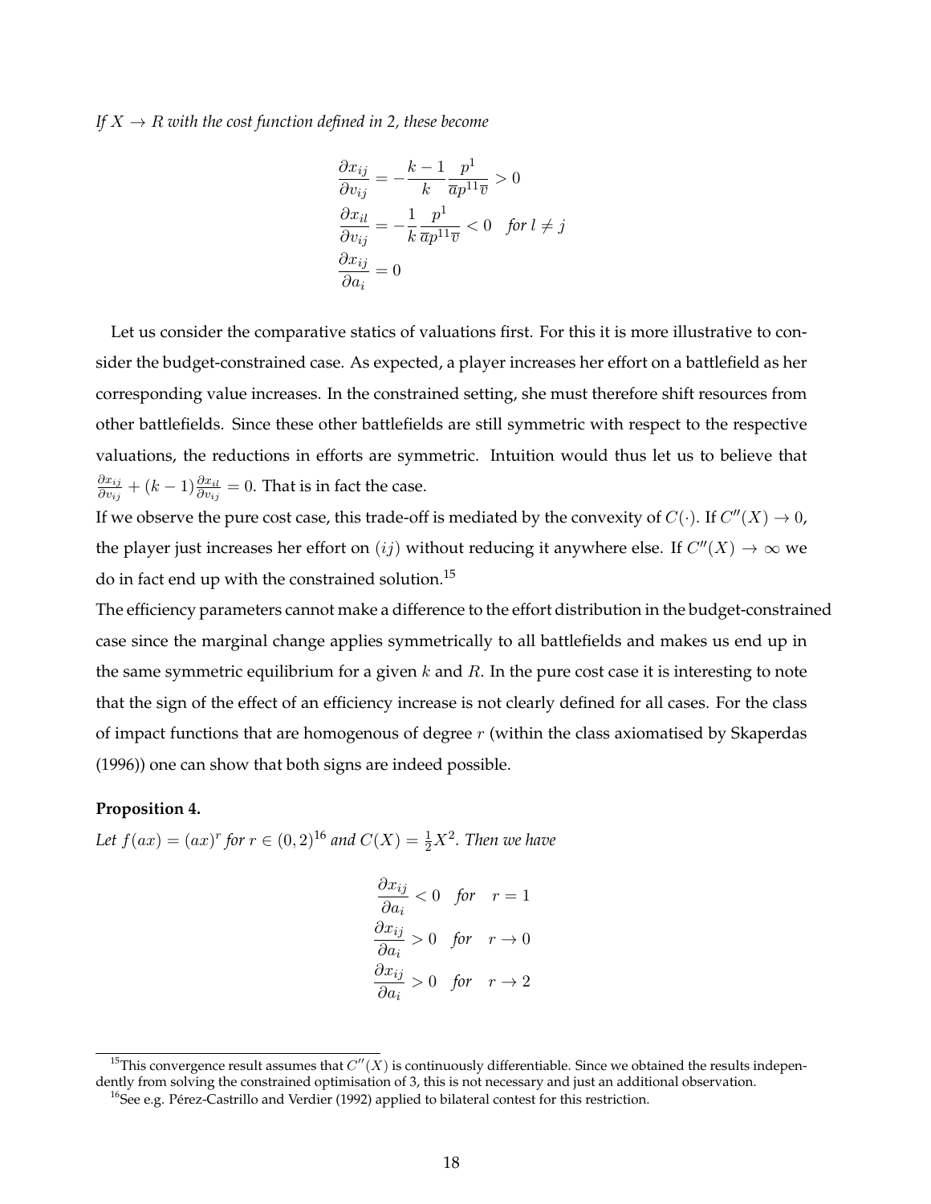*If $X \to R$ with the cost function defined in 2, these become*

$$
\begin{aligned}
\frac{\partial x_{ij}}{\partial v_{ij}} &= -\frac{k-1}{k}\frac{p^1}{\overline{a}p^{11}\overline{v}} > 0 \\
\frac{\partial x_{il}}{\partial v_{ij}} &= -\frac{1}{k}\frac{p^1}{\overline{a}p^{11}\overline{v}} < 0 \quad \textit{for } l \neq j \\
\frac{\partial x_{ij}}{\partial a_i} &= 0
\end{aligned}
$$

Let us consider the comparative statics of valuations first. For this it is more illustrative to consider the budget-constrained case. As expected, a player increases her effort on a battlefield as her corresponding value increases. In the constrained setting, she must therefore shift resources from other battlefields. Since these other battlefields are still symmetric with respect to the respective valuations, the reductions in efforts are symmetric. Intuition would thus let us to believe that $\frac{\partial x_{ij}}{\partial v_{ij}} + (k-1)\frac{\partial x_{il}}{\partial v_{ij}} = 0$. That is in fact the case.

If we observe the pure cost case, this trade-off is mediated by the convexity of $C(\cdot)$. If $C''(X) \to 0$, the player just increases her effort on $(ij)$ without reducing it anywhere else. If $C''(X) \to \infty$ we do in fact end up with the constrained solution.[15]

The efficiency parameters cannot make a difference to the effort distribution in the budget-constrained case since the marginal change applies symmetrically to all battlefields and makes us end up in the same symmetric equilibrium for a given $k$ and $R$. In the pure cost case it is interesting to note that the sign of the effect of an efficiency increase is not clearly defined for all cases. For the class of impact functions that are homogenous of degree $r$ (within the class axiomatised by Skaperdas (1996)) one can show that both signs are indeed possible.

**Proposition 4.**

*Let $f(ax) = (ax)^r$ for $r \in (0, 2)$[16] and $C(X) = \frac{1}{2}X^2$. Then we have*

$$
\begin{aligned}
\frac{\partial x_{ij}}{\partial a_i} &< 0 \quad \textit{for} \quad r = 1 \\
\frac{\partial x_{ij}}{\partial a_i} &> 0 \quad \textit{for} \quad r \to 0 \\
\frac{\partial x_{ij}}{\partial a_i} &> 0 \quad \textit{for} \quad r \to 2
\end{aligned}
$$

[15] This convergence result assumes that $C''(X)$ is continuously differentiable. Since we obtained the results independently from solving the constrained optimisation of 3, this is not necessary and just an additional observation.

[16] See e.g. Pérez-Castrillo and Verdier (1992) applied to bilateral contest for this restriction.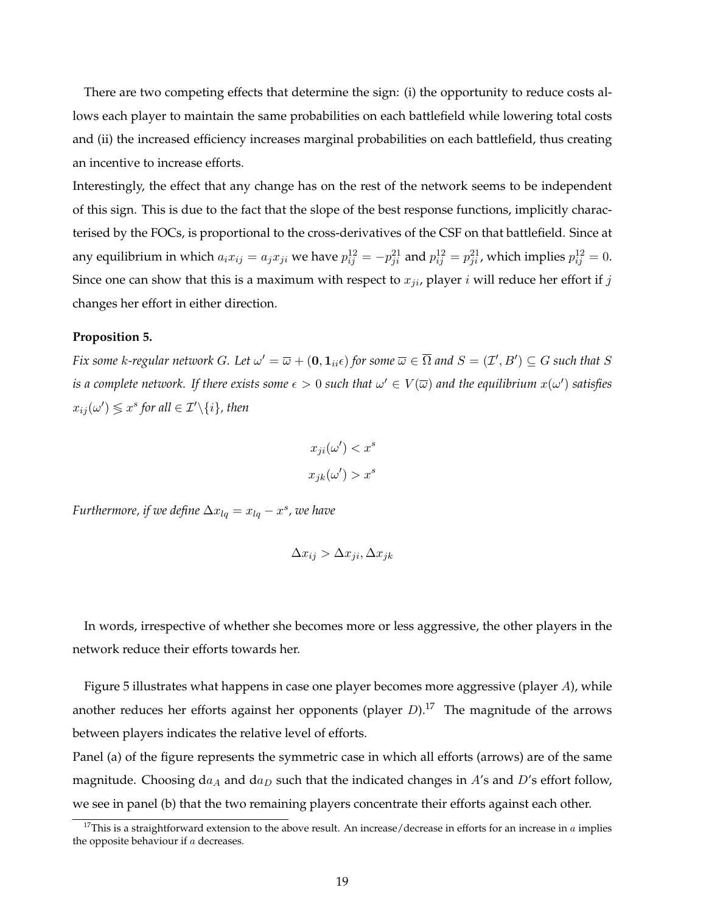There are two competing effects that determine the sign: (i) the opportunity to reduce costs allows each player to maintain the same probabilities on each battlefield while lowering total costs and (ii) the increased efficiency increases marginal probabilities on each battlefield, thus creating an incentive to increase efforts.

Interestingly, the effect that any change has on the rest of the network seems to be independent of this sign. This is due to the fact that the slope of the best response functions, implicitly characterised by the FOCs, is proportional to the cross-derivatives of the CSF on that battlefield. Since at any equilibrium in which $a_i x_{ij} = a_j x_{ji}$ we have $p_{ij}^{12} = -p_{ji}^{21}$ and $p_{ij}^{12} = p_{ji}^{21}$, which implies $p_{ij}^{12} = 0$. Since one can show that this is a maximum with respect to $x_{ji}$, player $i$ will reduce her effort if $j$ changes her effort in either direction.

**Proposition 5.**

*Fix some $k$-regular network $G$. Let $\omega' = \overline{\varpi} + (\mathbf{0}, \mathbf{1}_{ii}\epsilon)$ for some $\overline{\varpi} \in \overline{\Omega}$ and $S = (\mathcal{I}', B') \subseteq G$ such that $S$ is a complete network. If there exists some $\epsilon > 0$ such that $\omega' \in V(\overline{\varpi})$ and the equilibrium $x(\omega')$ satisfies $x_{ij}(\omega') \lesseqgtr x^s$ for all $\in \mathcal{I}' \backslash \{i\}$, then*

$$x_{ji}(\omega') < x^s$$

$$x_{jk}(\omega') > x^s$$

*Furthermore, if we define $\Delta x_{lq} = x_{lq} - x^s$, we have*

$$\Delta x_{ij} > \Delta x_{ji}, \Delta x_{jk}$$

In words, irrespective of whether she becomes more or less aggressive, the other players in the network reduce their efforts towards her.

Figure 5 illustrates what happens in case one player becomes more aggressive (player $A$), while another reduces her efforts against her opponents (player $D$).[17] The magnitude of the arrows between players indicates the relative level of efforts.

Panel (a) of the figure represents the symmetric case in which all efforts (arrows) are of the same magnitude. Choosing $\mathrm{d}a_A$ and $\mathrm{d}a_D$ such that the indicated changes in $A$'s and $D$'s effort follow, we see in panel (b) that the two remaining players concentrate their efforts against each other.

[17] This is a straightforward extension to the above result. An increase/decrease in efforts for an increase in $a$ implies the opposite behaviour if $a$ decreases.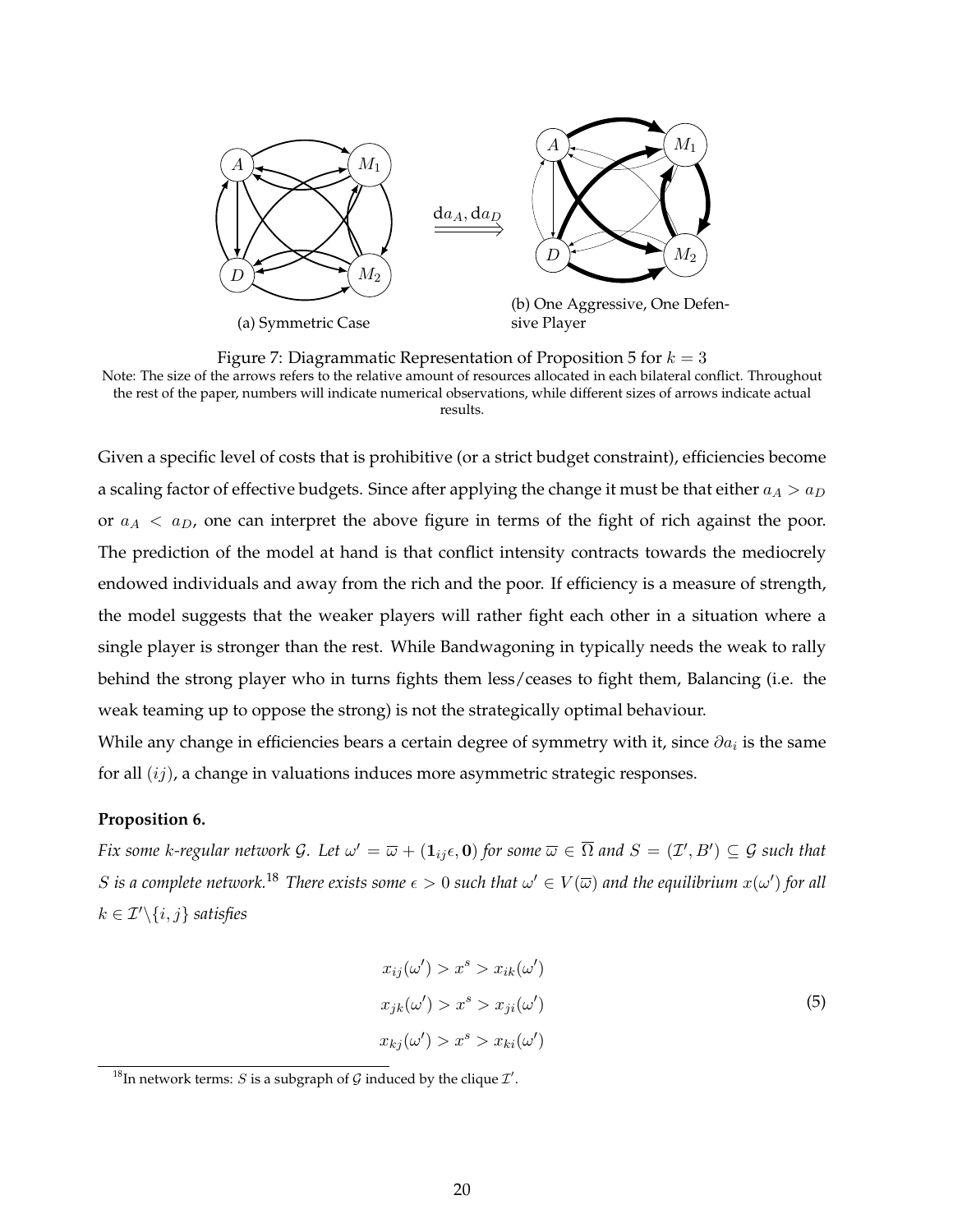(a) Symmetric Case

(b) One Aggressive, One Defensive Player

Figure 7: Diagrammatic Representation of Proposition 5 for $k = 3$

Note: The size of the arrows refers to the relative amount of resources allocated in each bilateral conflict. Throughout the rest of the paper, numbers will indicate numerical observations, while different sizes of arrows indicate actual results.

Given a specific level of costs that is prohibitive (or a strict budget constraint), efficiencies become a scaling factor of effective budgets. Since after applying the change it must be that either $a_A > a_D$ or $a_A < a_D$, one can interpret the above figure in terms of the fight of rich against the poor. The prediction of the model at hand is that conflict intensity contracts towards the mediocrely endowed individuals and away from the rich and the poor. If efficiency is a measure of strength, the model suggests that the weaker players will rather fight each other in a situation where a single player is stronger than the rest. While Bandwagoning in typically needs the weak to rally behind the strong player who in turns fights them less/ceases to fight them, Balancing (i.e. the weak teaming up to oppose the strong) is not the strategically optimal behaviour.

While any change in efficiencies bears a certain degree of symmetry with it, since $\partial a_i$ is the same for all $(ij)$, a change in valuations induces more asymmetric strategic responses.

**Proposition 6.**

*Fix some $k$-regular network $\mathcal{G}$. Let $\omega' = \overline{\omega} + (\mathbf{1}_{ij}\epsilon, \mathbf{0})$ for some $\overline{\omega} \in \overline{\Omega}$ and $S = (\mathcal{I}', B') \subseteq \mathcal{G}$ such that $S$ is a complete network.*[18] *There exists some $\epsilon > 0$ such that $\omega' \in V(\overline{\omega})$ and the equilibrium $x(\omega')$ for all $k \in \mathcal{I}' \backslash \{i, j\}$ satisfies*

$$
\begin{aligned}
x_{ij}(\omega') &> x^s > x_{ik}(\omega') \\
x_{jk}(\omega') &> x^s > x_{ji}(\omega') \\
x_{kj}(\omega') &> x^s > x_{ki}(\omega')
\end{aligned}
\tag{5}
$$

[18] In network terms: $S$ is a subgraph of $\mathcal{G}$ induced by the clique $\mathcal{I}'$.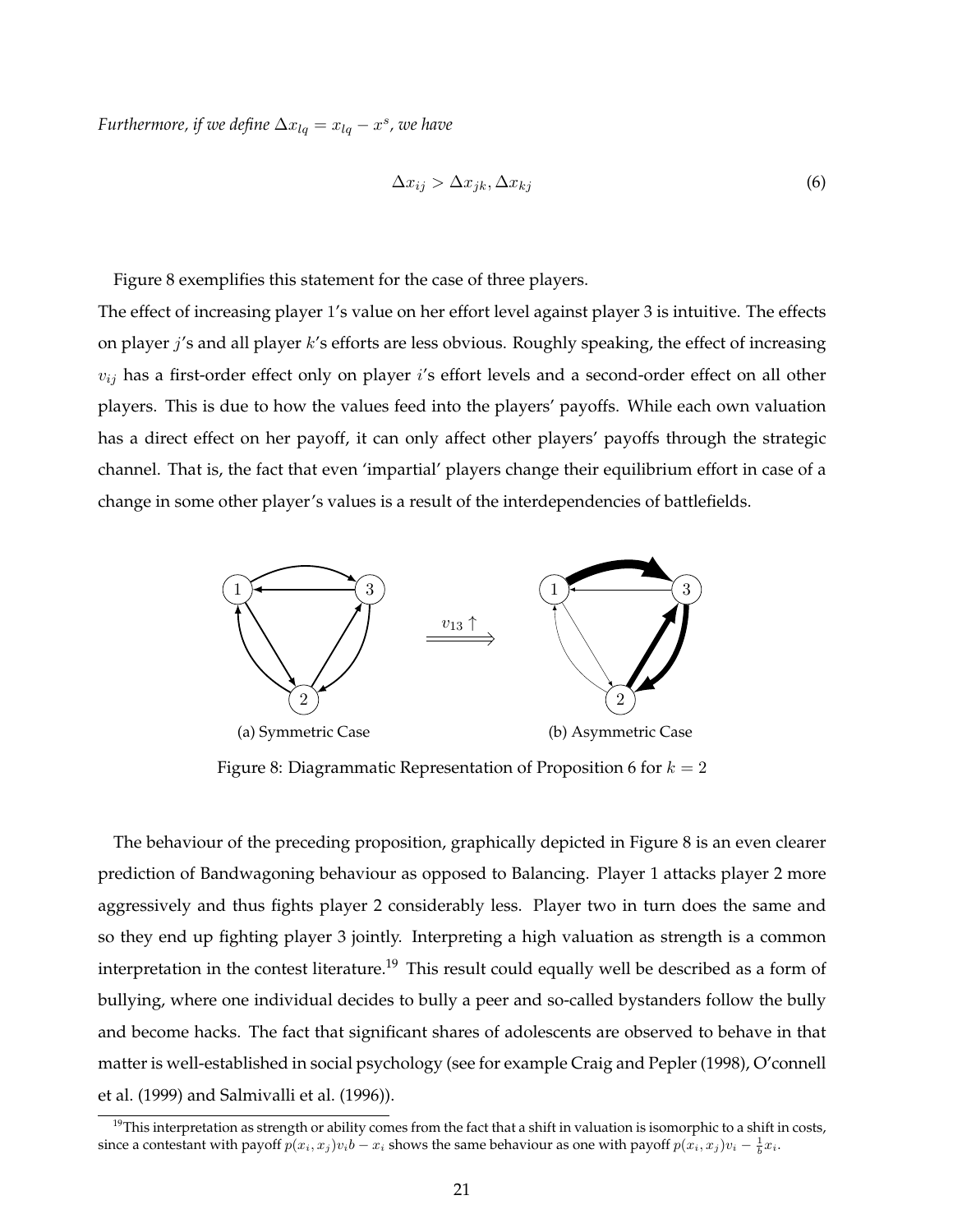*Furthermore, if we define $\Delta x_{lq} = x_{lq} - x^s$, we have*

$$\Delta x_{ij} > \Delta x_{jk}, \Delta x_{kj} \tag{6}$$

Figure 8 exemplifies this statement for the case of three players.

The effect of increasing player 1's value on her effort level against player 3 is intuitive. The effects on player $j$'s and all player $k$'s efforts are less obvious. Roughly speaking, the effect of increasing $v_{ij}$ has a first-order effect only on player $i$'s effort levels and a second-order effect on all other players. This is due to how the values feed into the players' payoffs. While each own valuation has a direct effect on her payoff, it can only affect other players' payoffs through the strategic channel. That is, the fact that even 'impartial' players change their equilibrium effort in case of a change in some other player's values is a result of the interdependencies of battlefields.

(a) Symmetric Case

(b) Asymmetric Case

Figure 8: Diagrammatic Representation of Proposition 6 for $k = 2$

The behaviour of the preceding proposition, graphically depicted in Figure 8 is an even clearer prediction of Bandwagoning behaviour as opposed to Balancing. Player 1 attacks player 2 more aggressively and thus fights player 2 considerably less. Player two in turn does the same and so they end up fighting player 3 jointly. Interpreting a high valuation as strength is a common interpretation in the contest literature.[19] This result could equally well be described as a form of bullying, where one individual decides to bully a peer and so-called bystanders follow the bully and become hacks. The fact that significant shares of adolescents are observed to behave in that matter is well-established in social psychology (see for example Craig and Pepler (1998), O'connell et al. (1999) and Salmivalli et al. (1996)).

[19] This interpretation as strength or ability comes from the fact that a shift in valuation is isomorphic to a shift in costs, since a contestant with payoff $p(x_i, x_j)v_i b - x_i$ shows the same behaviour as one with payoff $p(x_i, x_j)v_i - \frac{1}{b}x_i$.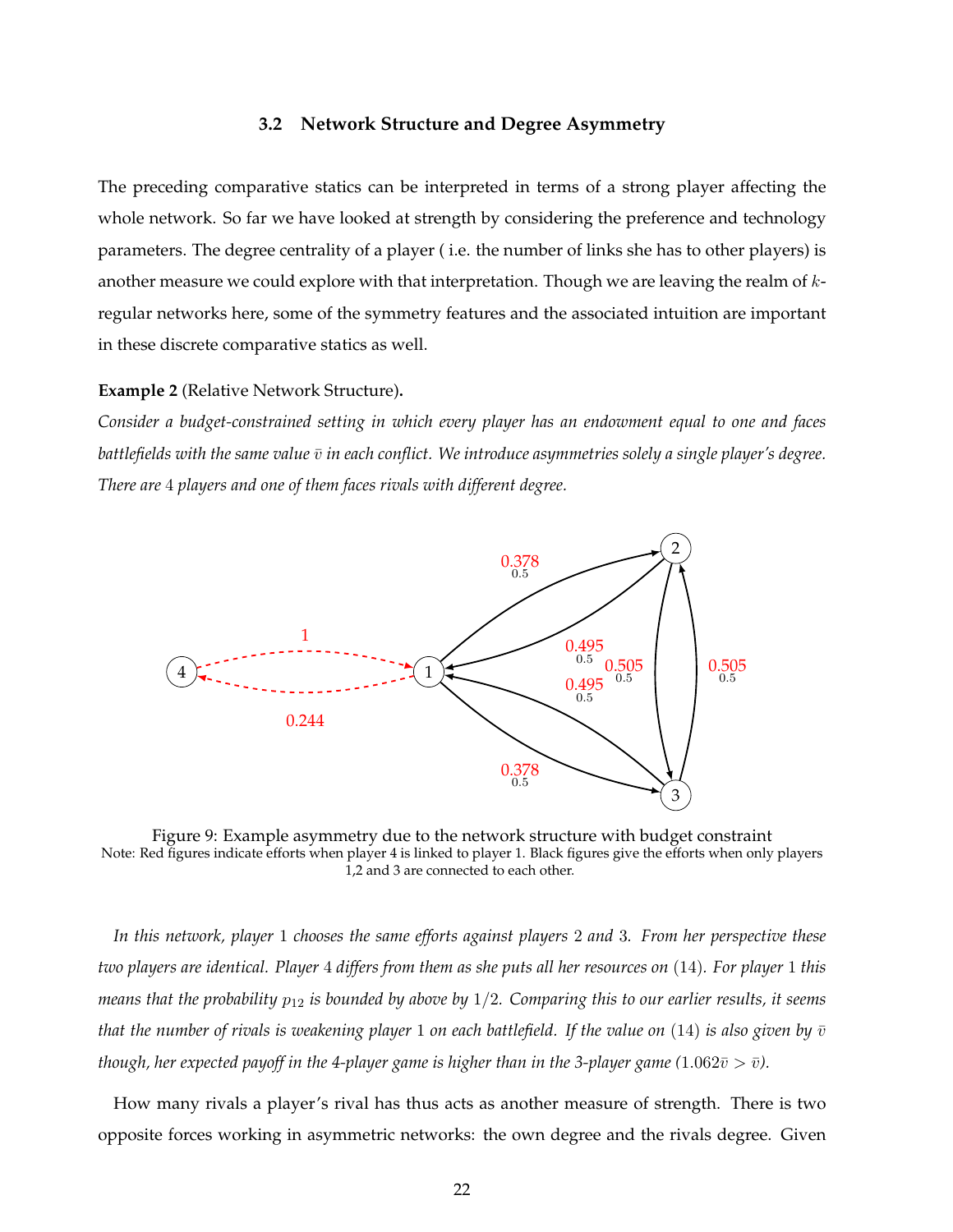### 3.2 Network Structure and Degree Asymmetry

The preceding comparative statics can be interpreted in terms of a strong player affecting the whole network. So far we have looked at strength by considering the preference and technology parameters. The degree centrality of a player ( i.e. the number of links she has to other players) is another measure we could explore with that interpretation. Though we are leaving the realm of $k$-regular networks here, some of the symmetry features and the associated intuition are important in these discrete comparative statics as well.

**Example 2** (Relative Network Structure)**.**

*Consider a budget-constrained setting in which every player has an endowment equal to one and faces battlefields with the same value $\bar{v}$ in each conflict. We introduce asymmetries solely a single player's degree. There are 4 players and one of them faces rivals with different degree.*

Figure 9: Example asymmetry due to the network structure with budget constraint
Note: Red figures indicate efforts when player 4 is linked to player 1. Black figures give the efforts when only players 1,2 and 3 are connected to each other.

*In this network, player 1 chooses the same efforts against players 2 and 3. From her perspective these two players are identical. Player 4 differs from them as she puts all her resources on (14). For player 1 this means that the probability $p_{12}$ is bounded by above by $1/2$. Comparing this to our earlier results, it seems that the number of rivals is weakening player 1 on each battlefield. If the value on (14) is also given by $\bar{v}$ though, her expected payoff in the 4-player game is higher than in the 3-player game ($1.062\bar{v} > \bar{v}$).*

How many rivals a player's rival has thus acts as another measure of strength. There is two opposite forces working in asymmetric networks: the own degree and the rivals degree. Given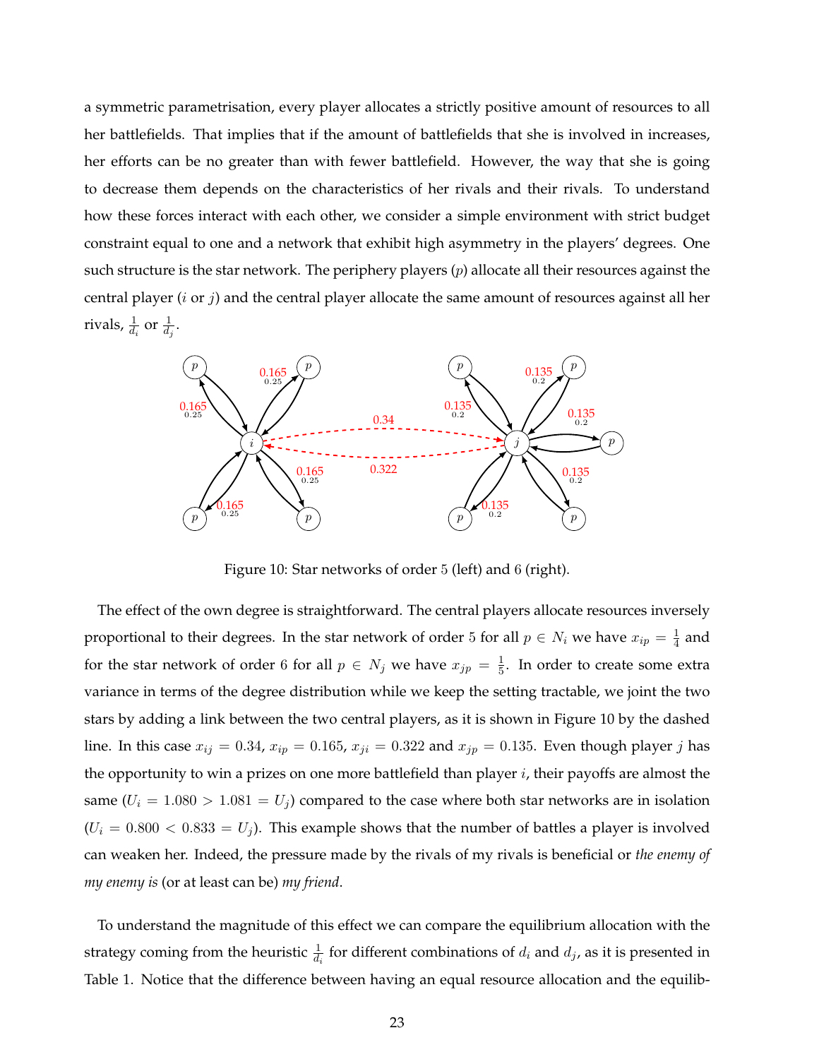a symmetric parametrisation, every player allocates a strictly positive amount of resources to all her battlefields. That implies that if the amount of battlefields that she is involved in increases, her efforts can be no greater than with fewer battlefield. However, the way that she is going to decrease them depends on the characteristics of her rivals and their rivals. To understand how these forces interact with each other, we consider a simple environment with strict budget constraint equal to one and a network that exhibit high asymmetry in the players' degrees. One such structure is the star network. The periphery players ($p$) allocate all their resources against the central player ($i$ or $j$) and the central player allocate the same amount of resources against all her rivals, $\frac{1}{d_i}$ or $\frac{1}{d_j}$.

Figure 10: Star networks of order 5 (left) and 6 (right).

The effect of the own degree is straightforward. The central players allocate resources inversely proportional to their degrees. In the star network of order 5 for all $p \in N_i$ we have $x_{ip} = \frac{1}{4}$ and for the star network of order 6 for all $p \in N_j$ we have $x_{jp} = \frac{1}{5}$. In order to create some extra variance in terms of the degree distribution while we keep the setting tractable, we joint the two stars by adding a link between the two central players, as it is shown in Figure 10 by the dashed line. In this case $x_{ij} = 0.34$, $x_{ip} = 0.165$, $x_{ji} = 0.322$ and $x_{jp} = 0.135$. Even though player $j$ has the opportunity to win a prizes on one more battlefield than player $i$, their payoffs are almost the same ($U_i = 1.080 > 1.081 = U_j$) compared to the case where both star networks are in isolation ($U_i = 0.800 < 0.833 = U_j$). This example shows that the number of battles a player is involved can weaken her. Indeed, the pressure made by the rivals of my rivals is beneficial or *the enemy of my enemy is* (or at least can be) *my friend*.

To understand the magnitude of this effect we can compare the equilibrium allocation with the strategy coming from the heuristic $\frac{1}{d_i}$ for different combinations of $d_i$ and $d_j$, as it is presented in Table 1. Notice that the difference between having an equal resource allocation and the equilib-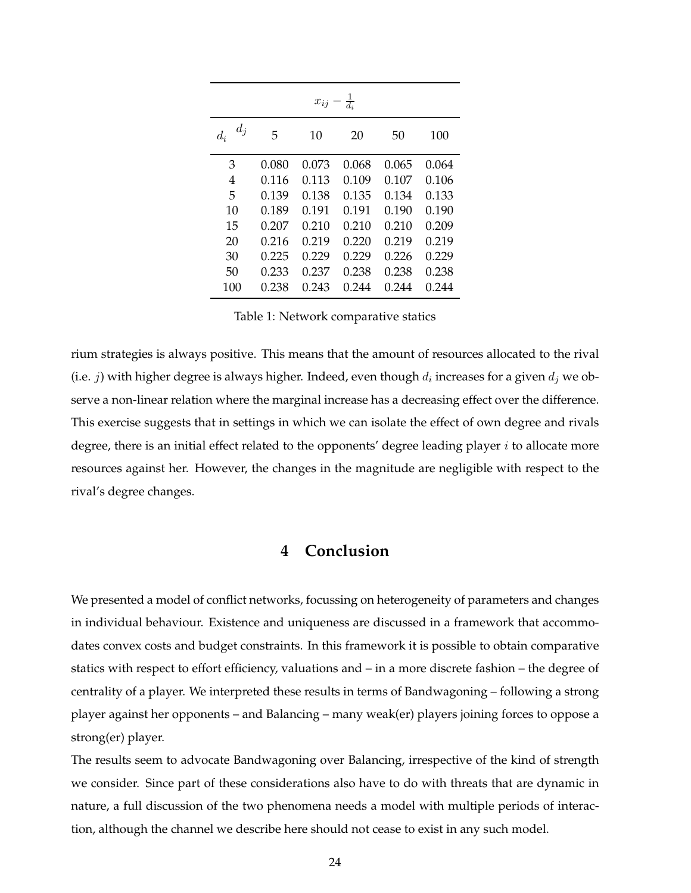| $x_{ij} - \frac{1}{d_i}$ | | | | | |
|---|---|---|---|---|---|
| $d_i$ \ $d_j$ | 5 | 10 | 20 | 50 | 100 |
| 3 | 0.080 | 0.073 | 0.068 | 0.065 | 0.064 |
| 4 | 0.116 | 0.113 | 0.109 | 0.107 | 0.106 |
| 5 | 0.139 | 0.138 | 0.135 | 0.134 | 0.133 |
| 10 | 0.189 | 0.191 | 0.191 | 0.190 | 0.190 |
| 15 | 0.207 | 0.210 | 0.210 | 0.210 | 0.209 |
| 20 | 0.216 | 0.219 | 0.220 | 0.219 | 0.219 |
| 30 | 0.225 | 0.229 | 0.229 | 0.226 | 0.229 |
| 50 | 0.233 | 0.237 | 0.238 | 0.238 | 0.238 |
| 100 | 0.238 | 0.243 | 0.244 | 0.244 | 0.244 |

Table 1: Network comparative statics

rium strategies is always positive. This means that the amount of resources allocated to the rival (i.e. $j$) with higher degree is always higher. Indeed, even though $d_i$ increases for a given $d_j$ we observe a non-linear relation where the marginal increase has a decreasing effect over the difference. This exercise suggests that in settings in which we can isolate the effect of own degree and rivals degree, there is an initial effect related to the opponents' degree leading player $i$ to allocate more resources against her. However, the changes in the magnitude are negligible with respect to the rival's degree changes.

# 4 Conclusion

We presented a model of conflict networks, focussing on heterogeneity of parameters and changes in individual behaviour. Existence and uniqueness are discussed in a framework that accommodates convex costs and budget constraints. In this framework it is possible to obtain comparative statics with respect to effort efficiency, valuations and – in a more discrete fashion – the degree of centrality of a player. We interpreted these results in terms of Bandwagoning – following a strong player against her opponents – and Balancing – many weak(er) players joining forces to oppose a strong(er) player.

The results seem to advocate Bandwagoning over Balancing, irrespective of the kind of strength we consider. Since part of these considerations also have to do with threats that are dynamic in nature, a full discussion of the two phenomena needs a model with multiple periods of interaction, although the channel we describe here should not cease to exist in any such model.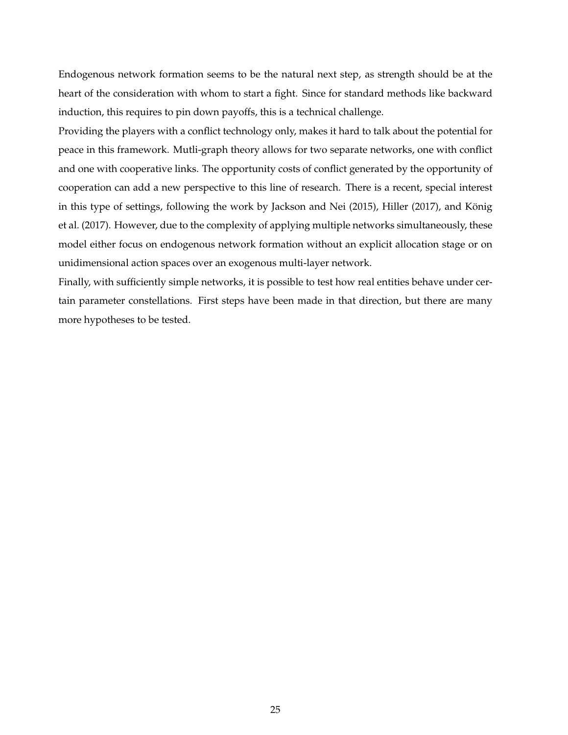Endogenous network formation seems to be the natural next step, as strength should be at the heart of the consideration with whom to start a fight. Since for standard methods like backward induction, this requires to pin down payoffs, this is a technical challenge.

Providing the players with a conflict technology only, makes it hard to talk about the potential for peace in this framework. Mutli-graph theory allows for two separate networks, one with conflict and one with cooperative links. The opportunity costs of conflict generated by the opportunity of cooperation can add a new perspective to this line of research. There is a recent, special interest in this type of settings, following the work by Jackson and Nei (2015), Hiller (2017), and König et al. (2017). However, due to the complexity of applying multiple networks simultaneously, these model either focus on endogenous network formation without an explicit allocation stage or on unidimensional action spaces over an exogenous multi-layer network.

Finally, with sufficiently simple networks, it is possible to test how real entities behave under certain parameter constellations. First steps have been made in that direction, but there are many more hypotheses to be tested.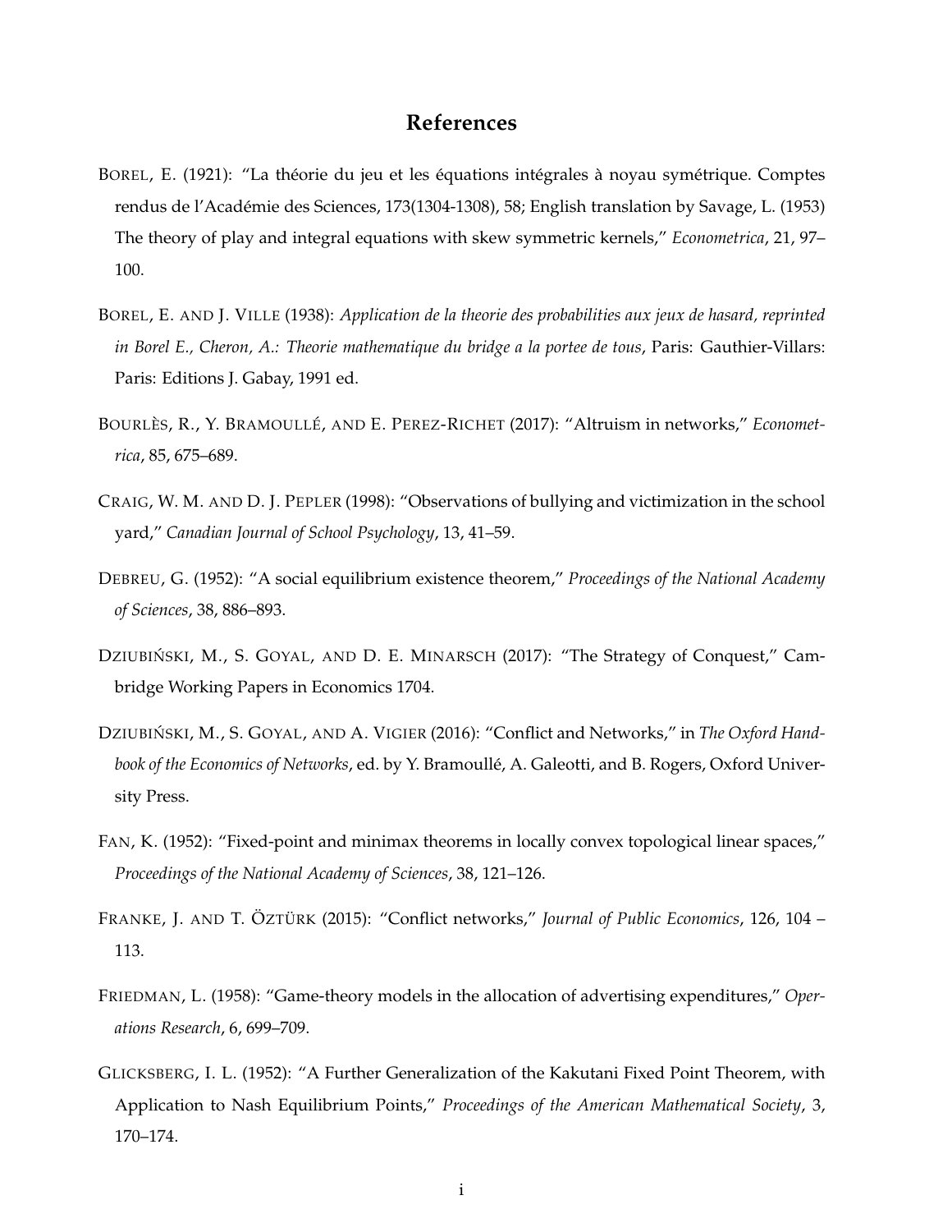## References

BOREL, E. (1921): "La théorie du jeu et les équations intégrales à noyau symétrique. Comptes rendus de l'Académie des Sciences, 173(1304-1308), 58; English translation by Savage, L. (1953) The theory of play and integral equations with skew symmetric kernels," *Econometrica*, 21, 97–100.

BOREL, E. AND J. VILLE (1938): *Application de la theorie des probabilities aux jeux de hasard, reprinted in Borel E., Cheron, A.: Theorie mathematique du bridge a la portee de tous*, Paris: Gauthier-Villars: Paris: Editions J. Gabay, 1991 ed.

BOURLÈS, R., Y. BRAMOULLÉ, AND E. PEREZ-RICHET (2017): "Altruism in networks," *Econometrica*, 85, 675–689.

CRAIG, W. M. AND D. J. PEPLER (1998): "Observations of bullying and victimization in the school yard," *Canadian Journal of School Psychology*, 13, 41–59.

DEBREU, G. (1952): "A social equilibrium existence theorem," *Proceedings of the National Academy of Sciences*, 38, 886–893.

DZIUBIŃSKI, M., S. GOYAL, AND D. E. MINARSCH (2017): "The Strategy of Conquest," Cambridge Working Papers in Economics 1704.

DZIUBIŃSKI, M., S. GOYAL, AND A. VIGIER (2016): "Conflict and Networks," in *The Oxford Handbook of the Economics of Networks*, ed. by Y. Bramoullé, A. Galeotti, and B. Rogers, Oxford University Press.

FAN, K. (1952): "Fixed-point and minimax theorems in locally convex topological linear spaces," *Proceedings of the National Academy of Sciences*, 38, 121–126.

FRANKE, J. AND T. ÖZTÜRK (2015): "Conflict networks," *Journal of Public Economics*, 126, 104 – 113.

FRIEDMAN, L. (1958): "Game-theory models in the allocation of advertising expenditures," *Operations Research*, 6, 699–709.

GLICKSBERG, I. L. (1952): "A Further Generalization of the Kakutani Fixed Point Theorem, with Application to Nash Equilibrium Points," *Proceedings of the American Mathematical Society*, 3, 170–174.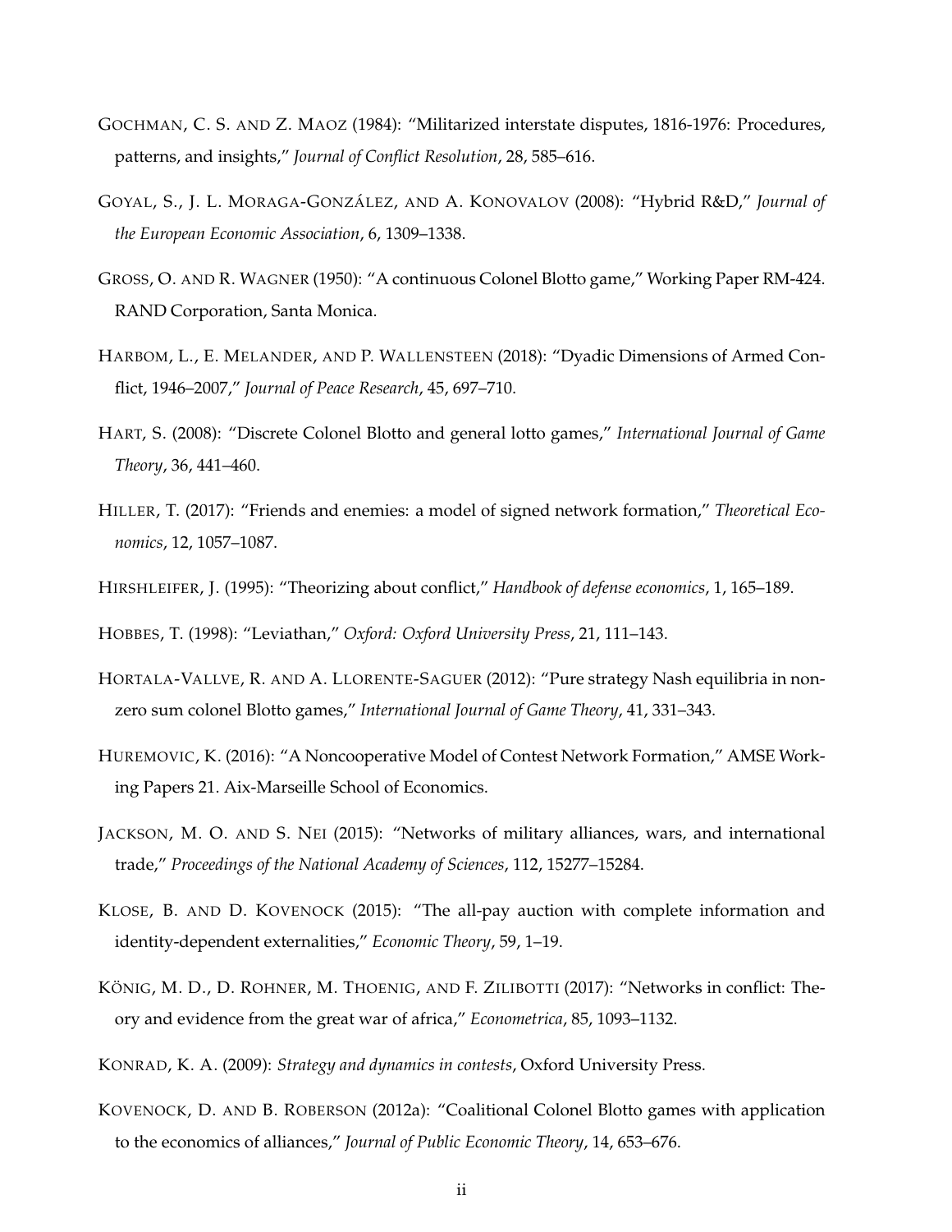GOCHMAN, C. S. AND Z. MAOZ (1984): "Militarized interstate disputes, 1816-1976: Procedures, patterns, and insights," *Journal of Conflict Resolution*, 28, 585–616.

GOYAL, S., J. L. MORAGA-GONZÁLEZ, AND A. KONOVALOV (2008): "Hybrid R&D," *Journal of the European Economic Association*, 6, 1309–1338.

GROSS, O. AND R. WAGNER (1950): "A continuous Colonel Blotto game," Working Paper RM-424. RAND Corporation, Santa Monica.

HARBOM, L., E. MELANDER, AND P. WALLENSTEEN (2018): "Dyadic Dimensions of Armed Conflict, 1946–2007," *Journal of Peace Research*, 45, 697–710.

HART, S. (2008): "Discrete Colonel Blotto and general lotto games," *International Journal of Game Theory*, 36, 441–460.

HILLER, T. (2017): "Friends and enemies: a model of signed network formation," *Theoretical Economics*, 12, 1057–1087.

HIRSHLEIFER, J. (1995): "Theorizing about conflict," *Handbook of defense economics*, 1, 165–189.

HOBBES, T. (1998): "Leviathan," *Oxford: Oxford University Press*, 21, 111–143.

HORTALA-VALLVE, R. AND A. LLORENTE-SAGUER (2012): "Pure strategy Nash equilibria in non-zero sum colonel Blotto games," *International Journal of Game Theory*, 41, 331–343.

HUREMOVIC, K. (2016): "A Noncooperative Model of Contest Network Formation," AMSE Working Papers 21. Aix-Marseille School of Economics.

JACKSON, M. O. AND S. NEI (2015): "Networks of military alliances, wars, and international trade," *Proceedings of the National Academy of Sciences*, 112, 15277–15284.

KLOSE, B. AND D. KOVENOCK (2015): "The all-pay auction with complete information and identity-dependent externalities," *Economic Theory*, 59, 1–19.

KÖNIG, M. D., D. ROHNER, M. THOENIG, AND F. ZILIBOTTI (2017): "Networks in conflict: Theory and evidence from the great war of africa," *Econometrica*, 85, 1093–1132.

KONRAD, K. A. (2009): *Strategy and dynamics in contests*, Oxford University Press.

KOVENOCK, D. AND B. ROBERSON (2012a): "Coalitional Colonel Blotto games with application to the economics of alliances," *Journal of Public Economic Theory*, 14, 653–676.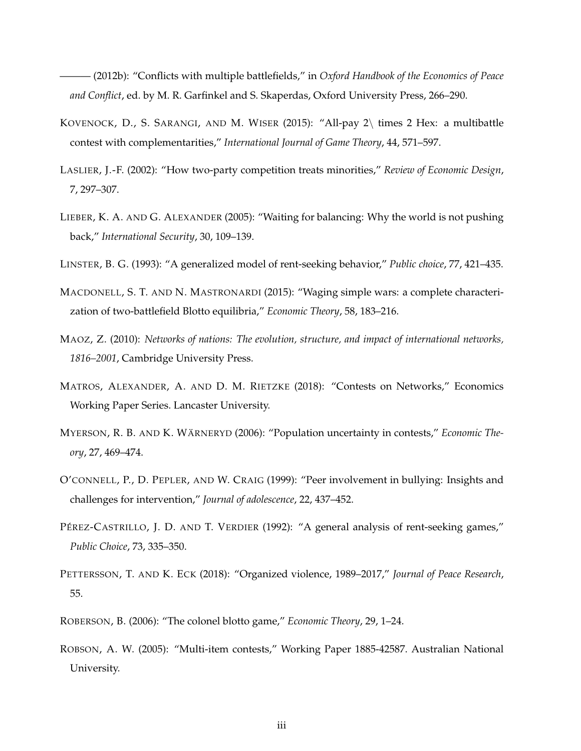——— (2012b): "Conflicts with multiple battlefields," in *Oxford Handbook of the Economics of Peace and Conflict*, ed. by M. R. Garfinkel and S. Skaperdas, Oxford University Press, 266–290.

KOVENOCK, D., S. SARANGI, AND M. WISER (2015): "All-pay 2\ times 2 Hex: a multibattle contest with complementarities," *International Journal of Game Theory*, 44, 571–597.

LASLIER, J.-F. (2002): "How two-party competition treats minorities," *Review of Economic Design*, 7, 297–307.

LIEBER, K. A. AND G. ALEXANDER (2005): "Waiting for balancing: Why the world is not pushing back," *International Security*, 30, 109–139.

LINSTER, B. G. (1993): "A generalized model of rent-seeking behavior," *Public choice*, 77, 421–435.

MACDONELL, S. T. AND N. MASTRONARDI (2015): "Waging simple wars: a complete characterization of two-battlefield Blotto equilibria," *Economic Theory*, 58, 183–216.

MAOZ, Z. (2010): *Networks of nations: The evolution, structure, and impact of international networks, 1816–2001*, Cambridge University Press.

MATROS, ALEXANDER, A. AND D. M. RIETZKE (2018): "Contests on Networks," Economics Working Paper Series. Lancaster University.

MYERSON, R. B. AND K. WÄRNERYD (2006): "Population uncertainty in contests," *Economic Theory*, 27, 469–474.

O'CONNELL, P., D. PEPLER, AND W. CRAIG (1999): "Peer involvement in bullying: Insights and challenges for intervention," *Journal of adolescence*, 22, 437–452.

PÉREZ-CASTRILLO, J. D. AND T. VERDIER (1992): "A general analysis of rent-seeking games," *Public Choice*, 73, 335–350.

PETTERSSON, T. AND K. ECK (2018): "Organized violence, 1989–2017," *Journal of Peace Research*, 55.

ROBERSON, B. (2006): "The colonel blotto game," *Economic Theory*, 29, 1–24.

ROBSON, A. W. (2005): "Multi-item contests," Working Paper 1885-42587. Australian National University.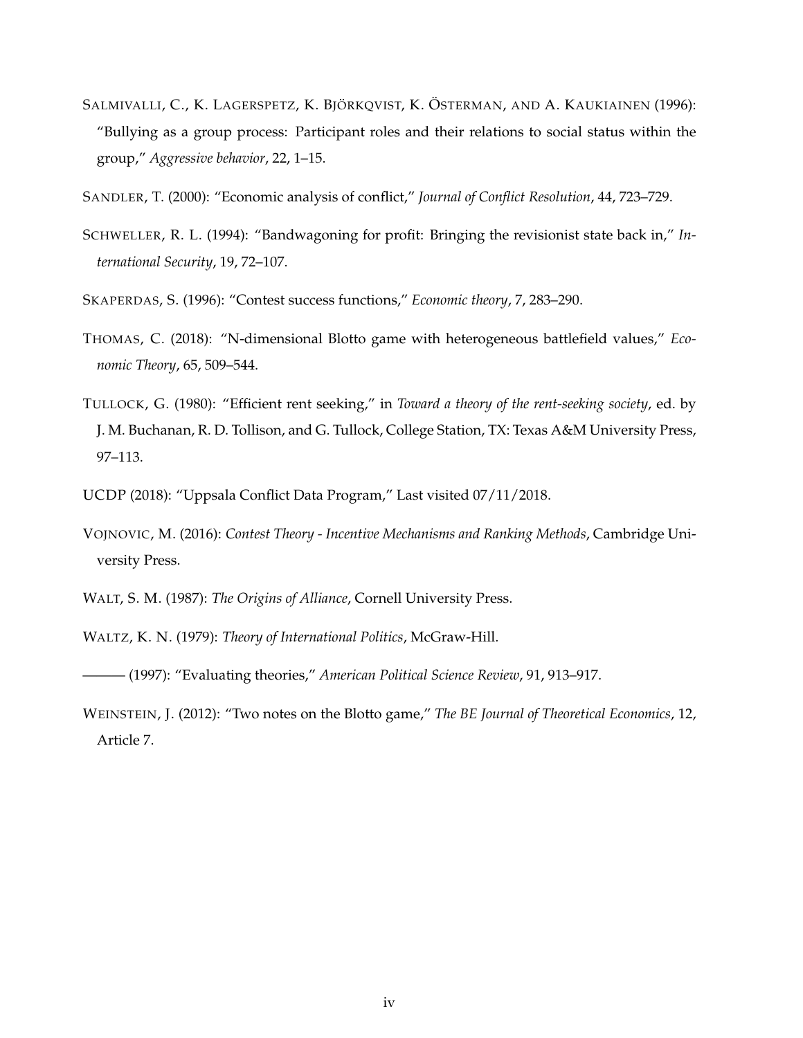SALMIVALLI, C., K. LAGERSPETZ, K. BJÖRKQVIST, K. ÖSTERMAN, AND A. KAUKIAINEN (1996): "Bullying as a group process: Participant roles and their relations to social status within the group," *Aggressive behavior*, 22, 1–15.

SANDLER, T. (2000): "Economic analysis of conflict," *Journal of Conflict Resolution*, 44, 723–729.

SCHWELLER, R. L. (1994): "Bandwagoning for profit: Bringing the revisionist state back in," *International Security*, 19, 72–107.

SKAPERDAS, S. (1996): "Contest success functions," *Economic theory*, 7, 283–290.

THOMAS, C. (2018): "N-dimensional Blotto game with heterogeneous battlefield values," *Economic Theory*, 65, 509–544.

TULLOCK, G. (1980): "Efficient rent seeking," in *Toward a theory of the rent-seeking society*, ed. by J. M. Buchanan, R. D. Tollison, and G. Tullock, College Station, TX: Texas A&M University Press, 97–113.

UCDP (2018): "Uppsala Conflict Data Program," Last visited 07/11/2018.

VOJNOVIC, M. (2016): *Contest Theory - Incentive Mechanisms and Ranking Methods*, Cambridge University Press.

WALT, S. M. (1987): *The Origins of Alliance*, Cornell University Press.

WALTZ, K. N. (1979): *Theory of International Politics*, McGraw-Hill.

——— (1997): "Evaluating theories," *American Political Science Review*, 91, 913–917.

WEINSTEIN, J. (2012): "Two notes on the Blotto game," *The BE Journal of Theoretical Economics*, 12, Article 7.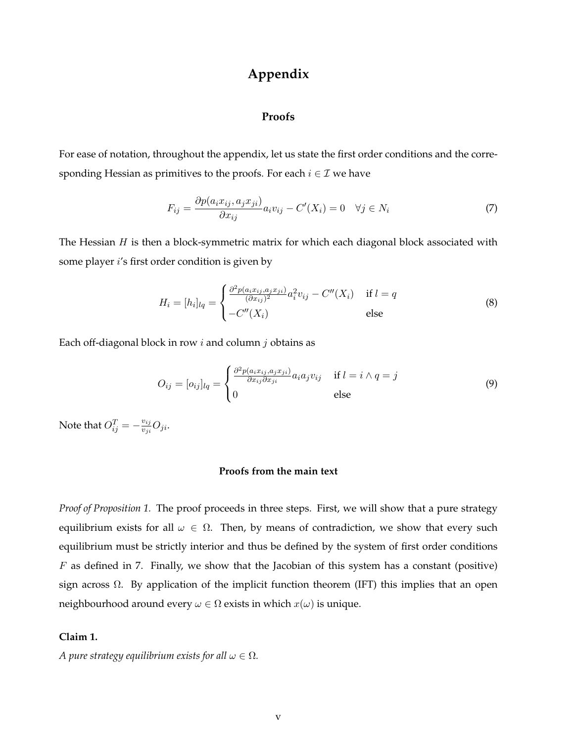# Appendix

## Proofs

For ease of notation, throughout the appendix, let us state the first order conditions and the corresponding Hessian as primitives to the proofs. For each $i \in \mathcal{I}$ we have

$$F_{ij} = \frac{\partial p(a_i x_{ij}, a_j x_{ji})}{\partial x_{ij}} a_i v_{ij} - C'(X_i) = 0 \quad \forall j \in N_i \tag{7}$$

The Hessian $H$ is then a block-symmetric matrix for which each diagonal block associated with some player $i$'s first order condition is given by

$$H_i = [h_i]_{lq} = \begin{cases} \frac{\partial^2 p(a_i x_{ij}, a_j x_{ji})}{(\partial x_{ij})^2} a_i^2 v_{ij} - C''(X_i) & \text{if } l = q \\ -C''(X_i) & \text{else} \end{cases} \tag{8}$$

Each off-diagonal block in row $i$ and column $j$ obtains as

$$O_{ij} = [o_{ij}]_{lq} = \begin{cases} \frac{\partial^2 p(a_i x_{ij}, a_j x_{ji})}{\partial x_{ij} \partial x_{ji}} a_i a_j v_{ij} & \text{if } l = i \wedge q = j \\ 0 & \text{else} \end{cases} \tag{9}$$

Note that $O_{ij}^T = -\frac{v_{ij}}{v_{ji}} O_{ji}$.

#### Proofs from the main text

*Proof of Proposition 1.* The proof proceeds in three steps. First, we will show that a pure strategy equilibrium exists for all $\omega \in \Omega$. Then, by means of contradiction, we show that every such equilibrium must be strictly interior and thus be defined by the system of first order conditions $F$ as defined in 7. Finally, we show that the Jacobian of this system has a constant (positive) sign across $\Omega$. By application of the implicit function theorem (IFT) this implies that an open neighbourhood around every $\omega \in \Omega$ exists in which $x(\omega)$ is unique.

**Claim 1.**

*A pure strategy equilibrium exists for all $\omega \in \Omega$.*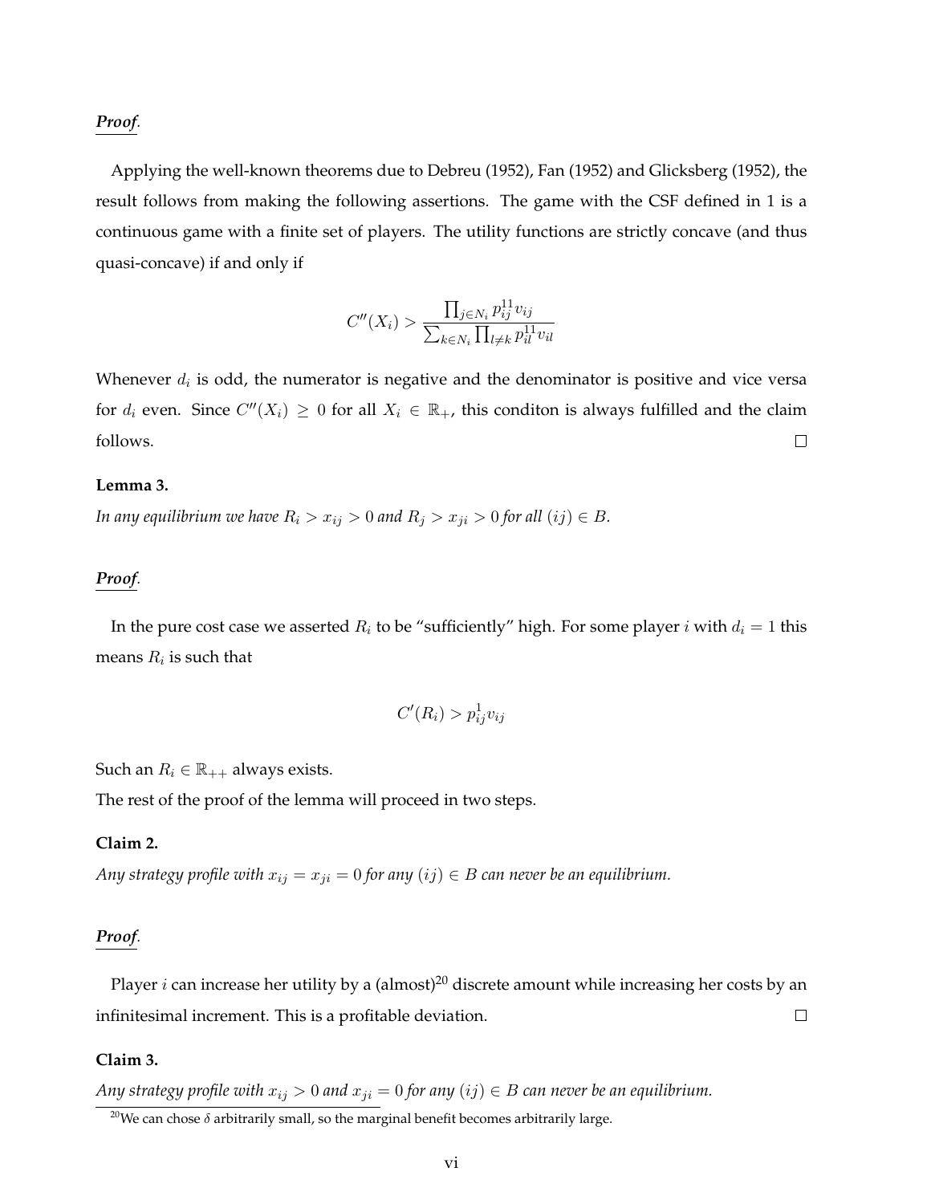***Proof.***

Applying the well-known theorems due to Debreu (1952), Fan (1952) and Glicksberg (1952), the result follows from making the following assertions. The game with the CSF defined in 1 is a continuous game with a finite set of players. The utility functions are strictly concave (and thus quasi-concave) if and only if

$$C''(X_i) > \frac{\prod_{j \in N_i} p_{ij}^{11} v_{ij}}{\sum_{k \in N_i} \prod_{l \neq k} p_{il}^{11} v_{il}}$$

Whenever $d_i$ is odd, the numerator is negative and the denominator is positive and vice versa for $d_i$ even. Since $C''(X_i) \geq 0$ for all $X_i \in \mathbb{R}_+$, this conditon is always fulfilled and the claim follows. □

**Lemma 3.**

*In any equilibrium we have $R_i > x_{ij} > 0$ and $R_j > x_{ji} > 0$ for all $(ij) \in B$.*

***Proof.***

In the pure cost case we asserted $R_i$ to be "sufficiently" high. For some player $i$ with $d_i = 1$ this means $R_i$ is such that

$$C'(R_i) > p_{ij}^{1} v_{ij}$$

Such an $R_i \in \mathbb{R}_{++}$ always exists.

The rest of the proof of the lemma will proceed in two steps.

**Claim 2.**

*Any strategy profile with $x_{ij} = x_{ji} = 0$ for any $(ij) \in B$ can never be an equilibrium.*

***Proof.***

Player $i$ can increase her utility by a (almost)[20] discrete amount while increasing her costs by an infinitesimal increment. This is a profitable deviation. □

**Claim 3.**

*Any strategy profile with $x_{ij} > 0$ and $x_{ji} = 0$ for any $(ij) \in B$ can never be an equilibrium.*

[20] We can chose $\delta$ arbitrarily small, so the marginal benefit becomes arbitrarily large.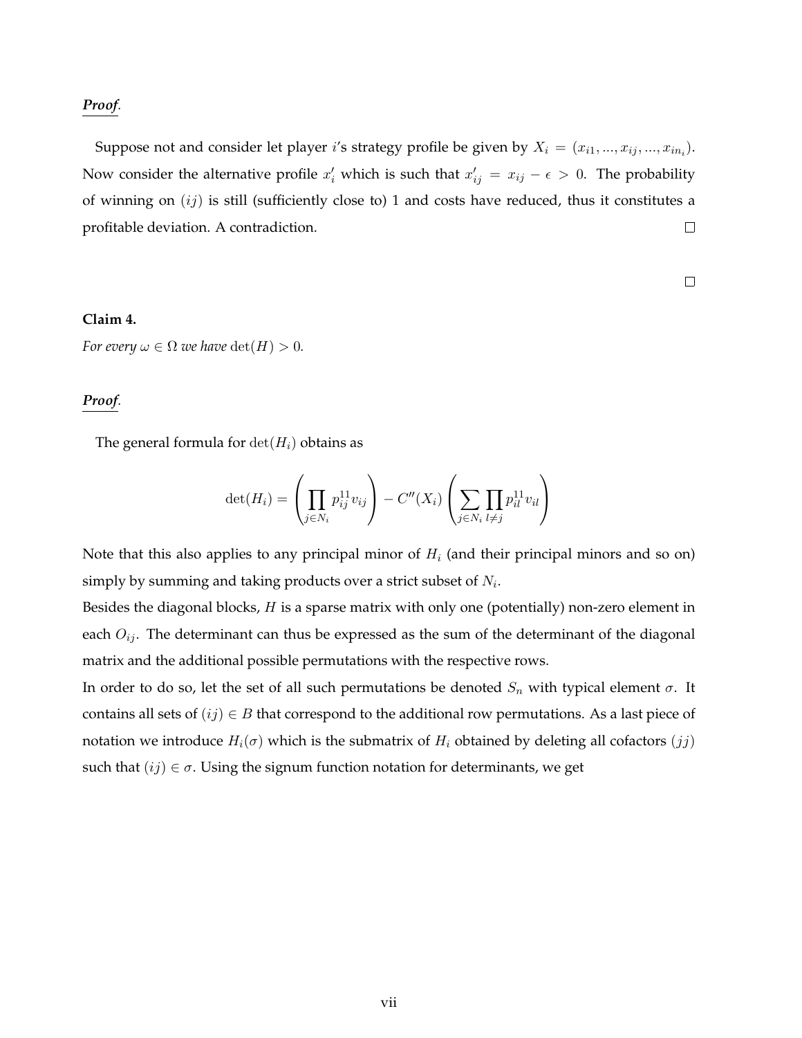***Proof.***

Suppose not and consider let player $i$'s strategy profile be given by $X_i = (x_{i1}, ..., x_{ij}, ..., x_{in_i})$. Now consider the alternative profile $x'_i$ which is such that $x'_{ij} = x_{ij} - \epsilon > 0$. The probability of winning on $(ij)$ is still (sufficiently close to) 1 and costs have reduced, thus it constitutes a profitable deviation. A contradiction. $\square$

$\square$

**Claim 4.**

*For every $\omega \in \Omega$ we have $\det(H) > 0$.*

***Proof.***

The general formula for $\det(H_i)$ obtains as

$$\det(H_i) = \left( \prod_{j \in N_i} p_{ij}^{11} v_{ij} \right) - C''(X_i) \left( \sum_{j \in N_i} \prod_{l \neq j} p_{il}^{11} v_{il} \right)$$

Note that this also applies to any principal minor of $H_i$ (and their principal minors and so on) simply by summing and taking products over a strict subset of $N_i$.

Besides the diagonal blocks, $H$ is a sparse matrix with only one (potentially) non-zero element in each $O_{ij}$. The determinant can thus be expressed as the sum of the determinant of the diagonal matrix and the additional possible permutations with the respective rows.

In order to do so, let the set of all such permutations be denoted $S_n$ with typical element $\sigma$. It contains all sets of $(ij) \in B$ that correspond to the additional row permutations. As a last piece of notation we introduce $H_i(\sigma)$ which is the submatrix of $H_i$ obtained by deleting all cofactors $(jj)$ such that $(ij) \in \sigma$. Using the signum function notation for determinants, we get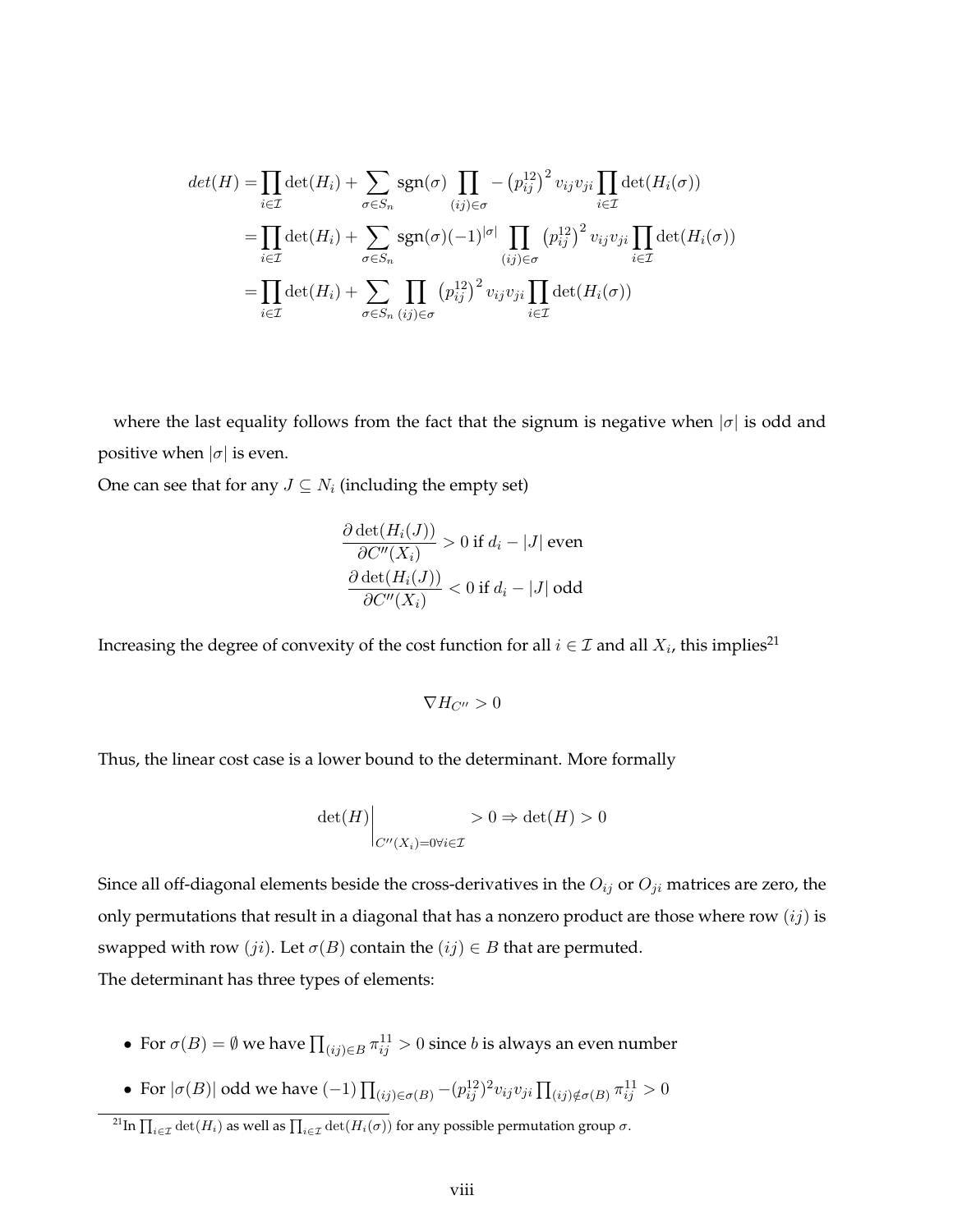$$
\begin{aligned}
det(H) &= \prod_{i\in\mathcal{I}} \det(H_i) + \sum_{\sigma\in S_n} \text{sgn}(\sigma) \prod_{(ij)\in\sigma} -\left(p_{ij}^{12}\right)^2 v_{ij}v_{ji} \prod_{i\in\mathcal{I}} \det(H_i(\sigma)) \\
&= \prod_{i\in\mathcal{I}} \det(H_i) + \sum_{\sigma\in S_n} \text{sgn}(\sigma)(-1)^{|\sigma|} \prod_{(ij)\in\sigma} \left(p_{ij}^{12}\right)^2 v_{ij}v_{ji} \prod_{i\in\mathcal{I}} \det(H_i(\sigma)) \\
&= \prod_{i\in\mathcal{I}} \det(H_i) + \sum_{\sigma\in S_n} \prod_{(ij)\in\sigma} \left(p_{ij}^{12}\right)^2 v_{ij}v_{ji} \prod_{i\in\mathcal{I}} \det(H_i(\sigma))
\end{aligned}
$$

where the last equality follows from the fact that the signum is negative when $|\sigma|$ is odd and positive when $|\sigma|$ is even.

One can see that for any $J \subseteq N_i$ (including the empty set)

$$
\frac{\partial \det(H_i(J))}{\partial C''(X_i)} > 0 \text{ if } d_i - |J| \text{ even}
$$

$$
\frac{\partial \det(H_i(J))}{\partial C''(X_i)} < 0 \text{ if } d_i - |J| \text{ odd}
$$

Increasing the degree of convexity of the cost function for all $i \in \mathcal{I}$ and all $X_i$, this implies[21]

$$
\nabla H_{C''} > 0
$$

Thus, the linear cost case is a lower bound to the determinant. More formally

$$
\det(H)\Bigg|_{C''(X_i)=0\forall i\in\mathcal{I}} > 0 \Rightarrow \det(H) > 0
$$

Since all off-diagonal elements beside the cross-derivatives in the $O_{ij}$ or $O_{ji}$ matrices are zero, the only permutations that result in a diagonal that has a nonzero product are those where row $(ij)$ is swapped with row $(ji)$. Let $\sigma(B)$ contain the $(ij) \in B$ that are permuted.

The determinant has three types of elements:

- For $\sigma(B) = \emptyset$ we have $\prod_{(ij)\in B} \pi_{ij}^{11} > 0$ since $b$ is always an even number
- For $|\sigma(B)|$ odd we have $(-1)\prod_{(ij)\in\sigma(B)} -(p_{ij}^{12})^2 v_{ij}v_{ji} \prod_{(ij)\notin\sigma(B)} \pi_{ij}^{11} > 0$

[21] In $\prod_{i\in\mathcal{I}} \det(H_i)$ as well as $\prod_{i\in\mathcal{I}} \det(H_i(\sigma))$ for any possible permutation group $\sigma$.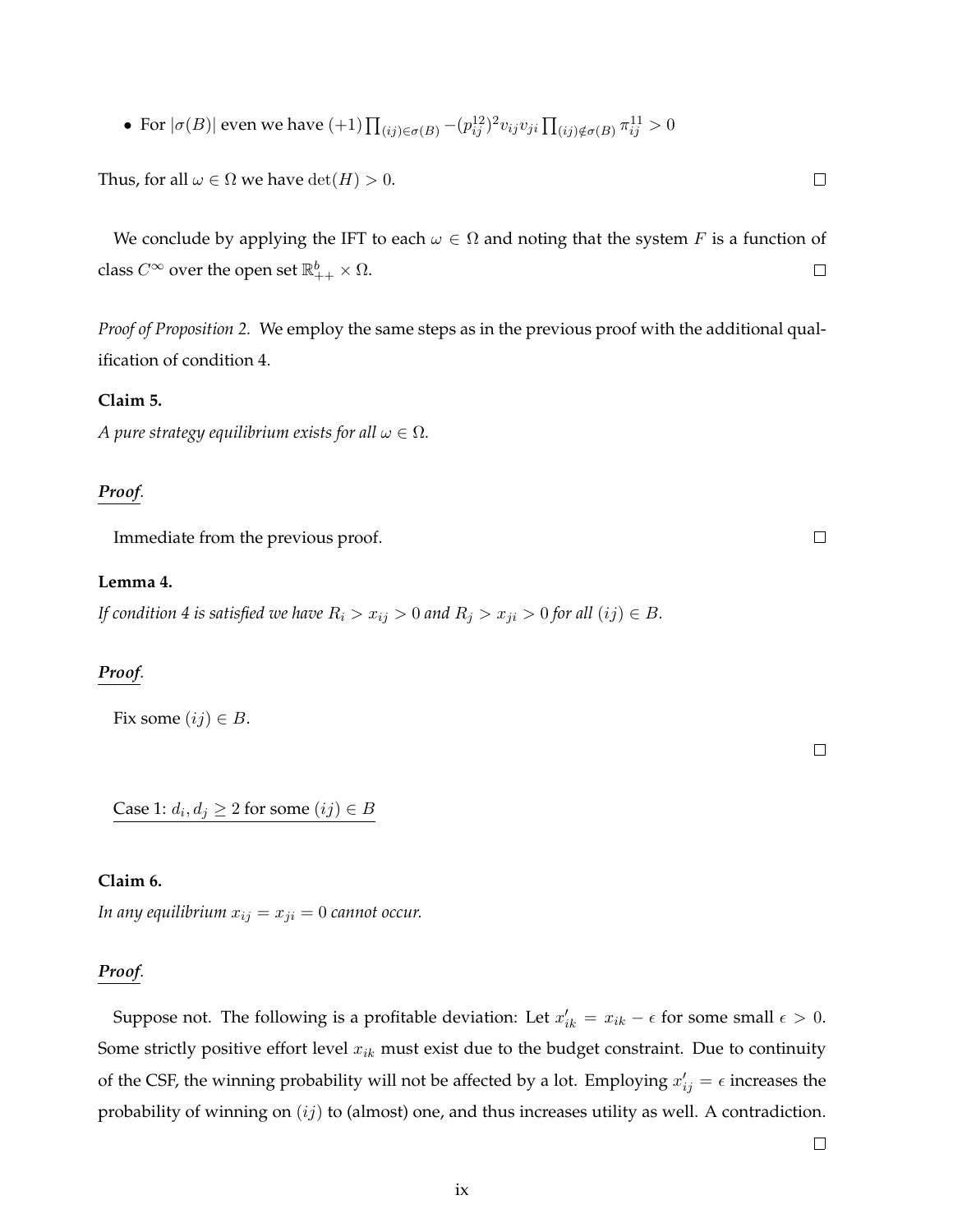- For $|\sigma(B)|$ even we have $(+1)\prod_{(ij)\in\sigma(B)} -(p_{ij}^{12})^2 v_{ij}v_{ji} \prod_{(ij)\notin\sigma(B)} \pi_{ij}^{11} > 0$

Thus, for all $\omega \in \Omega$ we have $\det(H) > 0$. □

We conclude by applying the IFT to each $\omega \in \Omega$ and noting that the system $F$ is a function of class $C^\infty$ over the open set $\mathbb{R}^b_{++} \times \Omega$. □

*Proof of Proposition 2.* We employ the same steps as in the previous proof with the additional qualification of condition 4.

**Claim 5.**

*A pure strategy equilibrium exists for all $\omega \in \Omega$.*

***Proof.***

Immediate from the previous proof. □

**Lemma 4.**

*If condition 4 is satisfied we have $R_i > x_{ij} > 0$ and $R_j > x_{ji} > 0$ for all $(ij) \in B$.*

***Proof.***

Fix some $(ij) \in B$.

□

Case 1: $d_i, d_j \geq 2$ for some $(ij) \in B$

**Claim 6.**

*In any equilibrium $x_{ij} = x_{ji} = 0$ cannot occur.*

***Proof.***

Suppose not. The following is a profitable deviation: Let $x'_{ik} = x_{ik} - \epsilon$ for some small $\epsilon > 0$. Some strictly positive effort level $x_{ik}$ must exist due to the budget constraint. Due to continuity of the CSF, the winning probability will not be affected by a lot. Employing $x'_{ij} = \epsilon$ increases the probability of winning on $(ij)$ to (almost) one, and thus increases utility as well. A contradiction.

□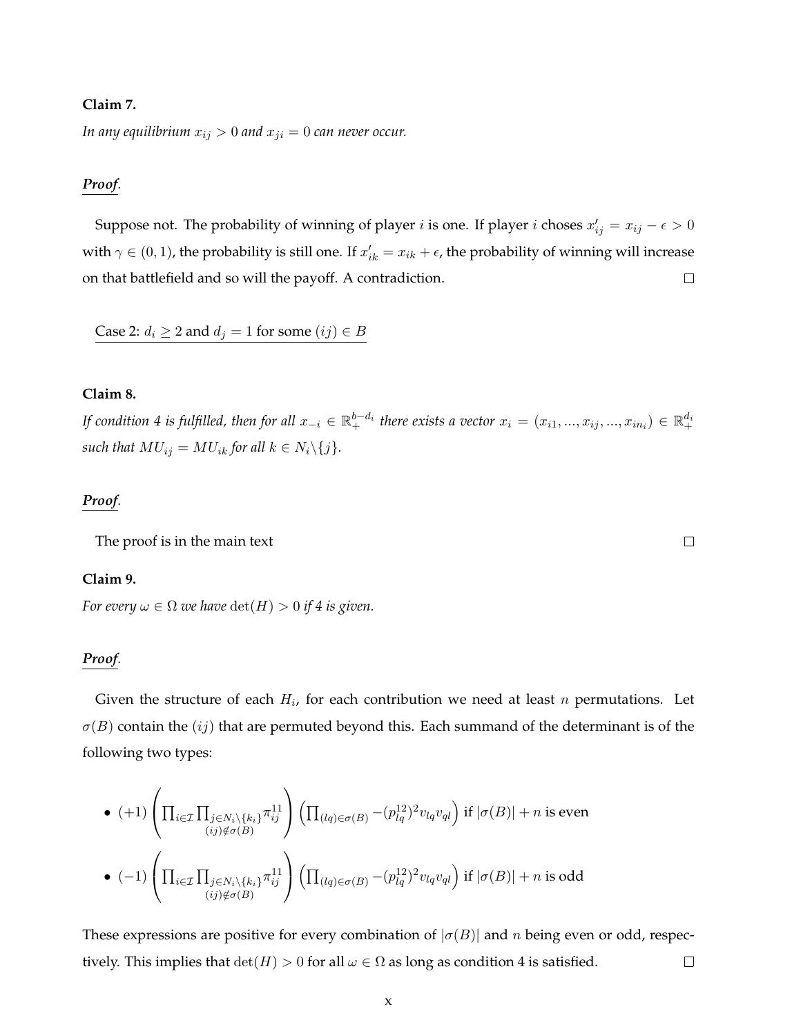**Claim 7.**

*In any equilibrium $x_{ij} > 0$ and $x_{ji} = 0$ can never occur.*

***Proof.***

Suppose not. The probability of winning of player $i$ is one. If player $i$ choses $x'_{ij} = x_{ij} - \epsilon > 0$ with $\gamma \in (0, 1)$, the probability is still one. If $x'_{ik} = x_{ik} + \epsilon$, the probability of winning will increase on that battlefield and so will the payoff. A contradiction. □

Case 2: $d_i \geq 2$ and $d_j = 1$ for some $(ij) \in B$

**Claim 8.**

*If condition 4 is fulfilled, then for all $x_{-i} \in \mathbb{R}_+^{b-d_i}$ there exists a vector $x_i = (x_{i1}, ..., x_{ij}, ..., x_{in_i}) \in \mathbb{R}_+^{d_i}$ such that $MU_{ij} = MU_{ik}$ for all $k \in N_i \backslash \{j\}$.*

***Proof.***

The proof is in the main text □

**Claim 9.**

*For every $\omega \in \Omega$ we have $\det(H) > 0$ if 4 is given.*

***Proof.***

Given the structure of each $H_i$, for each contribution we need at least $n$ permutations. Let $\sigma(B)$ contain the $(ij)$ that are permuted beyond this. Each summand of the determinant is of the following two types:

- $(+1) \left( \prod_{i \in \mathcal{I}} \prod_{\substack{j \in N_i \backslash \{k_i\} \\ (ij) \notin \sigma(B)}} \pi_{ij}^{11} \right) \left( \prod_{(lq) \in \sigma(B)} -(p_{lq}^{12})^2 v_{lq} v_{ql} \right)$ if $|\sigma(B)| + n$ is even
- $(-1) \left( \prod_{i \in \mathcal{I}} \prod_{\substack{j \in N_i \backslash \{k_i\} \\ (ij) \notin \sigma(B)}} \pi_{ij}^{11} \right) \left( \prod_{(lq) \in \sigma(B)} -(p_{lq}^{12})^2 v_{lq} v_{ql} \right)$ if $|\sigma(B)| + n$ is odd

These expressions are positive for every combination of $|\sigma(B)|$ and $n$ being even or odd, respectively. This implies that $\det(H) > 0$ for all $\omega \in \Omega$ as long as condition 4 is satisfied. □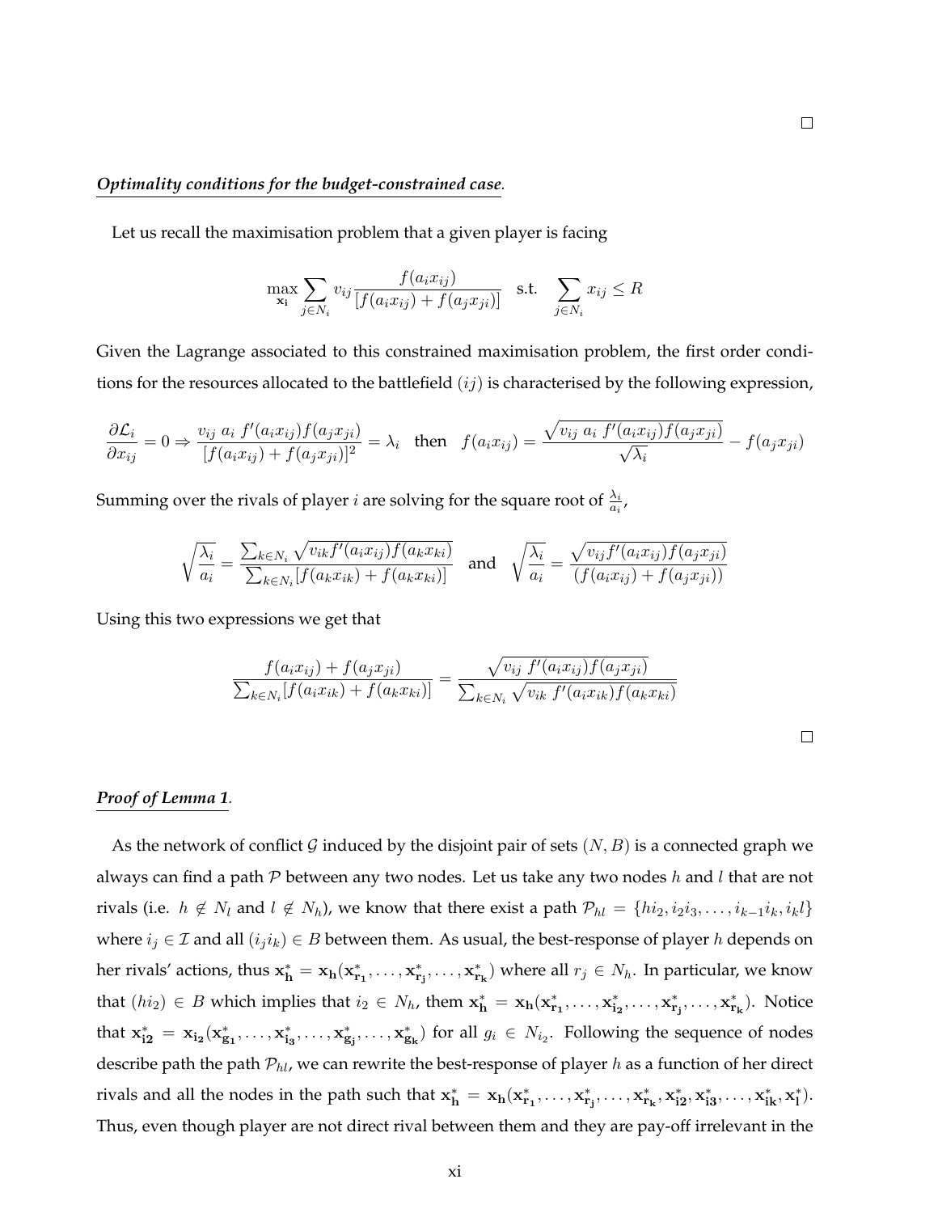□

***Optimality conditions for the budget-constrained case***.

Let us recall the maximisation problem that a given player is facing

$$\max_{\mathbf{x_i}} \sum_{j \in N_i} v_{ij} \frac{f(a_i x_{ij})}{[f(a_i x_{ij}) + f(a_j x_{ji})]} \quad \text{s.t.} \quad \sum_{j \in N_i} x_{ij} \leq R$$

Given the Lagrange associated to this constrained maximisation problem, the first order conditions for the resources allocated to the battlefield $(ij)$ is characterised by the following expression,

$$\frac{\partial \mathcal{L}_i}{\partial x_{ij}} = 0 \Rightarrow \frac{v_{ij}\ a_i\ f'(a_i x_{ij}) f(a_j x_{ji})}{[f(a_i x_{ij}) + f(a_j x_{ji})]^2} = \lambda_i \quad \text{then} \quad f(a_i x_{ij}) = \frac{\sqrt{v_{ij}\ a_i\ f'(a_i x_{ij}) f(a_j x_{ji})}}{\sqrt{\lambda_i}} - f(a_j x_{ji})$$

Summing over the rivals of player $i$ are solving for the square root of $\frac{\lambda_i}{a_i}$,

$$\sqrt{\frac{\lambda_i}{a_i}} = \frac{\sum_{k \in N_i} \sqrt{v_{ik} f'(a_i x_{ij}) f(a_k x_{ki})}}{\sum_{k \in N_i} [f(a_k x_{ik}) + f(a_k x_{ki})]} \quad \text{and} \quad \sqrt{\frac{\lambda_i}{a_i}} = \frac{\sqrt{v_{ij} f'(a_i x_{ij}) f(a_j x_{ji})}}{(f(a_i x_{ij}) + f(a_j x_{ji}))}$$

Using this two expressions we get that

$$\frac{f(a_i x_{ij}) + f(a_j x_{ji})}{\sum_{k \in N_i} [f(a_i x_{ik}) + f(a_k x_{ki})]} = \frac{\sqrt{v_{ij}\ f'(a_i x_{ij}) f(a_j x_{ji})}}{\sum_{k \in N_i} \sqrt{v_{ik}\ f'(a_i x_{ik}) f(a_k x_{ki})}}$$

□

***Proof of Lemma 1***.

As the network of conflict $\mathcal{G}$ induced by the disjoint pair of sets $(N, B)$ is a connected graph we always can find a path $\mathcal{P}$ between any two nodes. Let us take any two nodes $h$ and $l$ that are not rivals (i.e. $h \notin N_l$ and $l \notin N_h$), we know that there exist a path $\mathcal{P}_{hl} = \{hi_2, i_2 i_3, \ldots, i_{k-1} i_k, i_k l\}$ where $i_j \in \mathcal{I}$ and all $(i_j i_k) \in B$ between them. As usual, the best-response of player $h$ depends on her rivals' actions, thus $\mathbf{x_h^*} = \mathbf{x_h}(\mathbf{x_{r_1}^*}, \ldots, \mathbf{x_{r_j}^*}, \ldots, \mathbf{x_{r_k}^*})$ where all $r_j \in N_h$. In particular, we know that $(hi_2) \in B$ which implies that $i_2 \in N_h$, them $\mathbf{x_h^*} = \mathbf{x_h}(\mathbf{x_{r_1}^*}, \ldots, \mathbf{x_{i_2}^*}, \ldots, \mathbf{x_{r_j}^*}, \ldots, \mathbf{x_{r_k}^*})$. Notice that $\mathbf{x_{i2}^*} = \mathbf{x_{i_2}}(\mathbf{x_{g_1}^*}, \ldots, \mathbf{x_{i_3}^*}, \ldots, \mathbf{x_{g_j}^*}, \ldots, \mathbf{x_{g_k}^*})$ for all $g_i \in N_{i_2}$. Following the sequence of nodes describe path the path $\mathcal{P}_{hl}$, we can rewrite the best-response of player $h$ as a function of her direct rivals and all the nodes in the path such that $\mathbf{x_h^*} = \mathbf{x_h}(\mathbf{x_{r_1}^*}, \ldots, \mathbf{x_{r_j}^*}, \ldots, \mathbf{x_{r_k}^*}, \mathbf{x_{i2}^*}, \mathbf{x_{i3}^*}, \ldots, \mathbf{x_{ik}^*}, \mathbf{x_l^*})$. Thus, even though player are not direct rival between them and they are pay-off irrelevant in the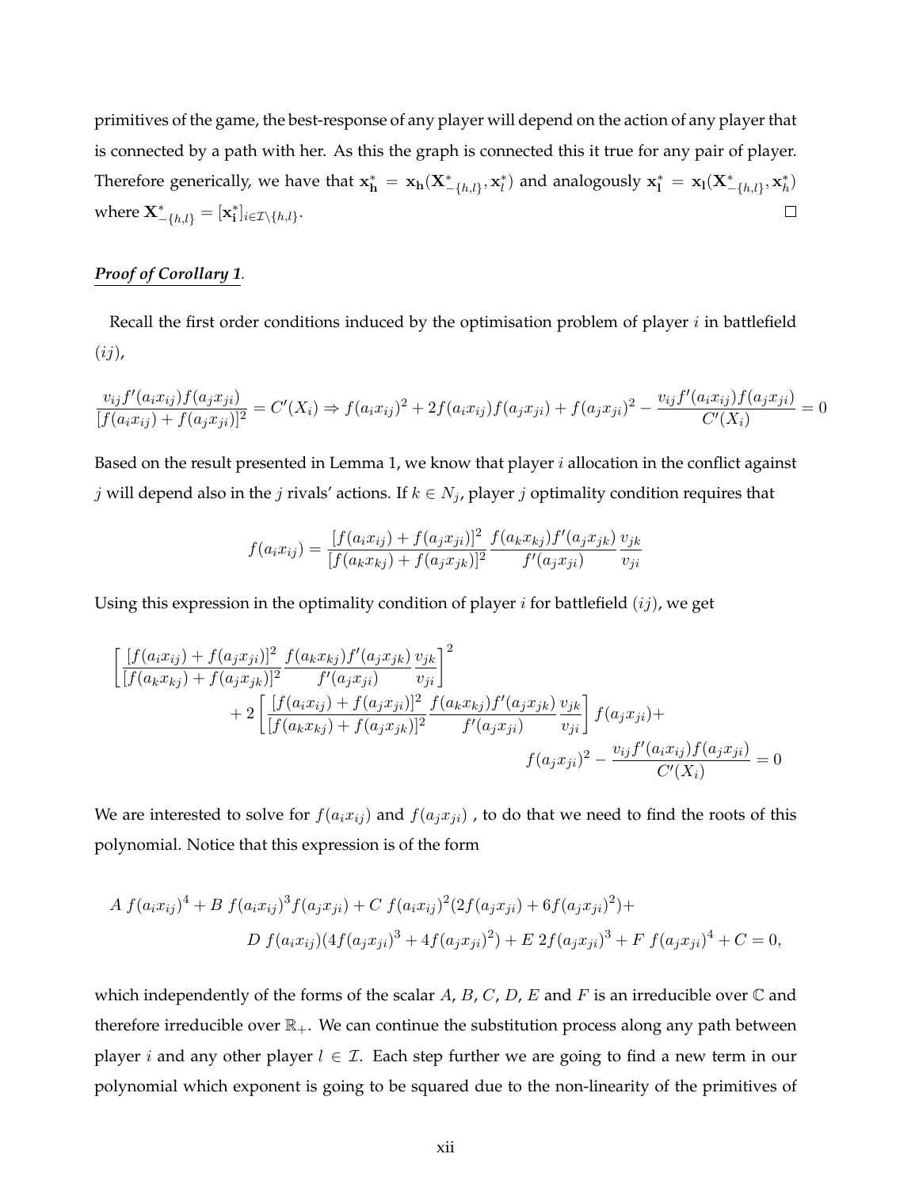primitives of the game, the best-response of any player will depend on the action of any player that is connected by a path with her. As this the graph is connected this it true for any pair of player. Therefore generically, we have that $\mathbf{x_h^*} = \mathbf{x_h}(\mathbf{X}^*_{-\{h,l\}}, \mathbf{x}_l^*)$ and analogously $\mathbf{x_l^*} = \mathbf{x_l}(\mathbf{X}^*_{-\{h,l\}}, \mathbf{x}_h^*)$ where $\mathbf{X}^*_{-\{h,l\}} = [\mathbf{x_i^*}]_{i \in \mathcal{I} \setminus \{h,l\}}$. □

***Proof of Corollary 1***.

Recall the first order conditions induced by the optimisation problem of player $i$ in battlefield $(ij)$,

$$\frac{v_{ij} f'(a_i x_{ij}) f(a_j x_{ji})}{[f(a_i x_{ij}) + f(a_j x_{ji})]^2} = C'(X_i) \Rightarrow f(a_i x_{ij})^2 + 2 f(a_i x_{ij}) f(a_j x_{ji}) + f(a_j x_{ji})^2 - \frac{v_{ij} f'(a_i x_{ij}) f(a_j x_{ji})}{C'(X_i)} = 0$$

Based on the result presented in Lemma 1, we know that player $i$ allocation in the conflict against $j$ will depend also in the $j$ rivals' actions. If $k \in N_j$, player $j$ optimality condition requires that

$$f(a_i x_{ij}) = \frac{[f(a_i x_{ij}) + f(a_j x_{ji})]^2}{[f(a_k x_{kj}) + f(a_j x_{jk})]^2} \frac{f(a_k x_{kj}) f'(a_j x_{jk})}{f'(a_j x_{ji})} \frac{v_{jk}}{v_{ji}}$$

Using this expression in the optimality condition of player $i$ for battlefield $(ij)$, we get

$$\left[ \frac{[f(a_i x_{ij}) + f(a_j x_{ji})]^2}{[f(a_k x_{kj}) + f(a_j x_{jk})]^2} \frac{f(a_k x_{kj}) f'(a_j x_{jk})}{f'(a_j x_{ji})} \frac{v_{jk}}{v_{ji}} \right]^2 + 2 \left[ \frac{[f(a_i x_{ij}) + f(a_j x_{ji})]^2}{[f(a_k x_{kj}) + f(a_j x_{jk})]^2} \frac{f(a_k x_{kj}) f'(a_j x_{jk})}{f'(a_j x_{ji})} \frac{v_{jk}}{v_{ji}} \right] f(a_j x_{ji}) + f(a_j x_{ji})^2 - \frac{v_{ij} f'(a_i x_{ij}) f(a_j x_{ji})}{C'(X_i)} = 0$$

We are interested to solve for $f(a_i x_{ij})$ and $f(a_j x_{ji})$ , to do that we need to find the roots of this polynomial. Notice that this expression is of the form

$$A\ f(a_i x_{ij})^4 + B\ f(a_i x_{ij})^3 f(a_j x_{ji}) + C\ f(a_i x_{ij})^2 (2 f(a_j x_{ji}) + 6 f(a_j x_{ji})^2) + D\ f(a_i x_{ij})(4 f(a_j x_{ji})^3 + 4 f(a_j x_{ji})^2) + E\ 2 f(a_j x_{ji})^3 + F\ f(a_j x_{ji})^4 + C = 0,$$

which independently of the forms of the scalar $A$, $B$, $C$, $D$, $E$ and $F$ is an irreducible over $\mathbb{C}$ and therefore irreducible over $\mathbb{R}_+$. We can continue the substitution process along any path between player $i$ and any other player $l \in \mathcal{I}$. Each step further we are going to find a new term in our polynomial which exponent is going to be squared due to the non-linearity of the primitives of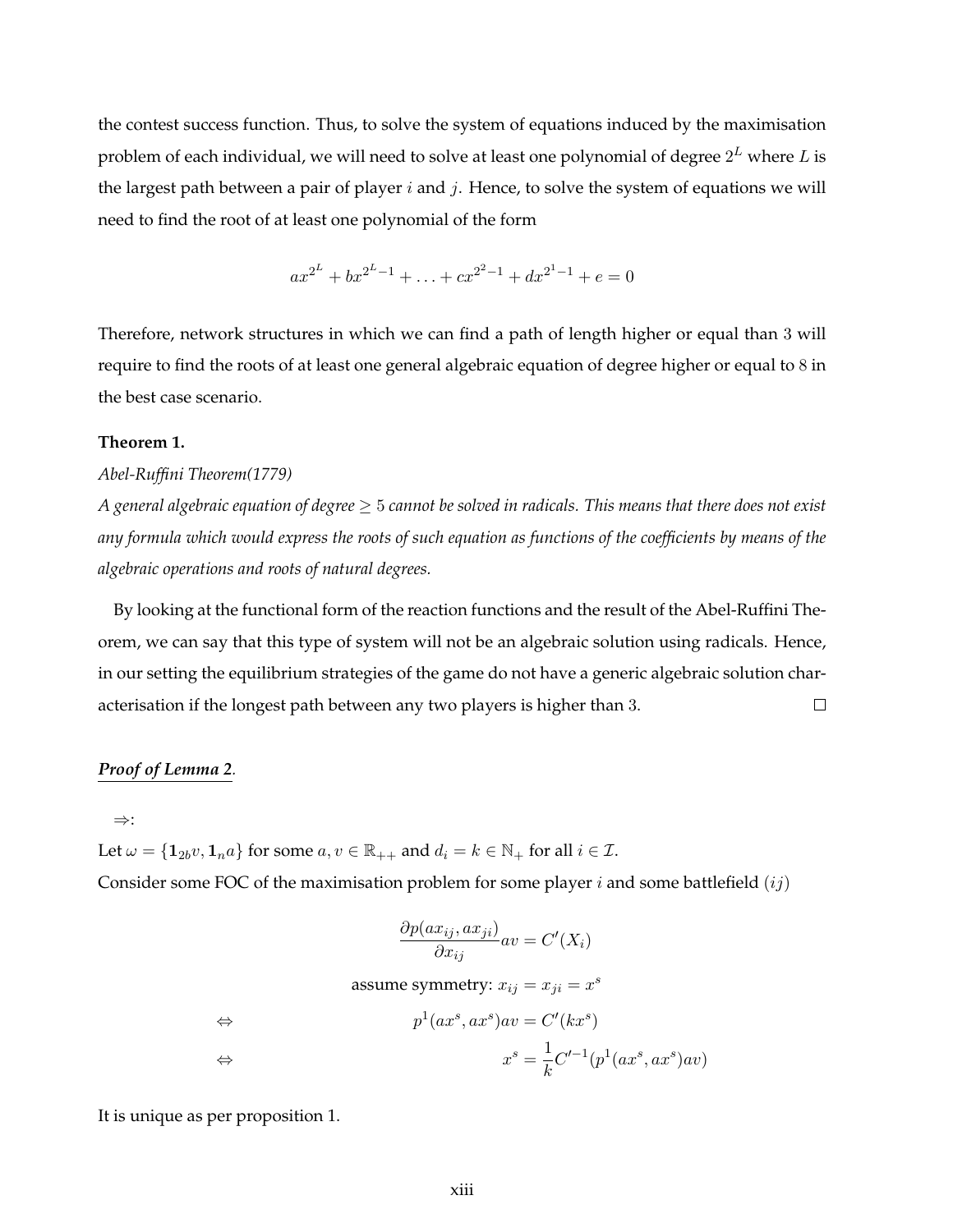the contest success function. Thus, to solve the system of equations induced by the maximisation problem of each individual, we will need to solve at least one polynomial of degree $2^L$ where $L$ is the largest path between a pair of player $i$ and $j$. Hence, to solve the system of equations we will need to find the root of at least one polynomial of the form

$$ax^{2^L} + bx^{2^L-1} + \ldots + cx^{2^2-1} + dx^{2^1-1} + e = 0$$

Therefore, network structures in which we can find a path of length higher or equal than 3 will require to find the roots of at least one general algebraic equation of degree higher or equal to 8 in the best case scenario.

**Theorem 1.**

*Abel-Ruffini Theorem(1779)*

*A general algebraic equation of degree $\geq 5$ cannot be solved in radicals. This means that there does not exist any formula which would express the roots of such equation as functions of the coefficients by means of the algebraic operations and roots of natural degrees.*

By looking at the functional form of the reaction functions and the result of the Abel-Ruffini Theorem, we can say that this type of system will not be an algebraic solution using radicals. Hence, in our setting the equilibrium strategies of the game do not have a generic algebraic solution characterisation if the longest path between any two players is higher than 3. □

***Proof of Lemma 2.***

$\Rightarrow$:

Let $\omega = \{\mathbf{1}_{2b}v, \mathbf{1}_n a\}$ for some $a, v \in \mathbb{R}_{++}$ and $d_i = k \in \mathbb{N}_+$ for all $i \in \mathcal{I}$.

Consider some FOC of the maximisation problem for some player $i$ and some battlefield $(ij)$

$$\frac{\partial p(ax_{ij}, ax_{ji})}{\partial x_{ij}} av = C'(X_i)$$

$$\text{assume symmetry: } x_{ij} = x_{ji} = x^s$$

$$\Leftrightarrow \qquad p^1(ax^s, ax^s)av = C'(kx^s)$$

$$\Leftrightarrow \qquad x^s = \frac{1}{k} C'^{-1}(p^1(ax^s, ax^s)av)$$

It is unique as per proposition 1.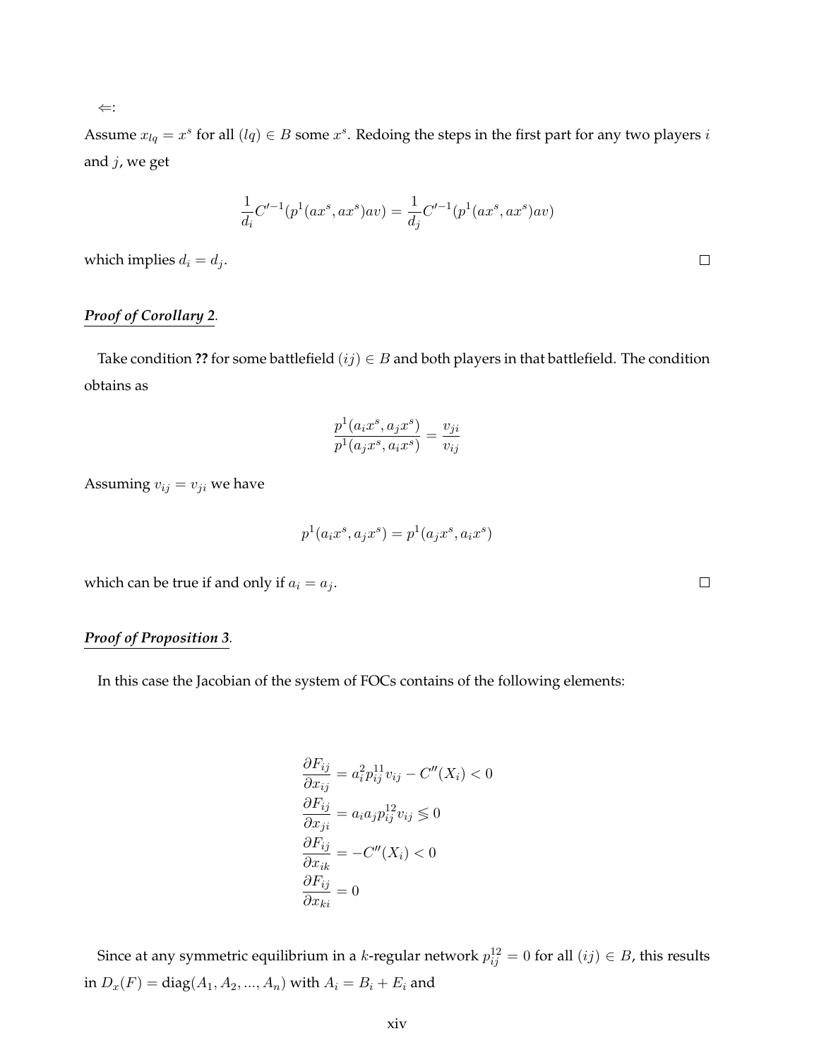⇐:

Assume $x_{lq} = x^s$ for all $(lq) \in B$ some $x^s$. Redoing the steps in the first part for any two players $i$ and $j$, we get

$$\frac{1}{d_i} C'^{-1}(p^1(ax^s, ax^s)av) = \frac{1}{d_j} C'^{-1}(p^1(ax^s, ax^s)av)$$

which implies $d_i = d_j$. □

***Proof of Corollary 2.***

Take condition **??** for some battlefield $(ij) \in B$ and both players in that battlefield. The condition obtains as

$$\frac{p^1(a_i x^s, a_j x^s)}{p^1(a_j x^s, a_i x^s)} = \frac{v_{ji}}{v_{ij}}$$

Assuming $v_{ij} = v_{ji}$ we have

$$p^1(a_i x^s, a_j x^s) = p^1(a_j x^s, a_i x^s)$$

which can be true if and only if $a_i = a_j$. □

***Proof of Proposition 3.***

In this case the Jacobian of the system of FOCs contains of the following elements:

$$\begin{aligned}
\frac{\partial F_{ij}}{\partial x_{ij}} &= a_i^2 p_{ij}^{11} v_{ij} - C''(X_i) < 0 \\
\frac{\partial F_{ij}}{\partial x_{ji}} &= a_i a_j p_{ij}^{12} v_{ij} \lesseqgtr 0 \\
\frac{\partial F_{ij}}{\partial x_{ik}} &= -C''(X_i) < 0 \\
\frac{\partial F_{ij}}{\partial x_{ki}} &= 0
\end{aligned}$$

Since at any symmetric equilibrium in a $k$-regular network $p_{ij}^{12} = 0$ for all $(ij) \in B$, this results in $D_x(F) = \text{diag}(A_1, A_2, ..., A_n)$ with $A_i = B_i + E_i$ and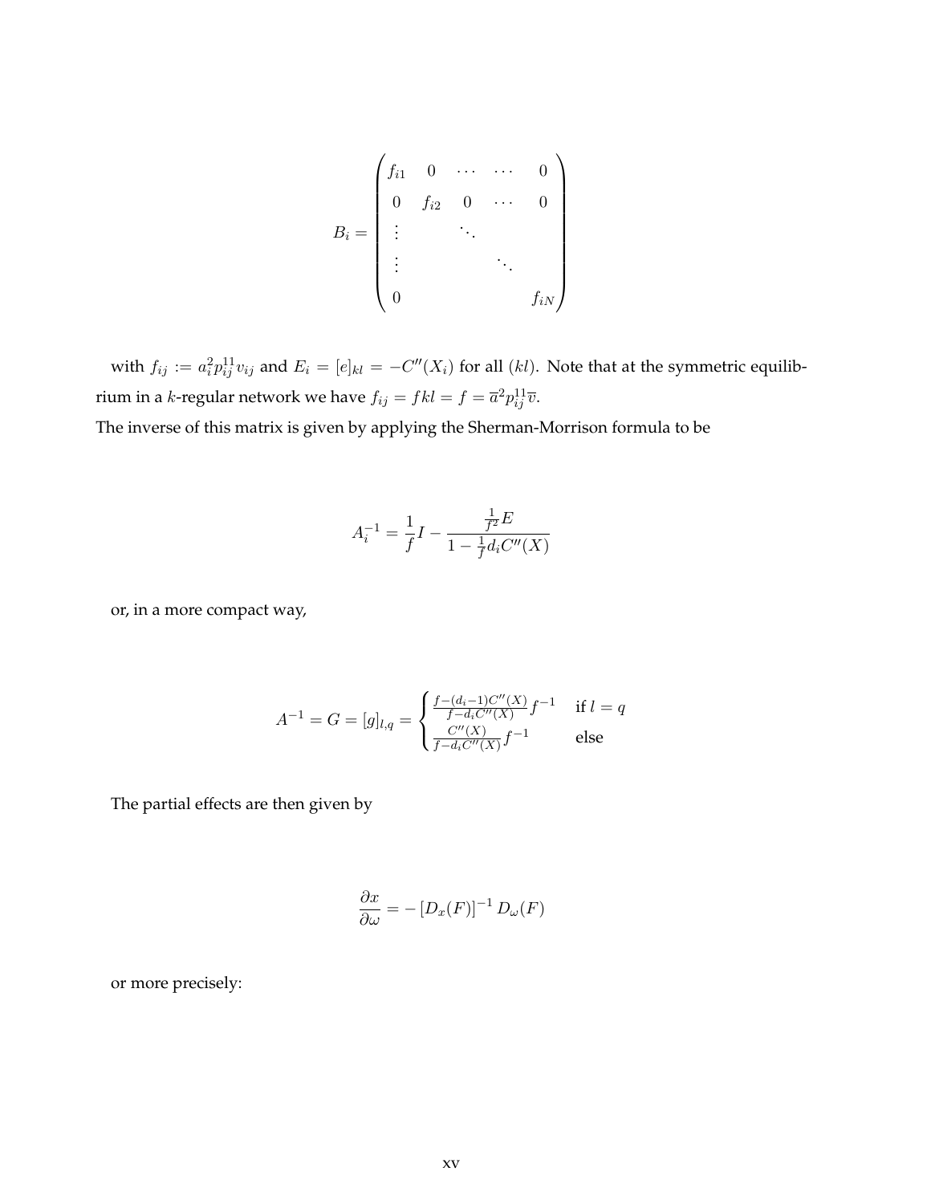$$
B_i = \begin{pmatrix} f_{i1} & 0 & \cdots & \cdots & 0 \\ 0 & f_{i2} & 0 & \cdots & 0 \\ \vdots & & \ddots & & \\ \vdots & & & \ddots & \\ 0 & & & & f_{iN} \end{pmatrix}
$$

with $f_{ij} := a_i^2 p_{ij}^{11} v_{ij}$ and $E_i = [e]_{kl} = -C''(X_i)$ for all $(kl)$. Note that at the symmetric equilibrium in a $k$-regular network we have $f_{ij} = fkl = f = \overline{a}^2 p_{ij}^{11} \overline{v}$.

The inverse of this matrix is given by applying the Sherman-Morrison formula to be

$$
A_i^{-1} = \frac{1}{f} I - \frac{\frac{1}{f^2} E}{1 - \frac{1}{f} d_i C''(X)}
$$

or, in a more compact way,

$$
A^{-1} = G = [g]_{l,q} = \begin{cases} \frac{f - (d_i - 1) C''(X)}{f - d_i C''(X)} f^{-1} & \text{if } l = q \\ \frac{C''(X)}{f - d_i C''(X)} f^{-1} & \text{else} \end{cases}
$$

The partial effects are then given by

$$
\frac{\partial x}{\partial \omega} = - \left[ D_x(F) \right]^{-1} D_\omega(F)
$$

or more precisely: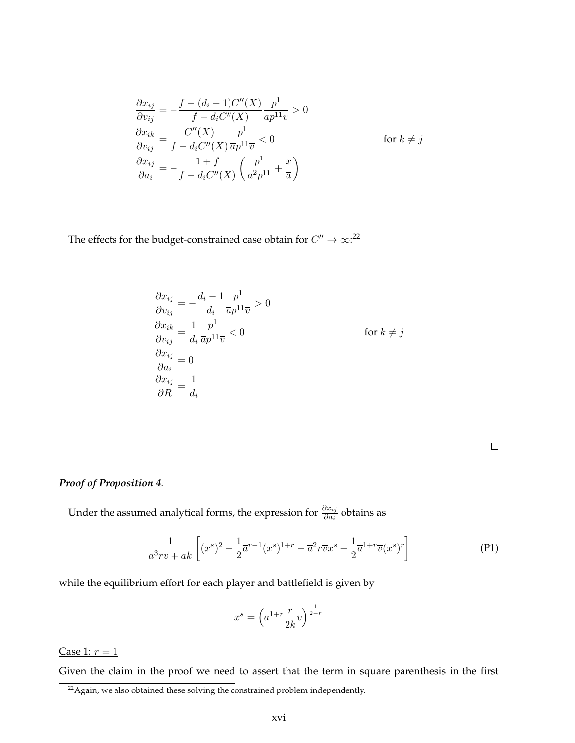$$
\begin{aligned}
\frac{\partial x_{ij}}{\partial v_{ij}} &= -\frac{f-(d_i-1)C''(X)}{f-d_iC''(X)}\frac{p^1}{\overline{a}p^{11}\overline{v}} > 0 \\
\frac{\partial x_{ik}}{\partial v_{ij}} &= \frac{C''(X)}{f-d_iC''(X)}\frac{p^1}{\overline{a}p^{11}\overline{v}} < 0 \qquad \text{for } k \neq j \\
\frac{\partial x_{ij}}{\partial a_i} &= -\frac{1+f}{f-d_iC''(X)}\left(\frac{p^1}{\overline{a}^2p^{11}}+\frac{\overline{x}}{\overline{a}}\right)
\end{aligned}
$$

The effects for the budget-constrained case obtain for $C'' \to \infty$:[22]

$$
\begin{aligned}
\frac{\partial x_{ij}}{\partial v_{ij}} &= -\frac{d_i-1}{d_i}\frac{p^1}{\overline{a}p^{11}\overline{v}} > 0 \\
\frac{\partial x_{ik}}{\partial v_{ij}} &= \frac{1}{d_i}\frac{p^1}{\overline{a}p^{11}\overline{v}} < 0 \qquad \text{for } k \neq j \\
\frac{\partial x_{ij}}{\partial a_i} &= 0 \\
\frac{\partial x_{ij}}{\partial R} &= \frac{1}{d_i}
\end{aligned}
$$

□

***Proof of Proposition 4.***

Under the assumed analytical forms, the expression for $\frac{\partial x_{ij}}{\partial a_i}$ obtains as

$$
\frac{1}{\overline{a}^3r\overline{v}+\overline{a}k}\left[(x^s)^2-\frac{1}{2}\overline{a}^{r-1}(x^s)^{1+r}-\overline{a}^2r\overline{v}x^s+\frac{1}{2}\overline{a}^{1+r}\overline{v}(x^s)^r\right] \tag{P1}
$$

while the equilibrium effort for each player and battlefield is given by

$$
x^s = \left(\overline{a}^{1+r}\frac{r}{2k}\overline{v}\right)^{\frac{1}{2-r}}
$$

Case 1: $r = 1$

Given the claim in the proof we need to assert that the term in square parenthesis in the first

[22] Again, we also obtained these solving the constrained problem independently.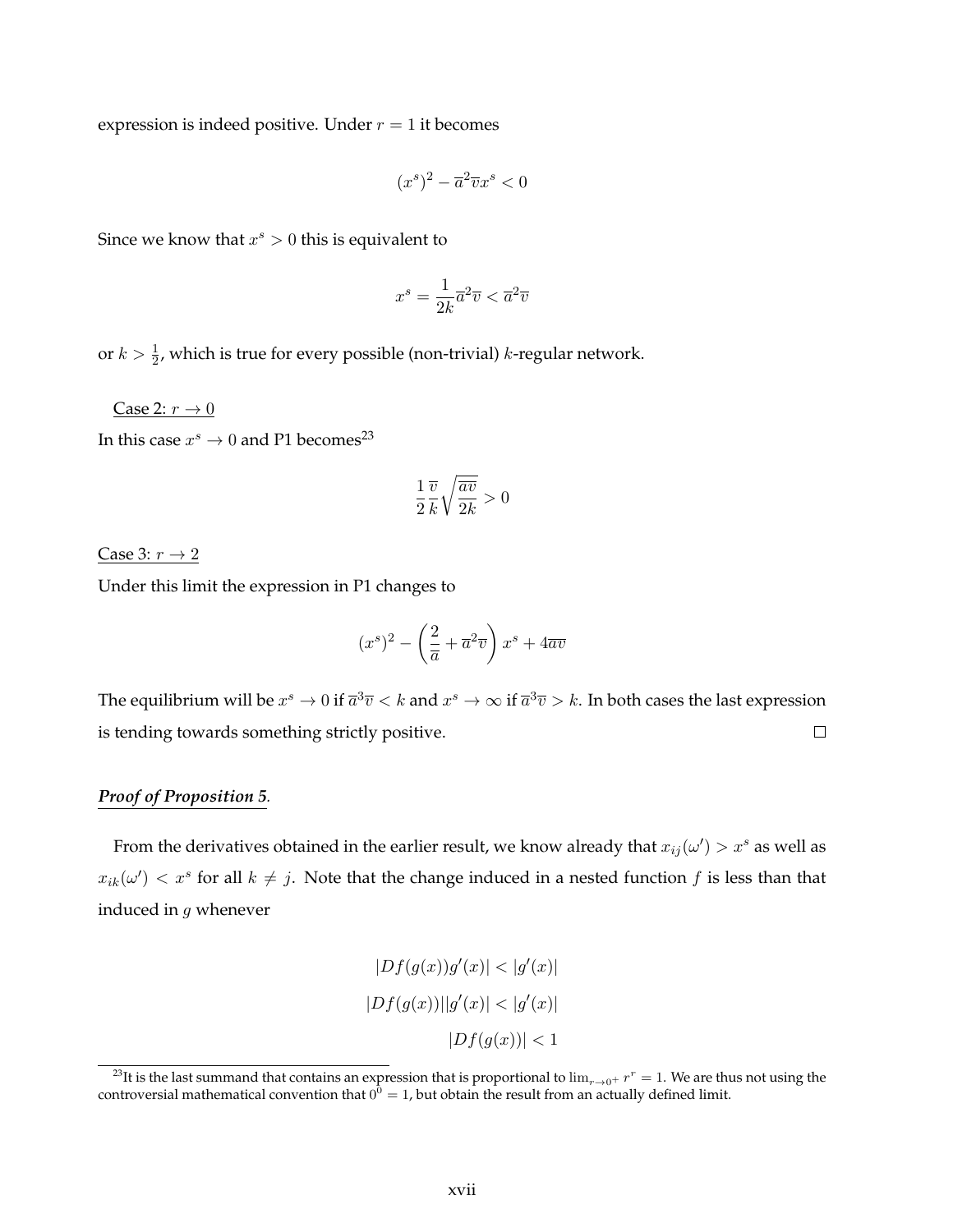expression is indeed positive. Under $r = 1$ it becomes

$$(x^s)^2 - \overline{a}^2\overline{v}x^s < 0$$

Since we know that $x^s > 0$ this is equivalent to

$$x^s = \frac{1}{2k}\overline{a}^2\overline{v} < \overline{a}^2\overline{v}$$

or $k > \frac{1}{2}$, which is true for every possible (non-trivial) $k$-regular network.

Case 2: $r \to 0$

In this case $x^s \to 0$ and P1 becomes[23]

$$\frac{1}{2}\frac{\overline{v}}{k}\sqrt{\frac{\overline{av}}{2k}} > 0$$

Case 3: $r \to 2$

Under this limit the expression in P1 changes to

$$(x^s)^2 - \left(\frac{2}{\overline{a}} + \overline{a}^2\overline{v}\right)x^s + 4\overline{av}$$

The equilibrium will be $x^s \to 0$ if $\overline{a}^3\overline{v} < k$ and $x^s \to \infty$ if $\overline{a}^3\overline{v} > k$. In both cases the last expression is tending towards something strictly positive. □

***Proof of Proposition 5.***

From the derivatives obtained in the earlier result, we know already that $x_{ij}(\omega') > x^s$ as well as $x_{ik}(\omega') < x^s$ for all $k \neq j$. Note that the change induced in a nested function $f$ is less than that induced in $g$ whenever

$$|Df(g(x))g'(x)| < |g'(x)|$$

$$|Df(g(x))||g'(x)| < |g'(x)|$$

$$|Df(g(x))| < 1$$

[23] It is the last summand that contains an expression that is proportional to $\lim_{r\to 0^+} r^r = 1$. We are thus not using the controversial mathematical convention that $0^0 = 1$, but obtain the result from an actually defined limit.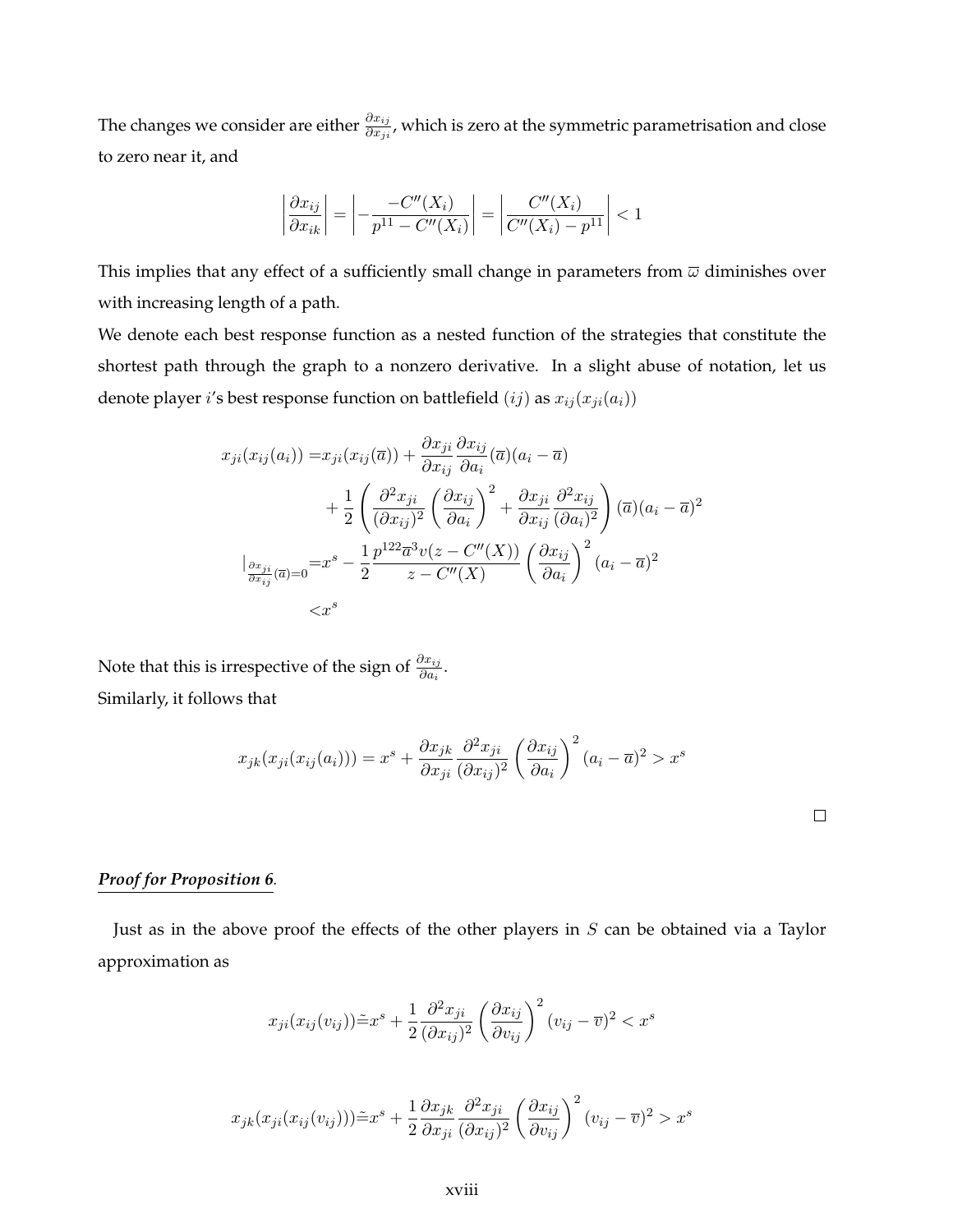The changes we consider are either $\frac{\partial x_{ij}}{\partial x_{ji}}$, which is zero at the symmetric parametrisation and close to zero near it, and

$$\left|\frac{\partial x_{ij}}{\partial x_{ik}}\right| = \left|-\frac{-C''(X_i)}{p^{11} - C''(X_i)}\right| = \left|\frac{C''(X_i)}{C''(X_i) - p^{11}}\right| < 1$$

This implies that any effect of a sufficiently small change in parameters from $\overline{\omega}$ diminishes over with increasing length of a path.

We denote each best response function as a nested function of the strategies that constitute the shortest path through the graph to a nonzero derivative. In a slight abuse of notation, let us denote player $i$'s best response function on battlefield $(ij)$ as $x_{ij}(x_{ji}(a_i))$

$$\begin{aligned}
x_{ji}(x_{ij}(a_i)) =& x_{ji}(x_{ij}(\overline{a})) + \frac{\partial x_{ji}}{\partial x_{ij}}\frac{\partial x_{ij}}{\partial a_i}(\overline{a})(a_i - \overline{a}) \\
&+ \frac{1}{2}\left(\frac{\partial^2 x_{ji}}{(\partial x_{ij})^2}\left(\frac{\partial x_{ij}}{\partial a_i}\right)^2 + \frac{\partial x_{ji}}{\partial x_{ij}}\frac{\partial^2 x_{ij}}{(\partial a_i)^2}\right)(\overline{a})(a_i - \overline{a})^2 \\
|_{\frac{\partial x_{ji}}{\partial x_{ij}}(\overline{a})=0} =& x^s - \frac{1}{2}\frac{p^{122}\overline{a}^3 v(z - C''(X))}{z - C''(X)}\left(\frac{\partial x_{ij}}{\partial a_i}\right)^2 (a_i - \overline{a})^2 \\
<& x^s
\end{aligned}$$

Note that this is irrespective of the sign of $\frac{\partial x_{ij}}{\partial a_i}$.

Similarly, it follows that

$$x_{jk}(x_{ji}(x_{ij}(a_i))) = x^s + \frac{\partial x_{jk}}{\partial x_{ji}}\frac{\partial^2 x_{ji}}{(\partial x_{ij})^2}\left(\frac{\partial x_{ij}}{\partial a_i}\right)^2 (a_i - \overline{a})^2 > x^s$$

□

***Proof for Proposition 6.***

Just as in the above proof the effects of the other players in $S$ can be obtained via a Taylor approximation as

$$x_{ji}(x_{ij}(v_{ij})) \tilde{=} x^s + \frac{1}{2}\frac{\partial^2 x_{ji}}{(\partial x_{ij})^2}\left(\frac{\partial x_{ij}}{\partial v_{ij}}\right)^2 (v_{ij} - \overline{v})^2 < x^s$$

$$x_{jk}(x_{ji}(x_{ij}(v_{ij}))) \tilde{=} x^s + \frac{1}{2}\frac{\partial x_{jk}}{\partial x_{ji}}\frac{\partial^2 x_{ji}}{(\partial x_{ij})^2}\left(\frac{\partial x_{ij}}{\partial v_{ij}}\right)^2 (v_{ij} - \overline{v})^2 > x^s$$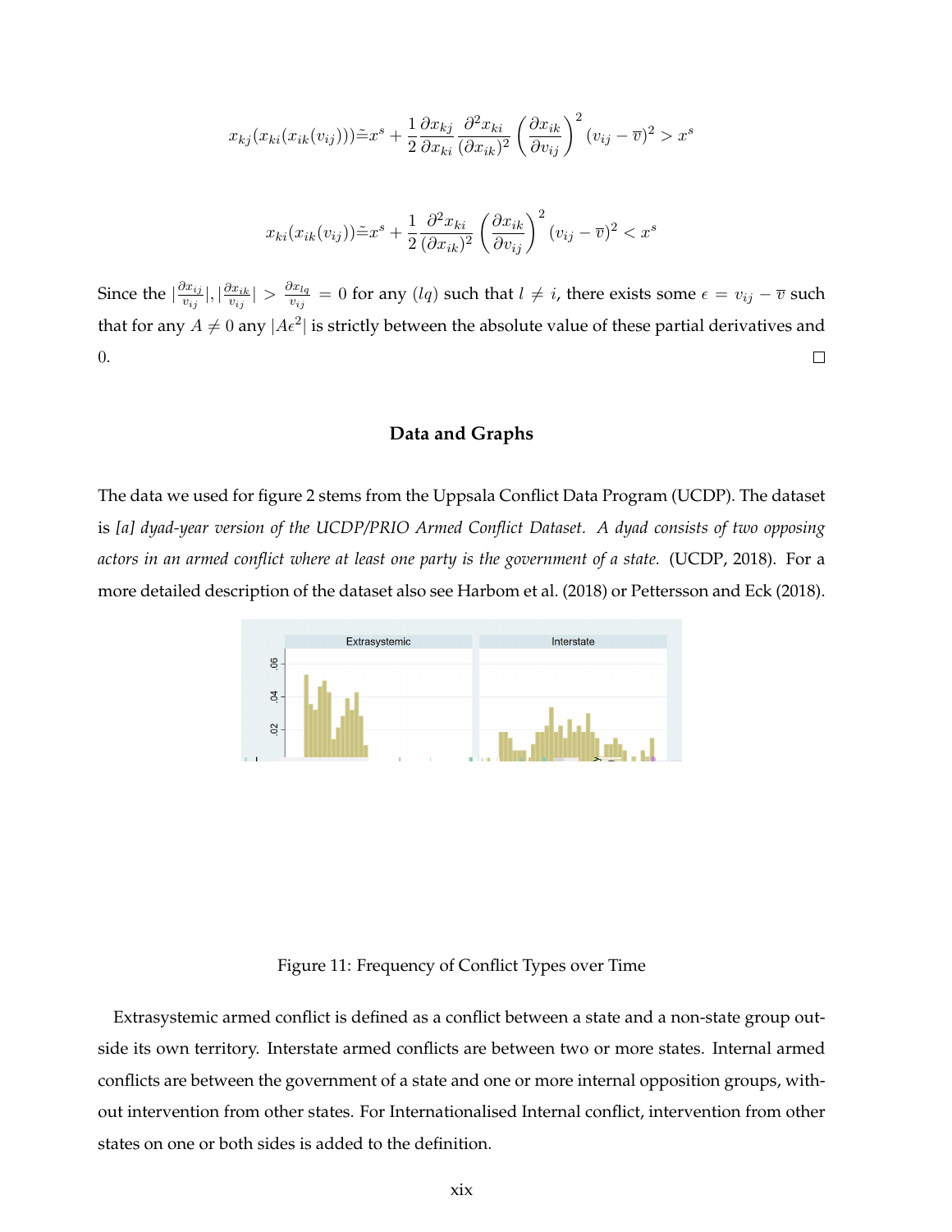$$x_{kj}(x_{ki}(x_{ik}(v_{ij}))) \tilde{=} x^s + \frac{1}{2}\frac{\partial x_{kj}}{\partial x_{ki}}\frac{\partial^2 x_{ki}}{(\partial x_{ik})^2}\left(\frac{\partial x_{ik}}{\partial v_{ij}}\right)^2 (v_{ij} - \overline{v})^2 > x^s$$

$$x_{ki}(x_{ik}(v_{ij})) \tilde{=} x^s + \frac{1}{2}\frac{\partial^2 x_{ki}}{(\partial x_{ik})^2}\left(\frac{\partial x_{ik}}{\partial v_{ij}}\right)^2 (v_{ij} - \overline{v})^2 < x^s$$

Since the $|\frac{\partial x_{ij}}{v_{ij}}|, |\frac{\partial x_{ik}}{v_{ij}}| > \frac{\partial x_{lq}}{v_{ij}} = 0$ for any $(lq)$ such that $l \neq i$, there exists some $\epsilon = v_{ij} - \overline{v}$ such that for any $A \neq 0$ any $|A\epsilon^2|$ is strictly between the absolute value of these partial derivatives and 0. $\square$

### Data and Graphs

The data we used for figure 2 stems from the Uppsala Conflict Data Program (UCDP). The dataset is *[a] dyad-year version of the UCDP/PRIO Armed Conflict Dataset. A dyad consists of two opposing actors in an armed conflict where at least one party is the government of a state.* (UCDP, 2018). For a more detailed description of the dataset also see Harbom et al. (2018) or Pettersson and Eck (2018).

Extrasystemic

Interstate

.06

.04

.02

Figure 11: Frequency of Conflict Types over Time

Extrasystemic armed conflict is defined as a conflict between a state and a non-state group outside its own territory. Interstate armed conflicts are between two or more states. Internal armed conflicts are between the government of a state and one or more internal opposition groups, without intervention from other states. For Internationalised Internal conflict, intervention from other states on one or both sides is added to the definition.